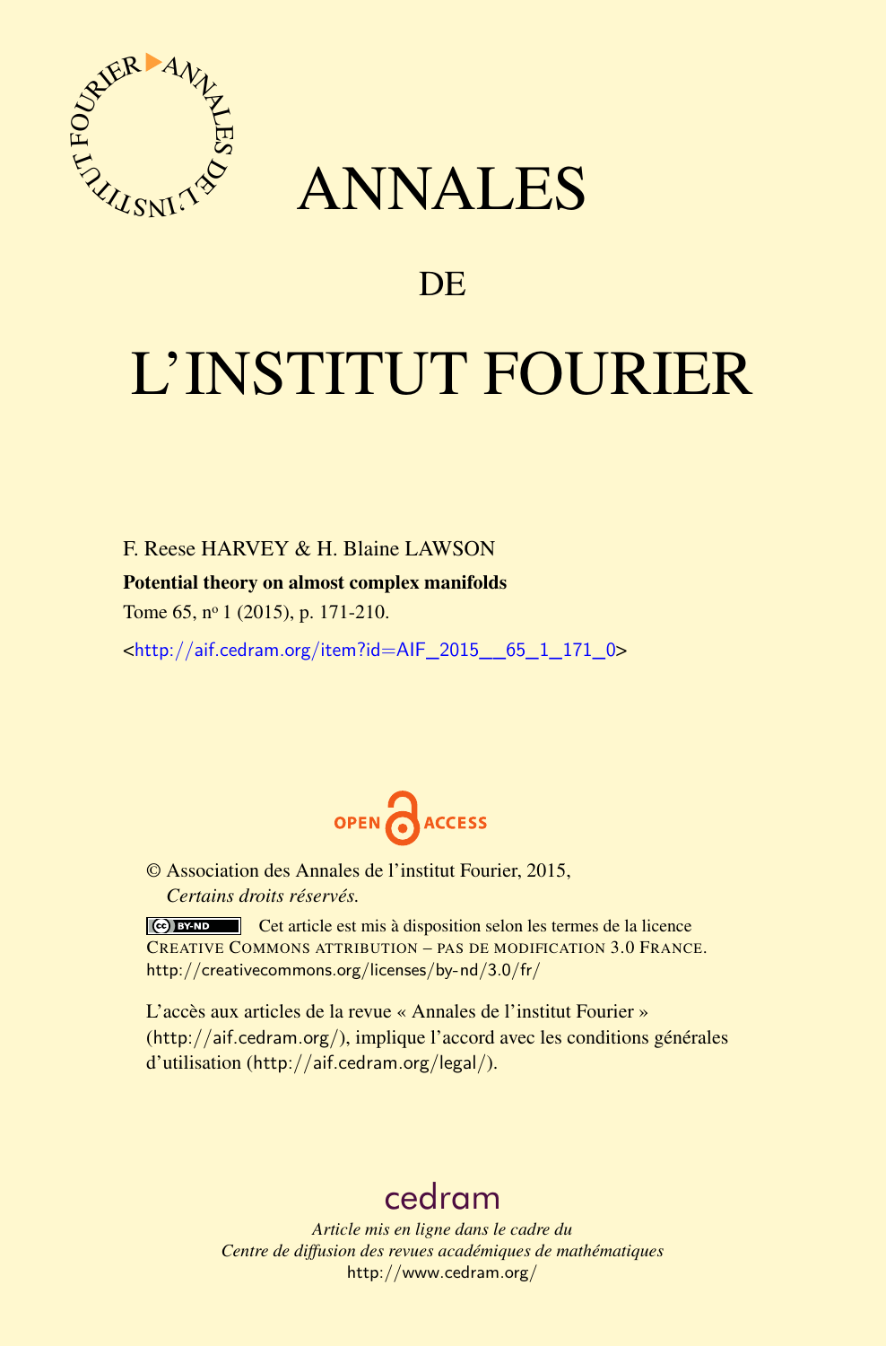# ANNALES

## DE

# L'INSTITUT FOURIER

F. Reese HARVEY & H. Blaine LAWSON

**Potential theory on almost complex manifolds**

Tome 65, nº 1 (2015), p. 171-210.

<http://aif.cedram.org/item?id=AIF_2015__65_1_171_0>

OPEN ACCESS

© Association des Annales de l'institut Fourier, 2015,
*Certains droits réservés.*

Cet article est mis à disposition selon les termes de la licence
CREATIVE COMMONS ATTRIBUTION – PAS DE MODIFICATION 3.0 FRANCE.
http://creativecommons.org/licenses/by-nd/3.0/fr/

L'accès aux articles de la revue « Annales de l'institut Fourier » (http://aif.cedram.org/), implique l'accord avec les conditions générales d'utilisation (http://aif.cedram.org/legal/).

cedram

*Article mis en ligne dans le cadre du*
*Centre de diffusion des revues académiques de mathématiques*
http://www.cedram.org/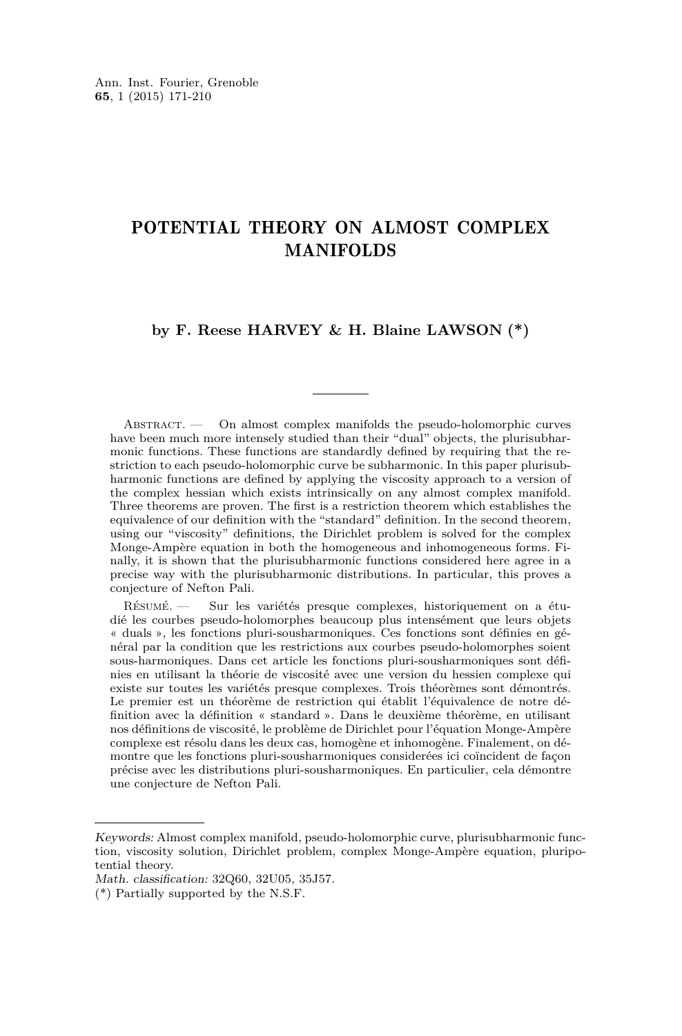# POTENTIAL THEORY ON ALMOST COMPLEX MANIFOLDS

**by F. Reese HARVEY & H. Blaine LAWSON (*)**

---

Abstract. — On almost complex manifolds the pseudo-holomorphic curves have been much more intensely studied than their "dual" objects, the plurisubharmonic functions. These functions are standardly defined by requiring that the restriction to each pseudo-holomorphic curve be subharmonic. In this paper plurisubharmonic functions are defined by applying the viscosity approach to a version of the complex hessian which exists intrinsically on any almost complex manifold. Three theorems are proven. The first is a restriction theorem which establishes the equivalence of our definition with the "standard" definition. In the second theorem, using our "viscosity" definitions, the Dirichlet problem is solved for the complex Monge-Ampère equation in both the homogeneous and inhomogeneous forms. Finally, it is shown that the plurisubharmonic functions considered here agree in a precise way with the plurisubharmonic distributions. In particular, this proves a conjecture of Nefton Pali.

Résumé. — Sur les variétés presque complexes, historiquement on a étudié les courbes pseudo-holomorphes beaucoup plus intensément que leurs objets « duals », les fonctions pluri-sousharmoniques. Ces fonctions sont définies en général par la condition que les restrictions aux courbes pseudo-holomorphes soient sous-harmoniques. Dans cet article les fonctions pluri-sousharmoniques sont définies en utilisant la théorie de viscosité avec une version du hessien complexe qui existe sur toutes les variétés presque complexes. Trois théorèmes sont démontrés. Le premier est un théorème de restriction qui établit l'équivalence de notre définition avec la définition « standard ». Dans le deuxième théorème, en utilisant nos définitions de viscosité, le problème de Dirichlet pour l'équation Monge-Ampère complexe est résolu dans les deux cas, homogène et inhomogène. Finalement, on démontre que les fonctions pluri-sousharmoniques considerées ici coïncident de façon précise avec les distributions pluri-sousharmoniques. En particulier, cela démontre une conjecture de Nefton Pali.

---

*Keywords:* Almost complex manifold, pseudo-holomorphic curve, plurisubharmonic function, viscosity solution, Dirichlet problem, complex Monge-Ampère equation, pluripotential theory.

*Math. classification:* 32Q60, 32U05, 35J57.

(*) Partially supported by the N.S.F.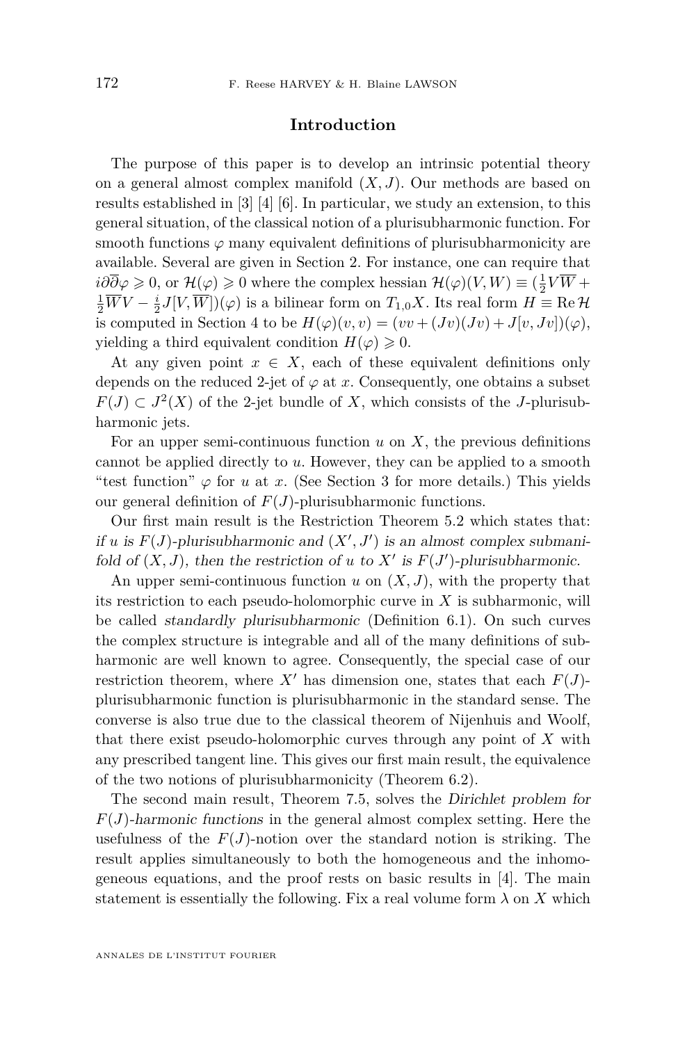## Introduction

The purpose of this paper is to develop an intrinsic potential theory on a general almost complex manifold $(X, J)$. Our methods are based on results established in [3] [4] [6]. In particular, we study an extension, to this general situation, of the classical notion of a plurisubharmonic function. For smooth functions $\varphi$ many equivalent definitions of plurisubharmonicity are available. Several are given in Section 2. For instance, one can require that $i\partial\overline{\partial}\varphi \geqslant 0$, or $\mathcal{H}(\varphi) \geqslant 0$ where the complex hessian $\mathcal{H}(\varphi)(V, W) \equiv (\frac{1}{2}V\overline{W} + \frac{1}{2}\overline{W}V - \frac{i}{2}J[V, \overline{W}])(\varphi)$ is a bilinear form on $T_{1,0}X$. Its real form $H \equiv \operatorname{Re}\mathcal{H}$ is computed in Section 4 to be $H(\varphi)(v, v) = (vv + (Jv)(Jv) + J[v, Jv])(\varphi)$, yielding a third equivalent condition $H(\varphi) \geqslant 0$.

At any given point $x \in X$, each of these equivalent definitions only depends on the reduced 2-jet of $\varphi$ at $x$. Consequently, one obtains a subset $F(J) \subset J^2(X)$ of the 2-jet bundle of $X$, which consists of the $J$-plurisubharmonic jets.

For an upper semi-continuous function $u$ on $X$, the previous definitions cannot be applied directly to $u$. However, they can be applied to a smooth "test function" $\varphi$ for $u$ at $x$. (See Section 3 for more details.) This yields our general definition of $F(J)$-plurisubharmonic functions.

Our first main result is the Restriction Theorem 5.2 which states that: *if $u$ is $F(J)$-plurisubharmonic and $(X', J')$ is an almost complex submanifold of $(X, J)$, then the restriction of $u$ to $X'$ is $F(J')$-plurisubharmonic.*

An upper semi-continuous function $u$ on $(X, J)$, with the property that its restriction to each pseudo-holomorphic curve in $X$ is subharmonic, will be called *standardly plurisubharmonic* (Definition 6.1). On such curves the complex structure is integrable and all of the many definitions of subharmonic are well known to agree. Consequently, the special case of our restriction theorem, where $X'$ has dimension one, states that each $F(J)$-plurisubharmonic function is plurisubharmonic in the standard sense. The converse is also true due to the classical theorem of Nijenhuis and Woolf, that there exist pseudo-holomorphic curves through any point of $X$ with any prescribed tangent line. This gives our first main result, the equivalence of the two notions of plurisubharmonicity (Theorem 6.2).

The second main result, Theorem 7.5, solves the *Dirichlet problem for $F(J)$-harmonic functions* in the general almost complex setting. Here the usefulness of the $F(J)$-notion over the standard notion is striking. The result applies simultaneously to both the homogeneous and the inhomogeneous equations, and the proof rests on basic results in [4]. The main statement is essentially the following. Fix a real volume form $\lambda$ on $X$ which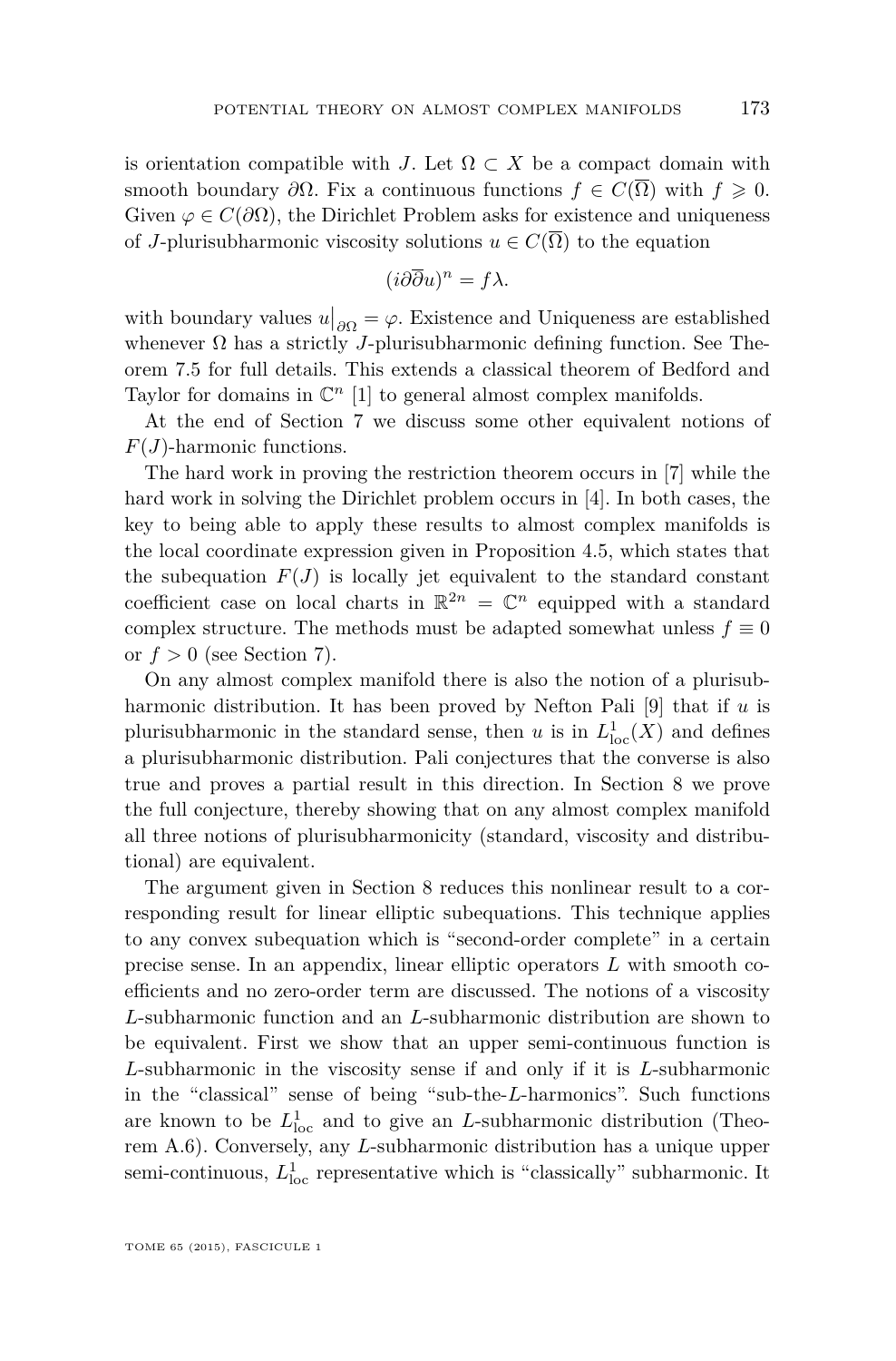is orientation compatible with $J$. Let $\Omega \subset X$ be a compact domain with smooth boundary $\partial\Omega$. Fix a continuous functions $f \in C(\overline{\Omega})$ with $f \geqslant 0$. Given $\varphi \in C(\partial\Omega)$, the Dirichlet Problem asks for existence and uniqueness of $J$-plurisubharmonic viscosity solutions $u \in C(\overline{\Omega})$ to the equation

$$(i\partial\overline{\partial}u)^n = f\lambda.$$

with boundary values $u\big|_{\partial\Omega} = \varphi$. Existence and Uniqueness are established whenever $\Omega$ has a strictly $J$-plurisubharmonic defining function. See Theorem 7.5 for full details. This extends a classical theorem of Bedford and Taylor for domains in $\mathbb{C}^n$ [1] to general almost complex manifolds.

At the end of Section 7 we discuss some other equivalent notions of $F(J)$-harmonic functions.

The hard work in proving the restriction theorem occurs in [7] while the hard work in solving the Dirichlet problem occurs in [4]. In both cases, the key to being able to apply these results to almost complex manifolds is the local coordinate expression given in Proposition 4.5, which states that the subequation $F(J)$ is locally jet equivalent to the standard constant coefficient case on local charts in $\mathbb{R}^{2n} = \mathbb{C}^n$ equipped with a standard complex structure. The methods must be adapted somewhat unless $f \equiv 0$ or $f > 0$ (see Section 7).

On any almost complex manifold there is also the notion of a plurisubharmonic distribution. It has been proved by Nefton Pali [9] that if $u$ is plurisubharmonic in the standard sense, then $u$ is in $L^1_{\text{loc}}(X)$ and defines a plurisubharmonic distribution. Pali conjectures that the converse is also true and proves a partial result in this direction. In Section 8 we prove the full conjecture, thereby showing that on any almost complex manifold all three notions of plurisubharmonicity (standard, viscosity and distributional) are equivalent.

The argument given in Section 8 reduces this nonlinear result to a corresponding result for linear elliptic subequations. This technique applies to any convex subequation which is "second-order complete" in a certain precise sense. In an appendix, linear elliptic operators $L$ with smooth coefficients and no zero-order term are discussed. The notions of a viscosity $L$-subharmonic function and an $L$-subharmonic distribution are shown to be equivalent. First we show that an upper semi-continuous function is $L$-subharmonic in the viscosity sense if and only if it is $L$-subharmonic in the "classical" sense of being "sub-the-$L$-harmonics". Such functions are known to be $L^1_{\text{loc}}$ and to give an $L$-subharmonic distribution (Theorem A.6). Conversely, any $L$-subharmonic distribution has a unique upper semi-continuous, $L^1_{\text{loc}}$ representative which is "classically" subharmonic. It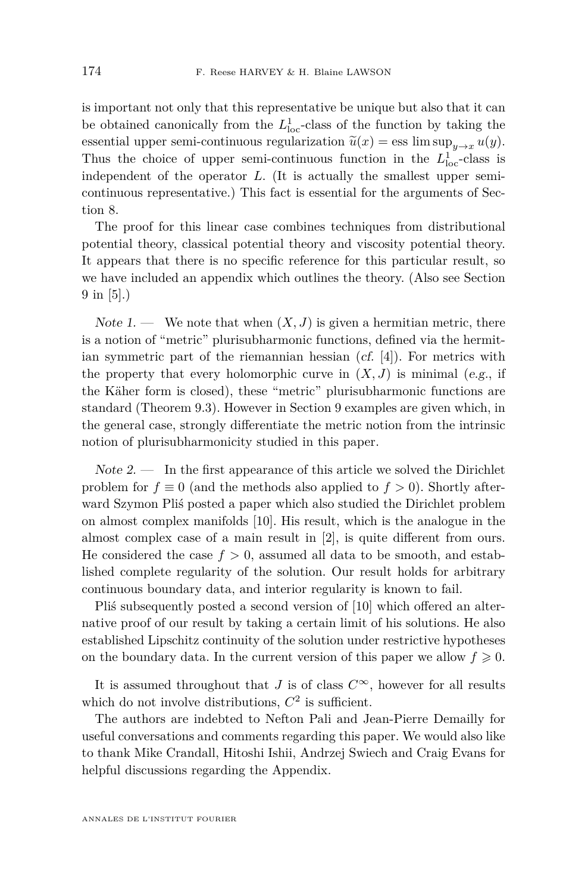is important not only that this representative be unique but also that it can be obtained canonically from the $L^1_{\rm loc}$-class of the function by taking the essential upper semi-continuous regularization $\widetilde{u}(x) = \text{ess}\limsup_{y\to x} u(y)$. Thus the choice of upper semi-continuous function in the $L^1_{\rm loc}$-class is independent of the operator $L$. (It is actually the smallest upper semi-continuous representative.) This fact is essential for the arguments of Section 8.

The proof for this linear case combines techniques from distributional potential theory, classical potential theory and viscosity potential theory. It appears that there is no specific reference for this particular result, so we have included an appendix which outlines the theory. (Also see Section 9 in [5].)

*Note 1.* — We note that when $(X, J)$ is given a hermitian metric, there is a notion of "metric" plurisubharmonic functions, defined via the hermitian symmetric part of the riemannian hessian (*cf.* [4]). For metrics with the property that every holomorphic curve in $(X, J)$ is minimal (*e.g.*, if the Käher form is closed), these "metric" plurisubharmonic functions are standard (Theorem 9.3). However in Section 9 examples are given which, in the general case, strongly differentiate the metric notion from the intrinsic notion of plurisubharmonicity studied in this paper.

*Note 2.* — In the first appearance of this article we solved the Dirichlet problem for $f \equiv 0$ (and the methods also applied to $f > 0$). Shortly afterward Szymon Pliś posted a paper which also studied the Dirichlet problem on almost complex manifolds [10]. His result, which is the analogue in the almost complex case of a main result in [2], is quite different from ours. He considered the case $f > 0$, assumed all data to be smooth, and established complete regularity of the solution. Our result holds for arbitrary continuous boundary data, and interior regularity is known to fail.

Pliś subsequently posted a second version of [10] which offered an alternative proof of our result by taking a certain limit of his solutions. He also established Lipschitz continuity of the solution under restrictive hypotheses on the boundary data. In the current version of this paper we allow $f \geqslant 0$.

It is assumed throughout that $J$ is of class $C^\infty$, however for all results which do not involve distributions, $C^2$ is sufficient.

The authors are indebted to Nefton Pali and Jean-Pierre Demailly for useful conversations and comments regarding this paper. We would also like to thank Mike Crandall, Hitoshi Ishii, Andrzej Swiech and Craig Evans for helpful discussions regarding the Appendix.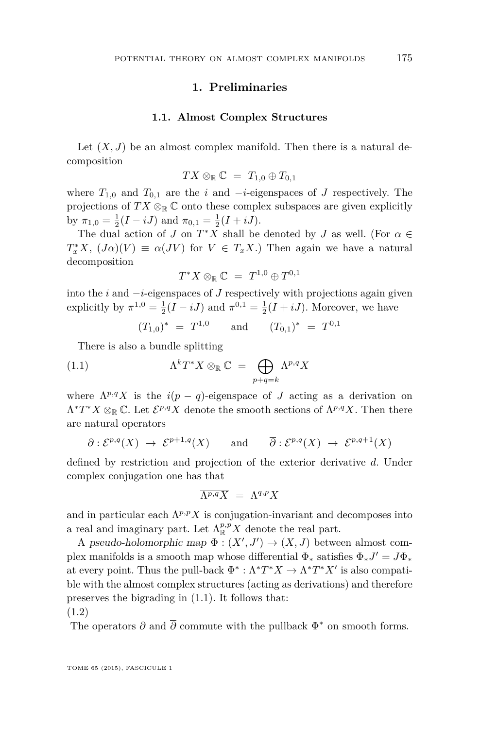## 1. Preliminaries

### 1.1. Almost Complex Structures

Let $(X, J)$ be an almost complex manifold. Then there is a natural decomposition

$$TX \otimes_{\mathbb{R}} \mathbb{C} \;=\; T_{1,0} \oplus T_{0,1}$$

where $T_{1,0}$ and $T_{0,1}$ are the $i$ and $-i$-eigenspaces of $J$ respectively. The projections of $TX \otimes_{\mathbb{R}} \mathbb{C}$ onto these complex subspaces are given explicitly by $\pi_{1,0} = \frac{1}{2}(I - iJ)$ and $\pi_{0,1} = \frac{1}{2}(I + iJ)$.

The dual action of $J$ on $T^*X$ shall be denoted by $J$ as well. (For $\alpha \in T^*_x X$, $(J\alpha)(V) \equiv \alpha(JV)$ for $V \in T_x X$.) Then again we have a natural decomposition

$$T^*X \otimes_{\mathbb{R}} \mathbb{C} \;=\; T^{1,0} \oplus T^{0,1}$$

into the $i$ and $-i$-eigenspaces of $J$ respectively with projections again given explicitly by $\pi^{1,0} = \frac{1}{2}(I - iJ)$ and $\pi^{0,1} = \frac{1}{2}(I + iJ)$. Moreover, we have

$$(T_{1,0})^* \;=\; T^{1,0} \qquad \text{and} \qquad (T_{0,1})^* \;=\; T^{0,1}$$

There is also a bundle splitting

$$\Lambda^k T^*X \otimes_{\mathbb{R}} \mathbb{C} \;=\; \bigoplus_{p+q=k} \Lambda^{p,q} X \tag{1.1}$$

where $\Lambda^{p,q}X$ is the $i(p-q)$-eigenspace of $J$ acting as a derivation on $\Lambda^* T^*X \otimes_{\mathbb{R}} \mathbb{C}$. Let $\mathcal{E}^{p,q}X$ denote the smooth sections of $\Lambda^{p,q}X$. Then there are natural operators

$$\partial : \mathcal{E}^{p,q}(X) \;\to\; \mathcal{E}^{p+1,q}(X) \qquad \text{and} \qquad \overline{\partial} : \mathcal{E}^{p,q}(X) \;\to\; \mathcal{E}^{p,q+1}(X)$$

defined by restriction and projection of the exterior derivative $d$. Under complex conjugation one has that

$$\overline{\Lambda^{p,q}X} \;=\; \Lambda^{q,p}X$$

and in particular each $\Lambda^{p,p}X$ is conjugation-invariant and decomposes into a real and imaginary part. Let $\Lambda^{p,p}_{\mathbb{R}}X$ denote the real part.

A *pseudo-holomorphic map* $\Phi : (X', J') \to (X, J)$ between almost complex manifolds is a smooth map whose differential $\Phi_*$ satisfies $\Phi_* J' = J \Phi_*$ at every point. Thus the pull-back $\Phi^* : \Lambda^* T^*X \to \Lambda^* T^*X'$ is also compatible with the almost complex structures (acting as derivations) and therefore preserves the bigrading in (1.1). It follows that:

(1.2)

The operators $\partial$ and $\overline{\partial}$ commute with the pullback $\Phi^*$ on smooth forms.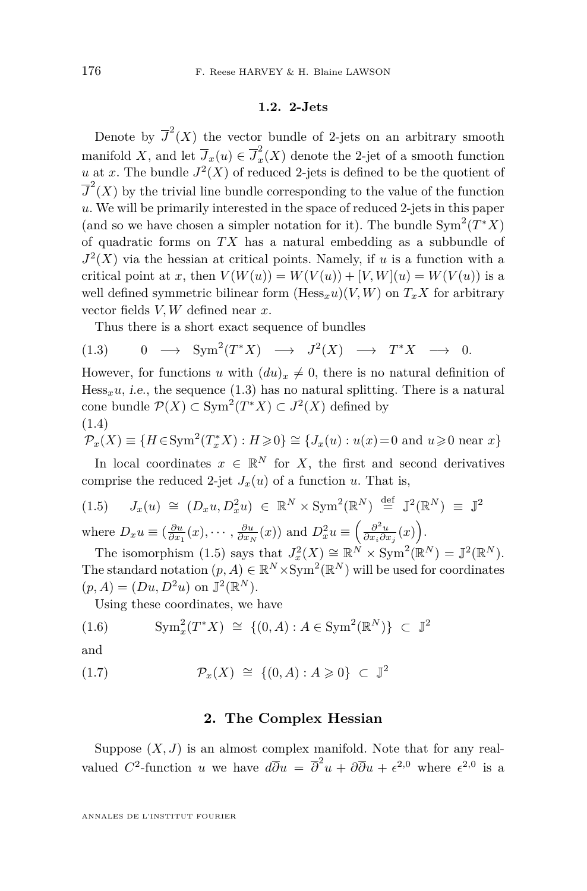### 1.2. 2-Jets

Denote by $\overline{J}^2(X)$ the vector bundle of 2-jets on an arbitrary smooth manifold $X$, and let $\overline{J}_x(u) \in \overline{J}^2_x(X)$ denote the 2-jet of a smooth function $u$ at $x$. The bundle $J^2(X)$ of reduced 2-jets is defined to be the quotient of $\overline{J}^2(X)$ by the trivial line bundle corresponding to the value of the function $u$. We will be primarily interested in the space of reduced 2-jets in this paper (and so we have chosen a simpler notation for it). The bundle $\mathrm{Sym}^2(T^*X)$ of quadratic forms on $TX$ has a natural embedding as a subbundle of $J^2(X)$ via the hessian at critical points. Namely, if $u$ is a function with a critical point at $x$, then $V(W(u)) = W(V(u)) + [V,W](u) = W(V(u))$ is a well defined symmetric bilinear form $(\mathrm{Hess}_x u)(V,W)$ on $T_xX$ for arbitrary vector fields $V,W$ defined near $x$.

Thus there is a short exact sequence of bundles

$$0 \longrightarrow \mathrm{Sym}^2(T^*X) \longrightarrow J^2(X) \longrightarrow T^*X \longrightarrow 0. \tag{1.3}$$

However, for functions $u$ with $(du)_x \neq 0$, there is no natural definition of $\mathrm{Hess}_x u$, *i.e.*, the sequence (1.3) has no natural splitting. There is a natural cone bundle $\mathcal{P}(X) \subset \mathrm{Sym}^2(T^*X) \subset J^2(X)$ defined by

$$\mathcal{P}_x(X) \equiv \{H \in \mathrm{Sym}^2(T^*_xX) : H \geqslant 0\} \cong \{J_x(u) : u(x)=0 \text{ and } u \geqslant 0 \text{ near } x\} \tag{1.4}$$

In local coordinates $x \in \mathbb{R}^N$ for $X$, the first and second derivatives comprise the reduced 2-jet $J_x(u)$ of a function $u$. That is,

$$J_x(u) \;\cong\; (D_xu, D^2_xu) \;\in\; \mathbb{R}^N \times \mathrm{Sym}^2(\mathbb{R}^N) \;\stackrel{\text{def}}{=}\; \mathbb{J}^2(\mathbb{R}^N) \;\equiv\; \mathbb{J}^2 \tag{1.5}$$

where $D_xu \equiv (\frac{\partial u}{\partial x_1}(x), \cdots, \frac{\partial u}{\partial x_N}(x))$ and $D^2_xu \equiv \left(\frac{\partial^2 u}{\partial x_i \partial x_j}(x)\right)$.

The isomorphism (1.5) says that $J^2_x(X) \cong \mathbb{R}^N \times \mathrm{Sym}^2(\mathbb{R}^N) = \mathbb{J}^2(\mathbb{R}^N)$. The standard notation $(p,A) \in \mathbb{R}^N \times \mathrm{Sym}^2(\mathbb{R}^N)$ will be used for coordinates $(p,A) = (Du, D^2u)$ on $\mathbb{J}^2(\mathbb{R}^N)$.

Using these coordinates, we have

$$\mathrm{Sym}^2_x(T^*X) \;\cong\; \{(0,A) : A \in \mathrm{Sym}^2(\mathbb{R}^N)\} \;\subset\; \mathbb{J}^2 \tag{1.6}$$

and

$$\mathcal{P}_x(X) \;\cong\; \{(0,A) : A \geqslant 0\} \;\subset\; \mathbb{J}^2 \tag{1.7}$$

## 2. The Complex Hessian

Suppose $(X,J)$ is an almost complex manifold. Note that for any real-valued $C^2$-function $u$ we have $d\overline{\partial}u = \overline{\partial}^2 u + \partial\overline{\partial}u + \epsilon^{2,0}$ where $\epsilon^{2,0}$ is a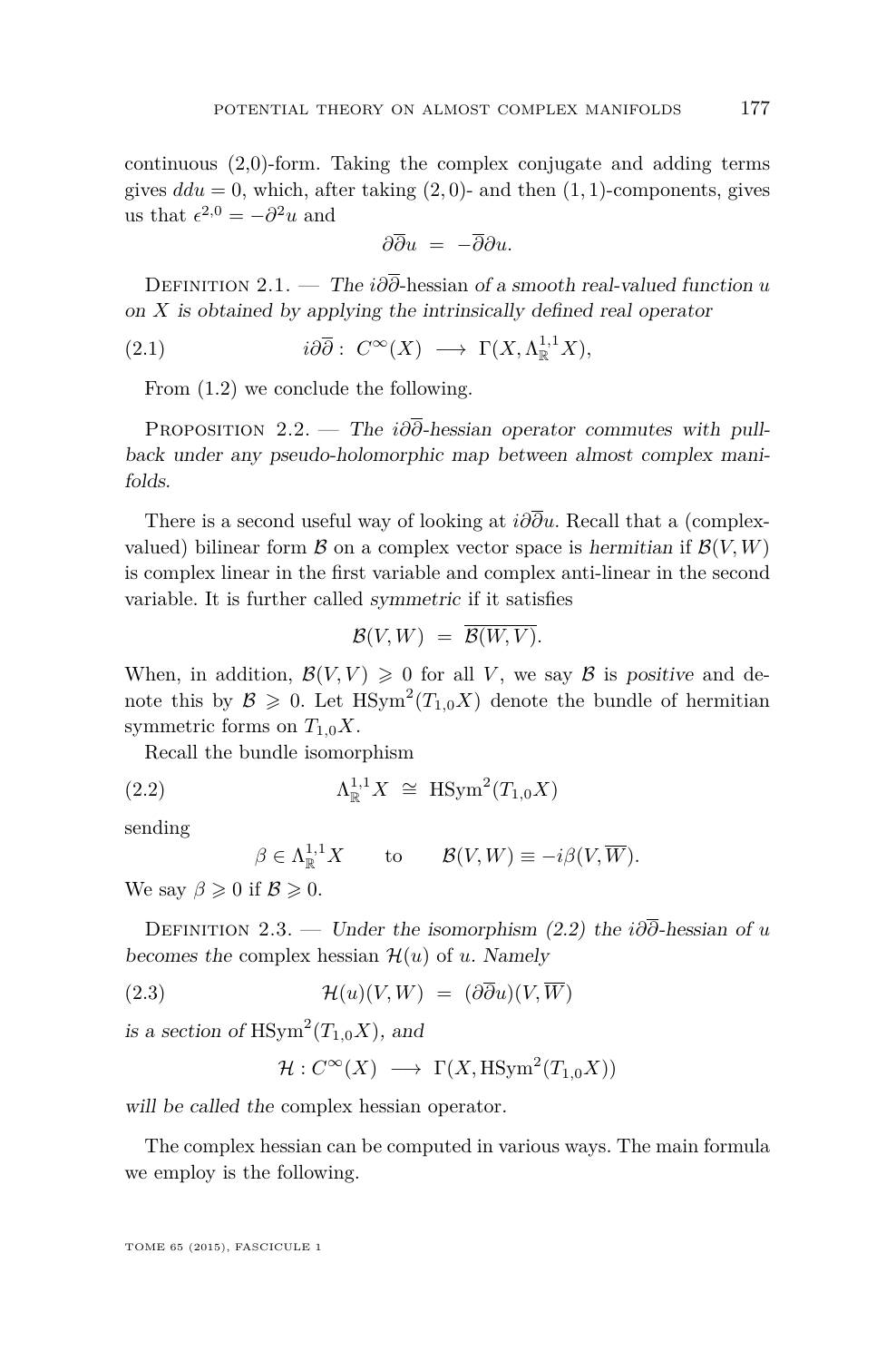continuous (2,0)-form. Taking the complex conjugate and adding terms gives $ddu = 0$, which, after taking $(2,0)$- and then $(1,1)$-components, gives us that $\epsilon^{2,0} = -\partial^2 u$ and

$$\partial\overline{\partial}u \;=\; -\overline{\partial}\partial u.$$

Definition 2.1. — *The* $i\partial\overline{\partial}$-hessian *of a smooth real-valued function* $u$ *on* $X$ *is obtained by applying the intrinsically defined real operator*

$$i\partial\overline{\partial}:\; C^\infty(X) \;\longrightarrow\; \Gamma(X, \Lambda^{1,1}_{\mathbb{R}}X), \tag{2.1}$$

From (1.2) we conclude the following.

Proposition 2.2. — *The* $i\partial\overline{\partial}$*-hessian operator commutes with pull-back under any pseudo-holomorphic map between almost complex manifolds.*

There is a second useful way of looking at $i\partial\overline{\partial}u$. Recall that a (complex-valued) bilinear form $\mathcal{B}$ on a complex vector space is *hermitian* if $\mathcal{B}(V,W)$ is complex linear in the first variable and complex anti-linear in the second variable. It is further called *symmetric* if it satisfies

$$\mathcal{B}(V,W) \;=\; \overline{\mathcal{B}(W,V)}.$$

When, in addition, $\mathcal{B}(V,V) \geqslant 0$ for all $V$, we say $\mathcal{B}$ is *positive* and denote this by $\mathcal{B} \geqslant 0$. Let $\mathrm{HSym}^2(T_{1,0}X)$ denote the bundle of hermitian symmetric forms on $T_{1,0}X$.

Recall the bundle isomorphism

$$\Lambda^{1,1}_{\mathbb{R}}X \;\cong\; \mathrm{HSym}^2(T_{1,0}X) \tag{2.2}$$

sending

$$\beta \in \Lambda^{1,1}_{\mathbb{R}}X \qquad \text{to} \qquad \mathcal{B}(V,W) \equiv -i\beta(V,\overline{W}).$$

We say $\beta \geqslant 0$ if $\mathcal{B} \geqslant 0$.

Definition 2.3. — *Under the isomorphism (2.2) the* $i\partial\overline{\partial}$*-hessian of* $u$ *becomes the* complex hessian $\mathcal{H}(u)$ *of* $u$*. Namely*

$$\mathcal{H}(u)(V,W) \;=\; (\partial\overline{\partial}u)(V,\overline{W}) \tag{2.3}$$

*is a section of* $\mathrm{HSym}^2(T_{1,0}X)$*, and*

$$\mathcal{H} : C^\infty(X) \;\longrightarrow\; \Gamma(X, \mathrm{HSym}^2(T_{1,0}X))$$

*will be called the* complex hessian operator*.*

The complex hessian can be computed in various ways. The main formula we employ is the following.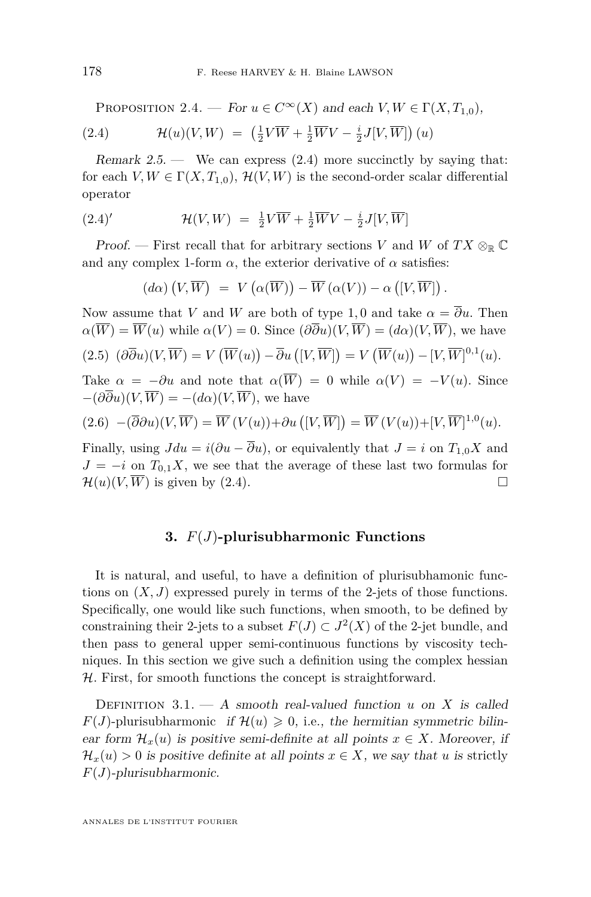Proposition 2.4. — *For $u \in C^\infty(X)$ and each $V, W \in \Gamma(X, T_{1,0})$,*

$$\mathcal{H}(u)(V,W) \;=\; \left(\tfrac{1}{2}V\overline{W} + \tfrac{1}{2}\overline{W}V - \tfrac{i}{2}J[V,\overline{W}]\right)(u) \tag{2.4}$$

*Remark 2.5.* — We can express (2.4) more succinctly by saying that: for each $V, W \in \Gamma(X, T_{1,0})$, $\mathcal{H}(V,W)$ is the second-order scalar differential operator

$$\mathcal{H}(V,W) \;=\; \tfrac{1}{2}V\overline{W} + \tfrac{1}{2}\overline{W}V - \tfrac{i}{2}J[V,\overline{W}] \tag{2.4$'$}$$

*Proof.* — First recall that for arbitrary sections $V$ and $W$ of $TX \otimes_{\mathbb{R}} \mathbb{C}$ and any complex 1-form $\alpha$, the exterior derivative of $\alpha$ satisfies:

$$(d\alpha)\left(V,\overline{W}\right) \;=\; V\left(\alpha(\overline{W})\right) - \overline{W}\left(\alpha(V)\right) - \alpha\left([V,\overline{W}]\right).$$

Now assume that $V$ and $W$ are both of type $1,0$ and take $\alpha = \overline{\partial}u$. Then $\alpha(\overline{W}) = \overline{W}(u)$ while $\alpha(V) = 0$. Since $(\partial\overline{\partial}u)(V,\overline{W}) = (d\alpha)(V,\overline{W})$, we have

$$(\partial\overline{\partial}u)(V,\overline{W}) = V\left(\overline{W}(u)\right) - \overline{\partial}u\left([V,\overline{W}]\right) = V\left(\overline{W}(u)\right) - [V,\overline{W}]^{0,1}(u). \tag{2.5}$$

Take $\alpha = -\partial u$ and note that $\alpha(\overline{W}) = 0$ while $\alpha(V) = -V(u)$. Since $-(\partial\overline{\partial}u)(V,\overline{W}) = -(d\alpha)(V,\overline{W})$, we have

$$-(\overline{\partial}\partial u)(V,\overline{W}) = \overline{W}\left(V(u)\right) + \partial u\left([V,\overline{W}]\right) = \overline{W}\left(V(u)\right) + [V,\overline{W}]^{1,0}(u). \tag{2.6}$$

Finally, using $Jdu = i(\partial u - \overline{\partial}u)$, or equivalently that $J = i$ on $T_{1,0}X$ and $J = -i$ on $T_{0,1}X$, we see that the average of these last two formulas for $\mathcal{H}(u)(V,\overline{W})$ is given by (2.4). □

## 3. $F(J)$-plurisubharmonic Functions

It is natural, and useful, to have a definition of plurisubhamonic functions on $(X, J)$ expressed purely in terms of the 2-jets of those functions. Specifically, one would like such functions, when smooth, to be defined by constraining their 2-jets to a subset $F(J) \subset J^2(X)$ of the 2-jet bundle, and then pass to general upper semi-continuous functions by viscosity techniques. In this section we give such a definition using the complex hessian $\mathcal{H}$. First, for smooth functions the concept is straightforward.

Definition 3.1. — *A smooth real-valued function $u$ on $X$ is called* $F(J)$-plurisubharmonic *if $\mathcal{H}(u) \geqslant 0$, i.e., the hermitian symmetric bilinear form $\mathcal{H}_x(u)$ is positive semi-definite at all points $x \in X$. Moreover, if $\mathcal{H}_x(u) > 0$ is positive definite at all points $x \in X$, we say that $u$ is* strictly $F(J)$-plurisubharmonic.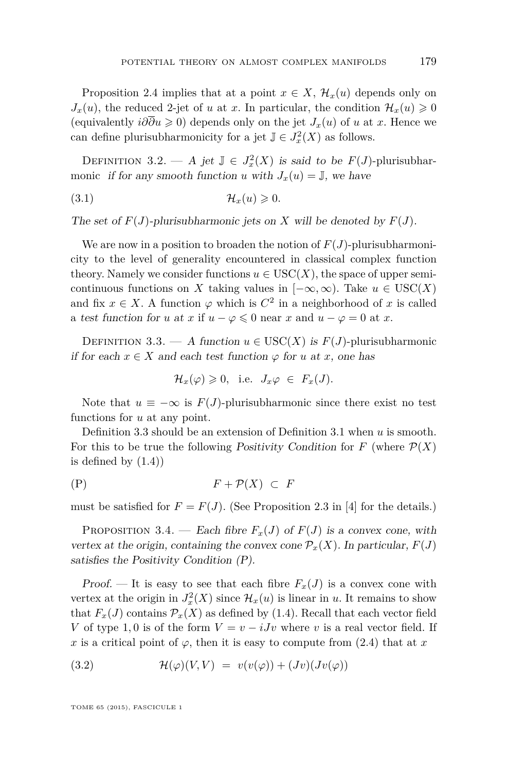Proposition 2.4 implies that at a point $x \in X$, $\mathcal{H}_x(u)$ depends only on $J_x(u)$, the reduced 2-jet of $u$ at $x$. In particular, the condition $\mathcal{H}_x(u) \geqslant 0$ (equivalently $i\partial\overline{\partial}u \geqslant 0$) depends only on the jet $J_x(u)$ of $u$ at $x$. Hence we can define plurisubharmonicity for a jet $\mathbb{J} \in J^2_x(X)$ as follows.

Definition 3.2. — *A jet $\mathbb{J} \in J^2_x(X)$ is said to be* $F(J)$-plurisubharmonic *if for any smooth function $u$ with $J_x(u) = \mathbb{J}$, we have*

$$\mathcal{H}_x(u) \geqslant 0. \tag{3.1}$$

*The set of $F(J)$-plurisubharmonic jets on $X$ will be denoted by $F(J)$.*

We are now in a position to broaden the notion of $F(J)$-plurisubharmonicity to the level of generality encountered in classical complex function theory. Namely we consider functions $u \in \mathrm{USC}(X)$, the space of upper semicontinuous functions on $X$ taking values in $[-\infty, \infty)$. Take $u \in \mathrm{USC}(X)$ and fix $x \in X$. A function $\varphi$ which is $C^2$ in a neighborhood of $x$ is called a *test function for $u$ at $x$* if $u - \varphi \leqslant 0$ near $x$ and $u - \varphi = 0$ at $x$.

Definition 3.3. — *A function $u \in \mathrm{USC}(X)$ is $F(J)$-plurisubharmonic if for each $x \in X$ and each test function $\varphi$ for $u$ at $x$, one has*

$$\mathcal{H}_x(\varphi) \geqslant 0, \quad \text{i.e.} \quad J_x\varphi \ \in \ F_x(J).$$

Note that $u \equiv -\infty$ is $F(J)$-plurisubharmonic since there exist no test functions for $u$ at any point.

Definition 3.3 should be an extension of Definition 3.1 when $u$ is smooth. For this to be true the following *Positivity Condition* for $F$ (where $\mathcal{P}(X)$ is defined by (1.4))

$$F + \mathcal{P}(X) \ \subset \ F \tag{P}$$

must be satisfied for $F = F(J)$. (See Proposition 2.3 in [4] for the details.)

Proposition 3.4. — *Each fibre $F_x(J)$ of $F(J)$ is a convex cone, with vertex at the origin, containing the convex cone $\mathcal{P}_x(X)$. In particular, $F(J)$ satisfies the Positivity Condition (P).*

*Proof.* — It is easy to see that each fibre $F_x(J)$ is a convex cone with vertex at the origin in $J^2_x(X)$ since $\mathcal{H}_x(u)$ is linear in $u$. It remains to show that $F_x(J)$ contains $\mathcal{P}_x(X)$ as defined by (1.4). Recall that each vector field $V$ of type $1, 0$ is of the form $V = v - iJv$ where $v$ is a real vector field. If $x$ is a critical point of $\varphi$, then it is easy to compute from (2.4) that at $x$

$$\mathcal{H}(\varphi)(V, V) \ = \ v(v(\varphi)) + (Jv)(Jv(\varphi)) \tag{3.2}$$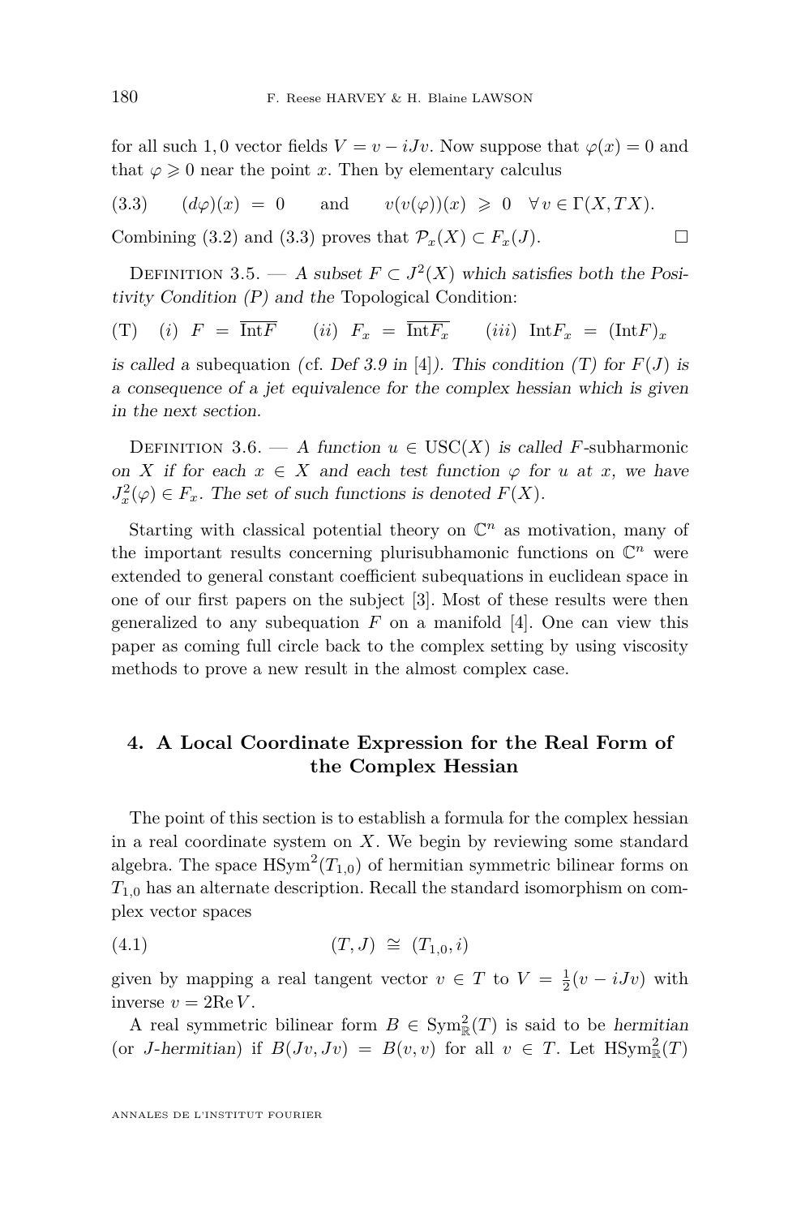for all such 1, 0 vector fields $V = v - iJv$. Now suppose that $\varphi(x) = 0$ and that $\varphi \geqslant 0$ near the point $x$. Then by elementary calculus

$$(3.3) \qquad (d\varphi)(x) \ = \ 0 \qquad \text{and} \qquad v(v(\varphi))(x) \ \geqslant \ 0 \quad \forall\, v \in \Gamma(X, TX).$$

Combining (3.2) and (3.3) proves that $\mathcal{P}_x(X) \subset F_x(J)$. □

Definition 3.5. — *A subset $F \subset J^2(X)$ which satisfies both the Positivity Condition (P) and the* Topological Condition:

$$\text{(T)} \quad (i) \ \ F \ = \ \overline{\text{Int}F} \qquad (ii) \ \ F_x \ = \ \overline{\text{Int}F_x} \qquad (iii) \ \ \text{Int}F_x \ = \ (\text{Int}F)_x$$

*is called a* subequation (cf. *Def 3.9 in* [4]). *This condition (T) for $F(J)$ is a consequence of a jet equivalence for the complex hessian which is given in the next section.*

Definition 3.6. — *A function $u \in \text{USC}(X)$ is called $F$-subharmonic on $X$ if for each $x \in X$ and each test function $\varphi$ for $u$ at $x$, we have $J^2_x(\varphi) \in F_x$. The set of such functions is denoted $F(X)$.*

Starting with classical potential theory on $\mathbb{C}^n$ as motivation, many of the important results concerning plurisubhamonic functions on $\mathbb{C}^n$ were extended to general constant coefficient subequations in euclidean space in one of our first papers on the subject [3]. Most of these results were then generalized to any subequation $F$ on a manifold [4]. One can view this paper as coming full circle back to the complex setting by using viscosity methods to prove a new result in the almost complex case.

## 4. A Local Coordinate Expression for the Real Form of the Complex Hessian

The point of this section is to establish a formula for the complex hessian in a real coordinate system on $X$. We begin by reviewing some standard algebra. The space $\text{HSym}^2(T_{1,0})$ of hermitian symmetric bilinear forms on $T_{1,0}$ has an alternate description. Recall the standard isomorphism on complex vector spaces

$$(4.1) \qquad\qquad (T, J) \ \cong \ (T_{1,0}, i)$$

given by mapping a real tangent vector $v \in T$ to $V = \frac{1}{2}(v - iJv)$ with inverse $v = 2\text{Re}\, V$.

A real symmetric bilinear form $B \in \text{Sym}^2_{\mathbb{R}}(T)$ is said to be *hermitian* (or *$J$-hermitian*) if $B(Jv, Jv) = B(v, v)$ for all $v \in T$. Let $\text{HSym}^2_{\mathbb{R}}(T)$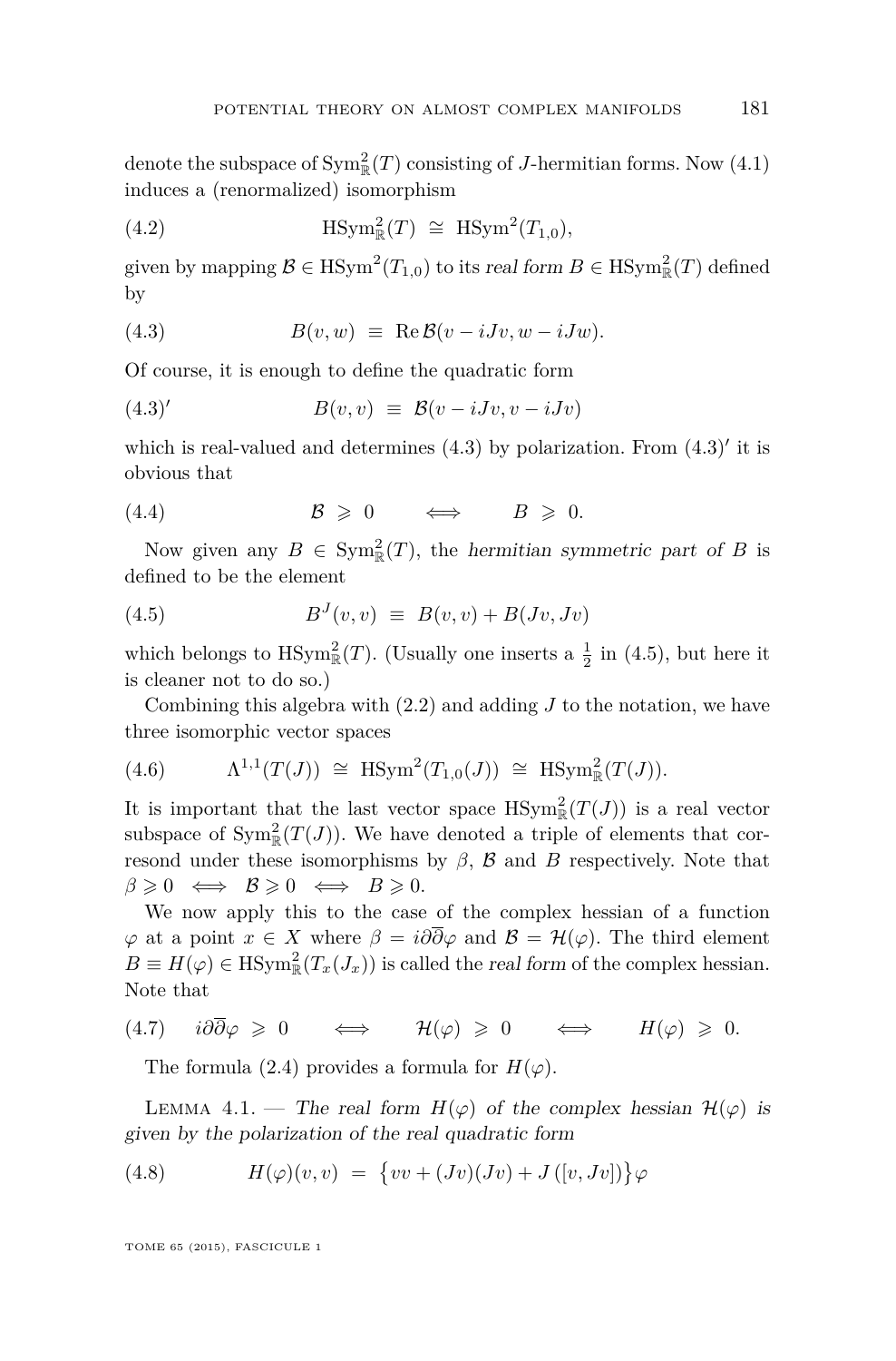denote the subspace of $\mathrm{Sym}^2_{\mathbb{R}}(T)$ consisting of $J$-hermitian forms. Now (4.1) induces a (renormalized) isomorphism

$$\mathrm{HSym}^2_{\mathbb{R}}(T) \;\cong\; \mathrm{HSym}^2(T_{1,0}), \tag{4.2}$$

given by mapping $\mathcal{B} \in \mathrm{HSym}^2(T_{1,0})$ to its *real form* $B \in \mathrm{HSym}^2_{\mathbb{R}}(T)$ defined by

$$B(v,w) \;\equiv\; \mathrm{Re}\,\mathcal{B}(v - iJv, w - iJw). \tag{4.3}$$

Of course, it is enough to define the quadratic form

$$B(v,v) \;\equiv\; \mathcal{B}(v - iJv, v - iJv) \tag{4.3$'$}$$

which is real-valued and determines (4.3) by polarization. From (4.3)$'$ it is obvious that

$$\mathcal{B} \;\geqslant\; 0 \qquad \Longleftrightarrow \qquad B \;\geqslant\; 0. \tag{4.4}$$

Now given any $B \in \mathrm{Sym}^2_{\mathbb{R}}(T)$, the *hermitian symmetric part of* $B$ is defined to be the element

$$B^J(v,v) \;\equiv\; B(v,v) + B(Jv, Jv) \tag{4.5}$$

which belongs to $\mathrm{HSym}^2_{\mathbb{R}}(T)$. (Usually one inserts a $\frac{1}{2}$ in (4.5), but here it is cleaner not to do so.)

Combining this algebra with (2.2) and adding $J$ to the notation, we have three isomorphic vector spaces

$$\Lambda^{1,1}(T(J)) \;\cong\; \mathrm{HSym}^2(T_{1,0}(J)) \;\cong\; \mathrm{HSym}^2_{\mathbb{R}}(T(J)). \tag{4.6}$$

It is important that the last vector space $\mathrm{HSym}^2_{\mathbb{R}}(T(J))$ is a real vector subspace of $\mathrm{Sym}^2_{\mathbb{R}}(T(J))$. We have denoted a triple of elements that corresond under these isomorphisms by $\beta$, $\mathcal{B}$ and $B$ respectively. Note that $\beta \geqslant 0 \iff \mathcal{B} \geqslant 0 \iff B \geqslant 0$.

We now apply this to the case of the complex hessian of a function $\varphi$ at a point $x \in X$ where $\beta = i\partial\overline{\partial}\varphi$ and $\mathcal{B} = \mathcal{H}(\varphi)$. The third element $B \equiv H(\varphi) \in \mathrm{HSym}^2_{\mathbb{R}}(T_x(J_x))$ is called the *real form* of the complex hessian. Note that

$$i\partial\overline{\partial}\varphi \;\geqslant\; 0 \qquad \Longleftrightarrow \qquad \mathcal{H}(\varphi) \;\geqslant\; 0 \qquad \Longleftrightarrow \qquad H(\varphi) \;\geqslant\; 0. \tag{4.7}$$

The formula (2.4) provides a formula for $H(\varphi)$.

Lemma 4.1. — *The real form $H(\varphi)$ of the complex hessian $\mathcal{H}(\varphi)$ is given by the polarization of the real quadratic form*

$$H(\varphi)(v,v) \;=\; \big\{vv + (Jv)(Jv) + J\left([v, Jv]\right)\big\}\varphi \tag{4.8}$$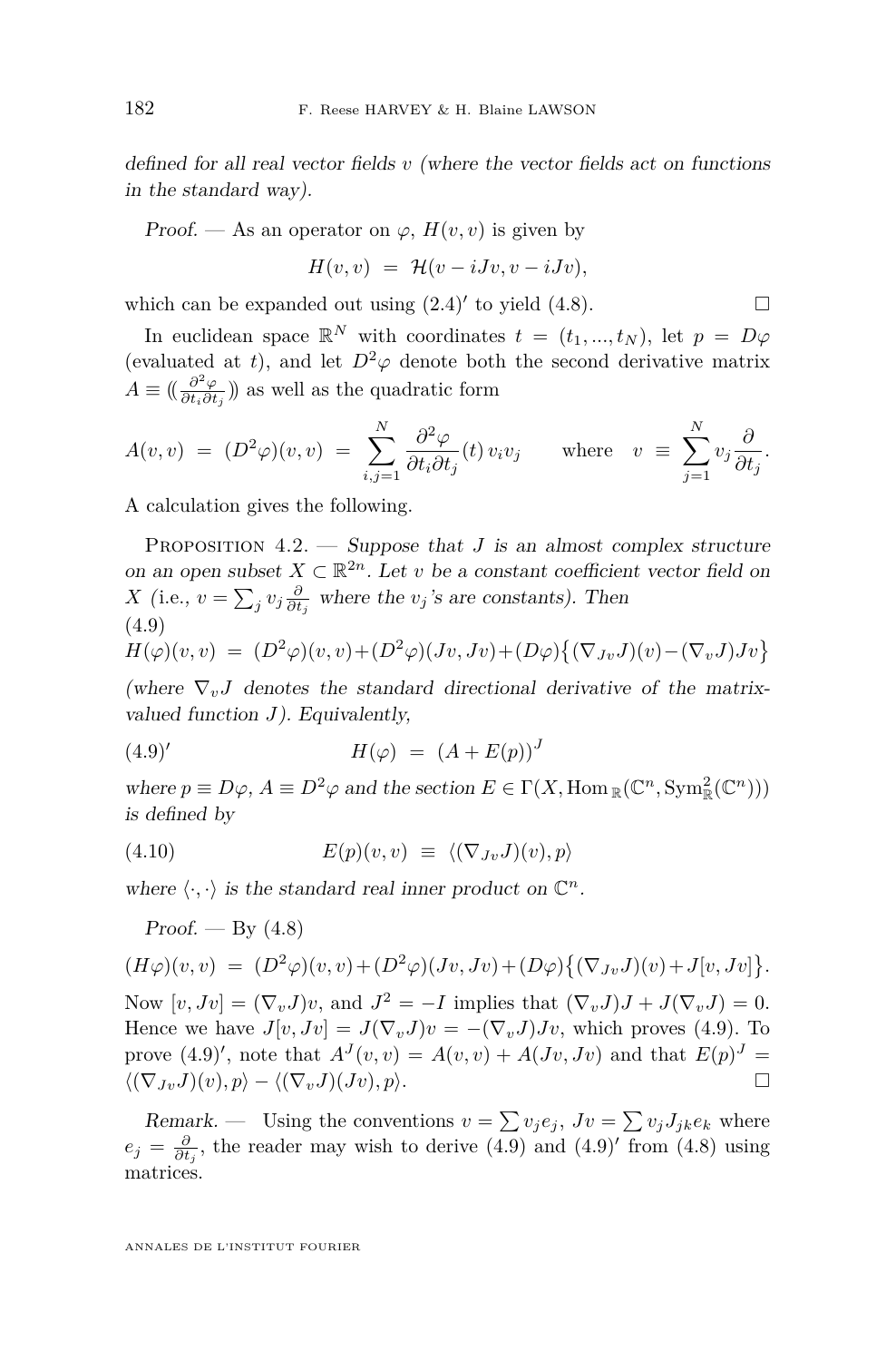*defined for all real vector fields $v$ (where the vector fields act on functions in the standard way).*

*Proof.* — As an operator on $\varphi$, $H(v,v)$ is given by

$$H(v,v) \;=\; \mathcal{H}(v - iJv, v - iJv),$$

which can be expanded out using $(2.4)'$ to yield (4.8). $\square$

In euclidean space $\mathbb{R}^N$ with coordinates $t = (t_1, ..., t_N)$, let $p = D\varphi$ (evaluated at $t$), and let $D^2\varphi$ denote both the second derivative matrix $A \equiv (\!(\frac{\partial^2\varphi}{\partial t_i \partial t_j})\!)$ as well as the quadratic form

$$A(v,v) \;=\; (D^2\varphi)(v,v) \;=\; \sum_{i,j=1}^{N} \frac{\partial^2\varphi}{\partial t_i \partial t_j}(t)\, v_i v_j \qquad \text{where} \quad v \;\equiv\; \sum_{j=1}^{N} v_j \frac{\partial}{\partial t_j}.$$

A calculation gives the following.

Proposition 4.2. — *Suppose that $J$ is an almost complex structure on an open subset $X \subset \mathbb{R}^{2n}$. Let $v$ be a constant coefficient vector field on $X$ (i.e., $v = \sum_j v_j \frac{\partial}{\partial t_j}$ where the $v_j$'s are constants). Then*

(4.9)
$$H(\varphi)(v,v) \;=\; (D^2\varphi)(v,v) + (D^2\varphi)(Jv,Jv) + (D\varphi)\big\{(\nabla_{Jv}J)(v) - (\nabla_v J)Jv\big\}$$

*(where $\nabla_v J$ denotes the standard directional derivative of the matrix-valued function $J$). Equivalently,*

$$H(\varphi) \;=\; (A + E(p))^J \tag{4.9$'$}$$

*where $p \equiv D\varphi$, $A \equiv D^2\varphi$ and the section $E \in \Gamma(X, \mathrm{Hom}_{\mathbb{R}}(\mathbb{C}^n, \mathrm{Sym}^2_{\mathbb{R}}(\mathbb{C}^n)))$ is defined by*

$$E(p)(v,v) \;\equiv\; \langle (\nabla_{Jv}J)(v), p \rangle \tag{4.10}$$

*where $\langle \cdot, \cdot \rangle$ is the standard real inner product on $\mathbb{C}^n$.*

*Proof.* — By (4.8)

$$(H\varphi)(v,v) \;=\; (D^2\varphi)(v,v) + (D^2\varphi)(Jv,Jv) + (D\varphi)\big\{(\nabla_{Jv}J)(v) + J[v,Jv]\big\}.$$

Now $[v, Jv] = (\nabla_v J)v$, and $J^2 = -I$ implies that $(\nabla_v J)J + J(\nabla_v J) = 0$. Hence we have $J[v,Jv] = J(\nabla_v J)v = -(\nabla_v J)Jv$, which proves (4.9). To prove $(4.9)'$, note that $A^J(v,v) = A(v,v) + A(Jv,Jv)$ and that $E(p)^J = \langle (\nabla_{Jv}J)(v), p\rangle - \langle (\nabla_v J)(Jv), p \rangle$. $\square$

*Remark.* — Using the conventions $v = \sum v_j e_j$, $Jv = \sum v_j J_{jk} e_k$ where $e_j = \frac{\partial}{\partial t_j}$, the reader may wish to derive (4.9) and $(4.9)'$ from (4.8) using matrices.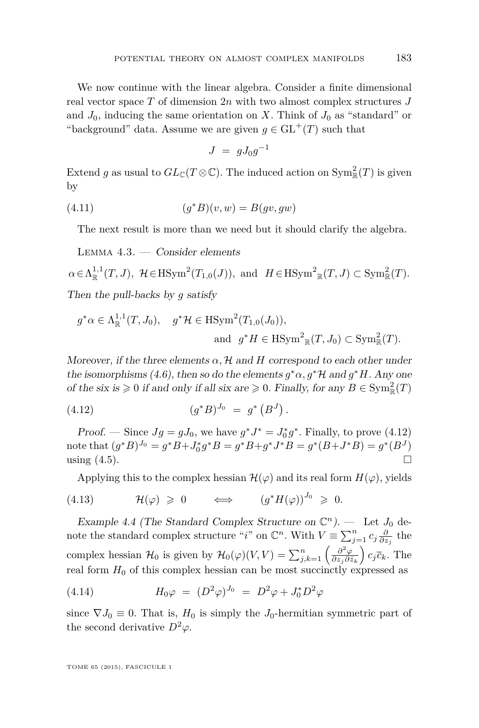We now continue with the linear algebra. Consider a finite dimensional real vector space $T$ of dimension $2n$ with two almost complex structures $J$ and $J_0$, inducing the same orientation on $X$. Think of $J_0$ as "standard" or "background" data. Assume we are given $g \in \mathrm{GL}^+(T)$ such that

$$J \;=\; gJ_0g^{-1}$$

Extend $g$ as usual to $GL_{\mathbb{C}}(T \otimes \mathbb{C})$. The induced action on $\mathrm{Sym}^2_{\mathbb{R}}(T)$ is given by

$$(g^*B)(v,w) = B(gv, gw) \tag{4.11}$$

The next result is more than we need but it should clarify the algebra.

Lemma 4.3. — *Consider elements*

$$\alpha \in \Lambda^{1,1}_{\mathbb{R}}(T,J),\;\; \mathcal{H} \in \mathrm{HSym}^2(T_{1,0}(J)),\;\; \text{and}\;\; H \in \mathrm{HSym}^2{}_{\mathbb{R}}(T,J) \subset \mathrm{Sym}^2_{\mathbb{R}}(T).$$

*Then the pull-backs by $g$ satisfy*

$$g^*\alpha \in \Lambda^{1,1}_{\mathbb{R}}(T,J_0), \quad g^*\mathcal{H} \in \mathrm{HSym}^2(T_{1,0}(J_0)),$$
$$\text{and}\;\; g^*H \in \mathrm{HSym}^2{}_{\mathbb{R}}(T,J_0) \subset \mathrm{Sym}^2_{\mathbb{R}}(T).$$

*Moreover, if the three elements $\alpha, \mathcal{H}$ and $H$ correspond to each other under the isomorphisms (4.6), then so do the elements $g^*\alpha, g^*\mathcal{H}$ and $g^*H$. Any one of the six is $\geqslant 0$ if and only if all six are $\geqslant 0$. Finally, for any $B \in \mathrm{Sym}^2_{\mathbb{R}}(T)$*

$$(g^*B)^{J_0} \;=\; g^*\left(B^J\right). \tag{4.12}$$

*Proof.* — Since $Jg = gJ_0$, we have $g^*J^* = J_0^*g^*$. Finally, to prove (4.12) note that $(g^*B)^{J_0} = g^*B + J_0^*g^*B = g^*B + g^*J^*B = g^*(B + J^*B) = g^*(B^J)$ using (4.5). ☐

Applying this to the complex hessian $\mathcal{H}(\varphi)$ and its real form $H(\varphi)$, yields

$$\mathcal{H}(\varphi) \;\geqslant\; 0 \qquad \iff \qquad (g^*H(\varphi))^{J_0} \;\geqslant\; 0. \tag{4.13}$$

*Example 4.4 (The Standard Complex Structure on $\mathbb{C}^n$).* — Let $J_0$ denote the standard complex structure "$i$" on $\mathbb{C}^n$. With $V \equiv \sum_{j=1}^n c_j \frac{\partial}{\partial z_j}$ the complex hessian $\mathcal{H}_0$ is given by $\mathcal{H}_0(\varphi)(V,V) = \sum_{j,k=1}^n \left(\frac{\partial^2 \varphi}{\partial z_j \partial \bar{z}_k}\right) c_j \bar{c}_k$. The real form $H_0$ of this complex hessian can be most succinctly expressed as

$$H_0\varphi \;=\; (D^2\varphi)^{J_0} \;=\; D^2\varphi + J_0^* D^2\varphi \tag{4.14}$$

since $\nabla J_0 \equiv 0$. That is, $H_0$ is simply the $J_0$-hermitian symmetric part of the second derivative $D^2\varphi$.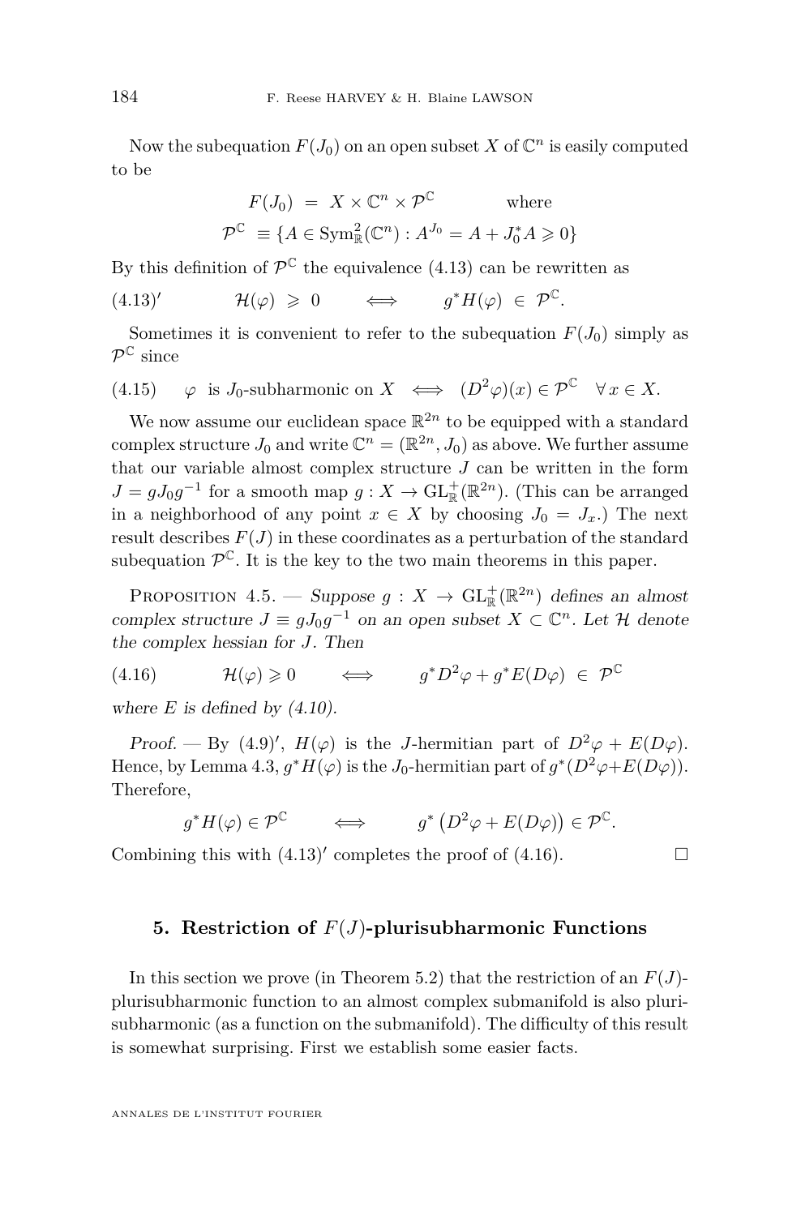Now the subequation $F(J_0)$ on an open subset $X$ of $\mathbb{C}^n$ is easily computed to be

$$F(J_0) \;=\; X \times \mathbb{C}^n \times \mathcal{P}^{\mathbb{C}} \qquad\qquad \text{where}$$
$$\mathcal{P}^{\mathbb{C}} \;\equiv \{A \in \mathrm{Sym}^2_{\mathbb{R}}(\mathbb{C}^n) : A^{J_0} = A + J_0^* A \geqslant 0\}$$

By this definition of $\mathcal{P}^{\mathbb{C}}$ the equivalence (4.13) can be rewritten as

$$(4.13)' \qquad\qquad \mathcal{H}(\varphi) \;\geqslant\; 0 \qquad \iff \qquad g^* H(\varphi) \;\in\; \mathcal{P}^{\mathbb{C}}.$$

Sometimes it is convenient to refer to the subequation $F(J_0)$ simply as $\mathcal{P}^{\mathbb{C}}$ since

$$(4.15) \qquad \varphi \;\text{ is } J_0\text{-subharmonic on } X \;\iff\; (D^2\varphi)(x) \in \mathcal{P}^{\mathbb{C}} \quad \forall\, x \in X.$$

We now assume our euclidean space $\mathbb{R}^{2n}$ to be equipped with a standard complex structure $J_0$ and write $\mathbb{C}^n = (\mathbb{R}^{2n}, J_0)$ as above. We further assume that our variable almost complex structure $J$ can be written in the form $J = gJ_0g^{-1}$ for a smooth map $g : X \to \mathrm{GL}^+_{\mathbb{R}}(\mathbb{R}^{2n})$. (This can be arranged in a neighborhood of any point $x \in X$ by choosing $J_0 = J_x$.) The next result describes $F(J)$ in these coordinates as a perturbation of the standard subequation $\mathcal{P}^{\mathbb{C}}$. It is the key to the two main theorems in this paper.

Proposition 4.5. — *Suppose $g : X \to \mathrm{GL}^+_{\mathbb{R}}(\mathbb{R}^{2n})$ defines an almost complex structure $J \equiv gJ_0g^{-1}$ on an open subset $X \subset \mathbb{C}^n$. Let $\mathcal{H}$ denote the complex hessian for $J$. Then*

$$(4.16) \qquad\qquad \mathcal{H}(\varphi) \geqslant 0 \qquad \iff \qquad g^*D^2\varphi + g^*E(D\varphi) \;\in\; \mathcal{P}^{\mathbb{C}}$$

*where $E$ is defined by (4.10).*

*Proof.* — By $(4.9)'$, $H(\varphi)$ is the $J$-hermitian part of $D^2\varphi + E(D\varphi)$. Hence, by Lemma 4.3, $g^*H(\varphi)$ is the $J_0$-hermitian part of $g^*(D^2\varphi + E(D\varphi))$. Therefore,

$$g^*H(\varphi) \in \mathcal{P}^{\mathbb{C}} \qquad \iff \qquad g^*\left(D^2\varphi + E(D\varphi)\right) \in \mathcal{P}^{\mathbb{C}}.$$

Combining this with $(4.13)'$ completes the proof of (4.16). $\square$

## 5. Restriction of $F(J)$-plurisubharmonic Functions

In this section we prove (in Theorem 5.2) that the restriction of an $F(J)$-plurisubharmonic function to an almost complex submanifold is also plurisubharmonic (as a function on the submanifold). The difficulty of this result is somewhat surprising. First we establish some easier facts.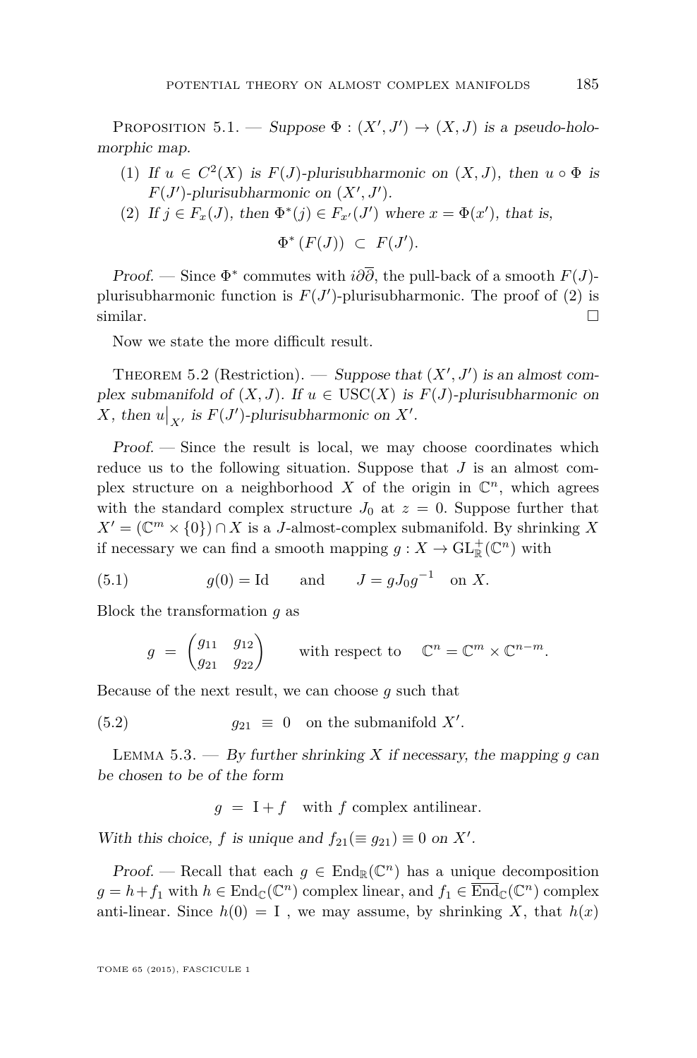Proposition 5.1. — *Suppose $\Phi : (X', J') \to (X, J)$ is a pseudo-holomorphic map.*

1. *If $u \in C^2(X)$ is $F(J)$-plurisubharmonic on $(X, J)$, then $u \circ \Phi$ is $F(J')$-plurisubharmonic on $(X', J')$.*
2. *If $j \in F_x(J)$, then $\Phi^*(j) \in F_{x'}(J')$ where $x = \Phi(x')$, that is,*

$$\Phi^*\left(F(J)\right) \subset F(J').$$

*Proof.* — Since $\Phi^*$ commutes with $i\partial\overline{\partial}$, the pull-back of a smooth $F(J)$-plurisubharmonic function is $F(J')$-plurisubharmonic. The proof of (2) is similar. □

Now we state the more difficult result.

Theorem 5.2 (Restriction). — *Suppose that $(X', J')$ is an almost complex submanifold of $(X, J)$. If $u \in \mathrm{USC}(X)$ is $F(J)$-plurisubharmonic on $X$, then $u\big|_{X'}$ is $F(J')$-plurisubharmonic on $X'$.*

*Proof.* — Since the result is local, we may choose coordinates which reduce us to the following situation. Suppose that $J$ is an almost complex structure on a neighborhood $X$ of the origin in $\mathbb{C}^n$, which agrees with the standard complex structure $J_0$ at $z = 0$. Suppose further that $X' = (\mathbb{C}^m \times \{0\}) \cap X$ is a $J$-almost-complex submanifold. By shrinking $X$ if necessary we can find a smooth mapping $g : X \to \mathrm{GL}^+_{\mathbb{R}}(\mathbb{C}^n)$ with

$$g(0) = \mathrm{Id} \qquad \text{and} \qquad J = gJ_0g^{-1} \quad \text{on } X. \tag{5.1}$$

Block the transformation $g$ as

$$g = \begin{pmatrix} g_{11} & g_{12} \\ g_{21} & g_{22} \end{pmatrix} \qquad \text{with respect to} \quad \mathbb{C}^n = \mathbb{C}^m \times \mathbb{C}^{n-m}.$$

Because of the next result, we can choose $g$ such that

$$g_{21} \equiv 0 \quad \text{on the submanifold } X'. \tag{5.2}$$

Lemma 5.3. — *By further shrinking $X$ if necessary, the mapping $g$ can be chosen to be of the form*

$$g = \mathrm{I} + f \quad \text{with } f \text{ complex antilinear.}$$

*With this choice, $f$ is unique and $f_{21}(\equiv g_{21}) \equiv 0$ on $X'$.*

*Proof.* — Recall that each $g \in \mathrm{End}_{\mathbb{R}}(\mathbb{C}^n)$ has a unique decomposition $g = h + f_1$ with $h \in \mathrm{End}_{\mathbb{C}}(\mathbb{C}^n)$ complex linear, and $f_1 \in \overline{\mathrm{End}}_{\mathbb{C}}(\mathbb{C}^n)$ complex anti-linear. Since $h(0) = \mathrm{I}$ , we may assume, by shrinking $X$, that $h(x)$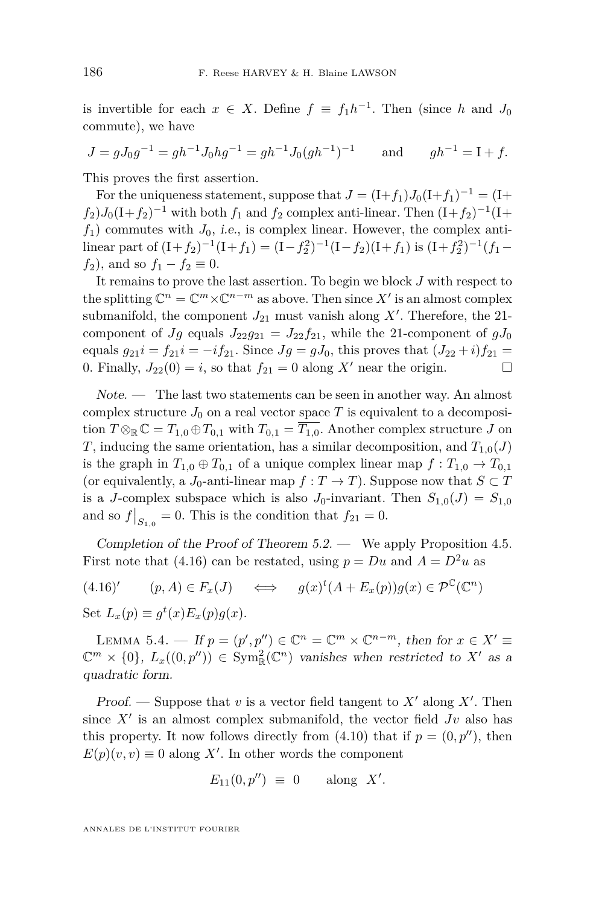is invertible for each $x \in X$. Define $f \equiv f_1 h^{-1}$. Then (since $h$ and $J_0$ commute), we have

$$J = gJ_0g^{-1} = gh^{-1}J_0hg^{-1} = gh^{-1}J_0(gh^{-1})^{-1} \qquad \text{and} \qquad gh^{-1} = \mathrm{I} + f.$$

This proves the first assertion.

For the uniqueness statement, suppose that $J = (\mathrm{I}+f_1)J_0(\mathrm{I}+f_1)^{-1} = (\mathrm{I}+f_2)J_0(\mathrm{I}+f_2)^{-1}$ with both $f_1$ and $f_2$ complex anti-linear. Then $(\mathrm{I}+f_2)^{-1}(\mathrm{I}+f_1)$ commutes with $J_0$, *i.e.*, is complex linear. However, the complex anti-linear part of $(\mathrm{I}+f_2)^{-1}(\mathrm{I}+f_1) = (\mathrm{I}-f_2^2)^{-1}(\mathrm{I}-f_2)(\mathrm{I}+f_1)$ is $(\mathrm{I}+f_2^2)^{-1}(f_1 - f_2)$, and so $f_1 - f_2 \equiv 0$.

It remains to prove the last assertion. To begin we block $J$ with respect to the splitting $\mathbb{C}^n = \mathbb{C}^m \times \mathbb{C}^{n-m}$ as above. Then since $X'$ is an almost complex submanifold, the component $J_{21}$ must vanish along $X'$. Therefore, the 21-component of $Jg$ equals $J_{22}g_{21} = J_{22}f_{21}$, while the 21-component of $gJ_0$ equals $g_{21}i = f_{21}i = -if_{21}$. Since $Jg = gJ_0$, this proves that $(J_{22}+i)f_{21} = 0$. Finally, $J_{22}(0) = i$, so that $f_{21} = 0$ along $X'$ near the origin. $\square$

*Note*. — The last two statements can be seen in another way. An almost complex structure $J_0$ on a real vector space $T$ is equivalent to a decomposition $T \otimes_{\mathbb{R}} \mathbb{C} = T_{1,0} \oplus T_{0,1}$ with $T_{0,1} = \overline{T_{1,0}}$. Another complex structure $J$ on $T$, inducing the same orientation, has a similar decomposition, and $T_{1,0}(J)$ is the graph in $T_{1,0} \oplus T_{0,1}$ of a unique complex linear map $f : T_{1,0} \to T_{0,1}$ (or equivalently, a $J_0$-anti-linear map $f : T \to T$). Suppose now that $S \subset T$ is a $J$-complex subspace which is also $J_0$-invariant. Then $S_{1,0}(J) = S_{1,0}$ and so $f\big|_{S_{1,0}} = 0$. This is the condition that $f_{21} = 0$.

*Completion of the Proof of Theorem 5.2.* — We apply Proposition 4.5. First note that (4.16) can be restated, using $p = Du$ and $A = D^2u$ as

$$(4.16)' \qquad (p, A) \in F_x(J) \quad \iff \quad g(x)^t(A + E_x(p))g(x) \in \mathcal{P}^{\mathbb{C}}(\mathbb{C}^n)$$

Set $L_x(p) \equiv g^t(x)E_x(p)g(x)$.

Lemma 5.4. — *If $p = (p', p'') \in \mathbb{C}^n = \mathbb{C}^m \times \mathbb{C}^{n-m}$, then for $x \in X' \equiv \mathbb{C}^m \times \{0\}$, $L_x((0, p'')) \in \mathrm{Sym}^2_{\mathbb{R}}(\mathbb{C}^n)$ vanishes when restricted to $X'$ as a quadratic form.*

*Proof*. — Suppose that $v$ is a vector field tangent to $X'$ along $X'$. Then since $X'$ is an almost complex submanifold, the vector field $Jv$ also has this property. It now follows directly from (4.10) that if $p = (0, p'')$, then $E(p)(v, v) \equiv 0$ along $X'$. In other words the component

$$E_{11}(0, p'') \equiv 0 \qquad \text{along} \quad X'.$$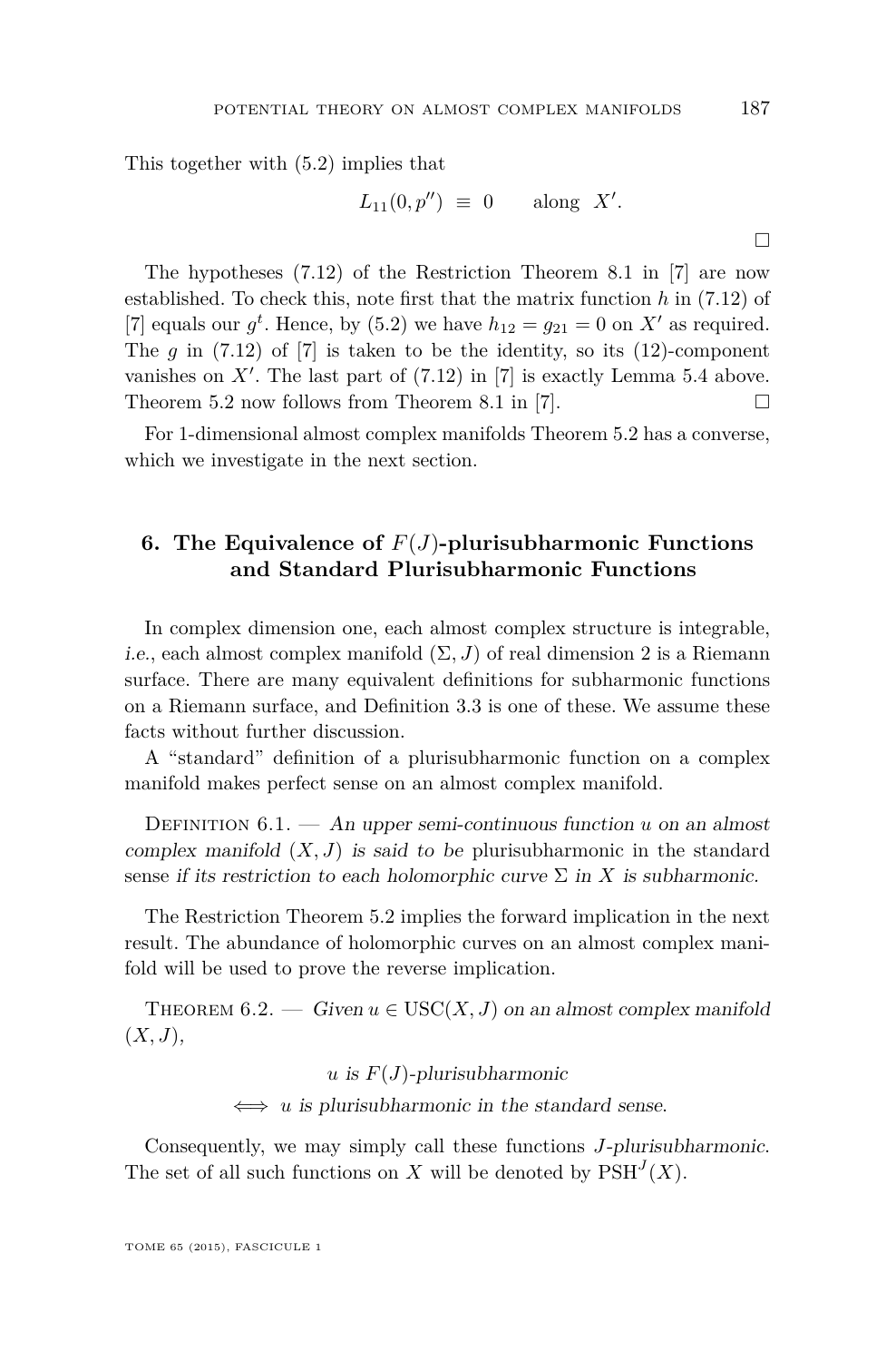This together with (5.2) implies that

$$L_{11}(0, p'') \equiv 0 \qquad \text{along} \quad X'.$$

$\square$

The hypotheses (7.12) of the Restriction Theorem 8.1 in [7] are now established. To check this, note first that the matrix function $h$ in (7.12) of [7] equals our $g^t$. Hence, by (5.2) we have $h_{12} = g_{21} = 0$ on $X'$ as required. The $g$ in (7.12) of [7] is taken to be the identity, so its (12)-component vanishes on $X'$. The last part of (7.12) in [7] is exactly Lemma 5.4 above. Theorem 5.2 now follows from Theorem 8.1 in [7]. $\square$

For 1-dimensional almost complex manifolds Theorem 5.2 has a converse, which we investigate in the next section.

## 6. The Equivalence of $F(J)$-plurisubharmonic Functions and Standard Plurisubharmonic Functions

In complex dimension one, each almost complex structure is integrable, *i.e.*, each almost complex manifold $(\Sigma, J)$ of real dimension 2 is a Riemann surface. There are many equivalent definitions for subharmonic functions on a Riemann surface, and Definition 3.3 is one of these. We assume these facts without further discussion.

A "standard" definition of a plurisubharmonic function on a complex manifold makes perfect sense on an almost complex manifold.

Definition 6.1. — *An upper semi-continuous function $u$ on an almost complex manifold $(X, J)$ is said to be* plurisubharmonic in the standard sense *if its restriction to each holomorphic curve $\Sigma$ in $X$ is subharmonic.*

The Restriction Theorem 5.2 implies the forward implication in the next result. The abundance of holomorphic curves on an almost complex manifold will be used to prove the reverse implication.

Theorem 6.2. — *Given $u \in \mathrm{USC}(X, J)$ on an almost complex manifold $(X, J)$,*

$$u \text{ is } F(J)\text{-plurisubharmonic}$$
$$\iff u \text{ is plurisubharmonic in the standard sense.}$$

Consequently, we may simply call these functions *$J$-plurisubharmonic*. The set of all such functions on $X$ will be denoted by $\mathrm{PSH}^J(X)$.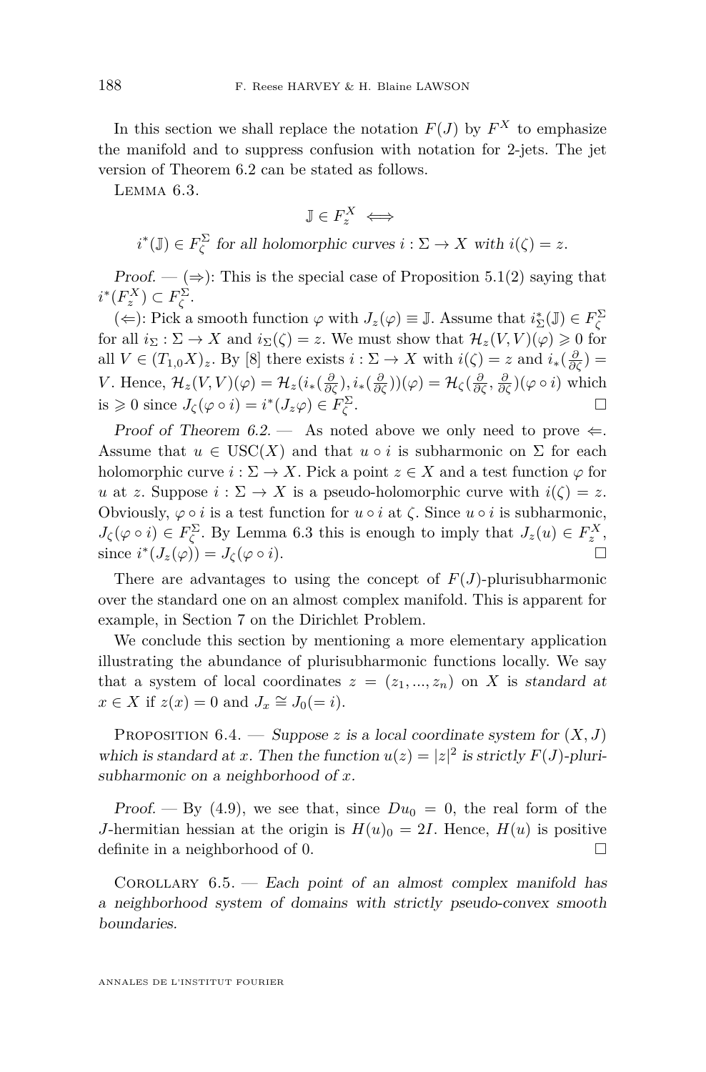In this section we shall replace the notation $F(J)$ by $F^X$ to emphasize the manifold and to suppress confusion with notation for 2-jets. The jet version of Theorem 6.2 can be stated as follows.

Lemma 6.3.

$$\mathbb{J} \in F_z^X \iff$$

$$i^*(\mathbb{J}) \in F_\zeta^\Sigma \text{ for all holomorphic curves } i : \Sigma \to X \text{ with } i(\zeta) = z.$$

*Proof.* — ($\Rightarrow$): This is the special case of Proposition 5.1(2) saying that $i^*(F_z^X) \subset F_\zeta^\Sigma$.

($\Leftarrow$): Pick a smooth function $\varphi$ with $J_z(\varphi) \equiv \mathbb{J}$. Assume that $i_\Sigma^*(\mathbb{J}) \in F_\zeta^\Sigma$ for all $i_\Sigma : \Sigma \to X$ and $i_\Sigma(\zeta) = z$. We must show that $\mathcal{H}_z(V,V)(\varphi) \geqslant 0$ for all $V \in (T_{1,0}X)_z$. By [8] there exists $i : \Sigma \to X$ with $i(\zeta) = z$ and $i_*(\frac{\partial}{\partial \zeta}) = V$. Hence, $\mathcal{H}_z(V,V)(\varphi) = \mathcal{H}_z(i_*(\frac{\partial}{\partial \zeta}), i_*(\frac{\partial}{\partial \zeta}))(\varphi) = \mathcal{H}_\zeta(\frac{\partial}{\partial \zeta}, \frac{\partial}{\partial \zeta})(\varphi \circ i)$ which is $\geqslant 0$ since $J_\zeta(\varphi \circ i) = i^*(J_z \varphi) \in F_\zeta^\Sigma$. ☐

*Proof of Theorem 6.2.* — As noted above we only need to prove $\Leftarrow$. Assume that $u \in \mathrm{USC}(X)$ and that $u \circ i$ is subharmonic on $\Sigma$ for each holomorphic curve $i : \Sigma \to X$. Pick a point $z \in X$ and a test function $\varphi$ for $u$ at $z$. Suppose $i : \Sigma \to X$ is a pseudo-holomorphic curve with $i(\zeta) = z$. Obviously, $\varphi \circ i$ is a test function for $u \circ i$ at $\zeta$. Since $u \circ i$ is subharmonic, $J_\zeta(\varphi \circ i) \in F_\zeta^\Sigma$. By Lemma 6.3 this is enough to imply that $J_z(u) \in F_z^X$, since $i^*(J_z(\varphi)) = J_\zeta(\varphi \circ i)$. ☐

There are advantages to using the concept of $F(J)$-plurisubharmonic over the standard one on an almost complex manifold. This is apparent for example, in Section 7 on the Dirichlet Problem.

We conclude this section by mentioning a more elementary application illustrating the abundance of plurisubharmonic functions locally. We say that a system of local coordinates $z = (z_1, ..., z_n)$ on $X$ is *standard at* $x \in X$ if $z(x) = 0$ and $J_x \cong J_0 (= i)$.

Proposition 6.4. — *Suppose $z$ is a local coordinate system for $(X, J)$ which is standard at $x$. Then the function $u(z) = |z|^2$ is strictly $F(J)$-plurisubharmonic on a neighborhood of $x$.*

*Proof.* — By (4.9), we see that, since $Du_0 = 0$, the real form of the $J$-hermitian hessian at the origin is $H(u)_0 = 2I$. Hence, $H(u)$ is positive definite in a neighborhood of 0. ☐

Corollary 6.5. — *Each point of an almost complex manifold has a neighborhood system of domains with strictly pseudo-convex smooth boundaries.*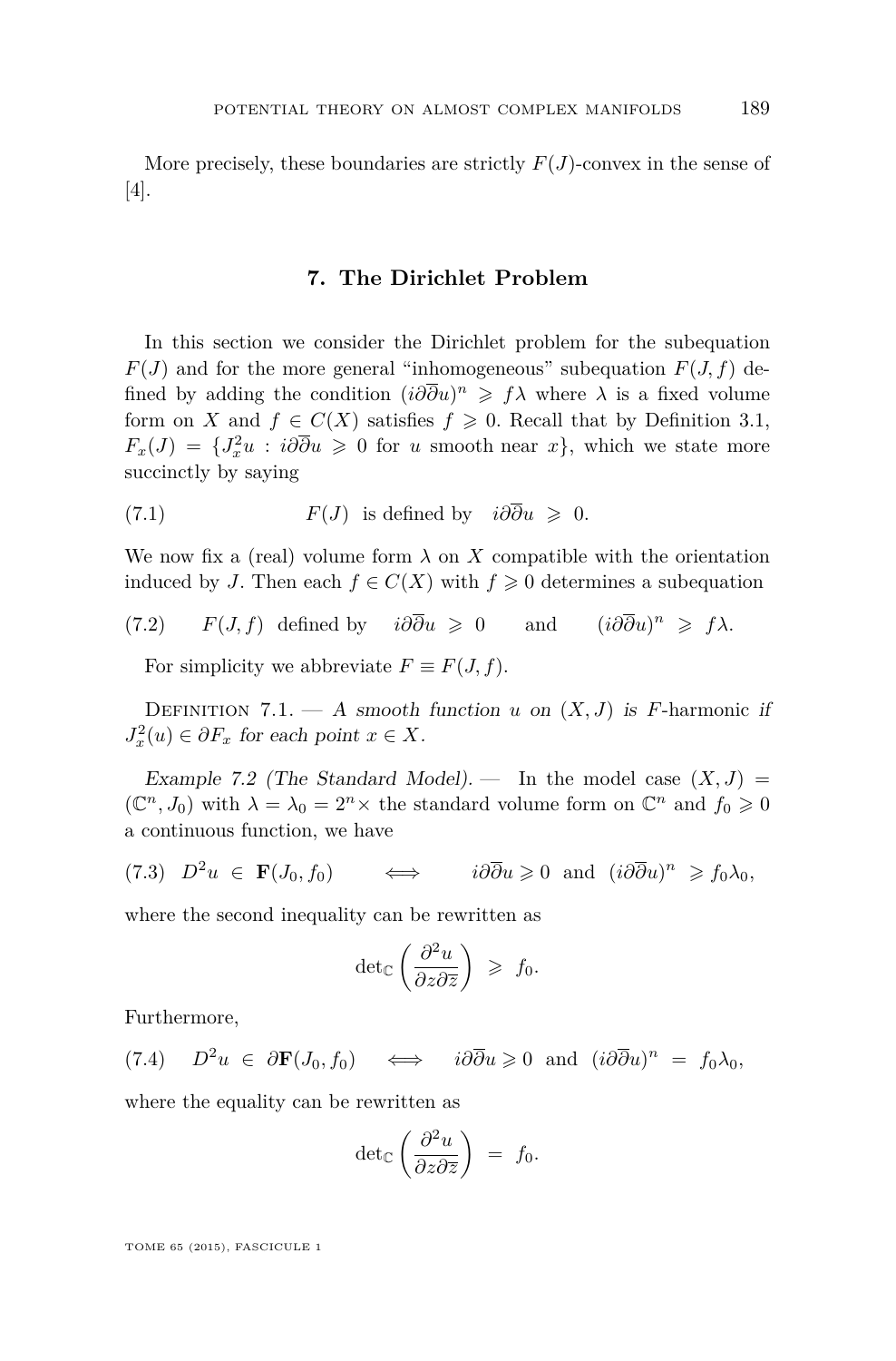More precisely, these boundaries are strictly $F(J)$-convex in the sense of [4].

## 7. The Dirichlet Problem

In this section we consider the Dirichlet problem for the subequation $F(J)$ and for the more general "inhomogeneous" subequation $F(J,f)$ defined by adding the condition $(i\partial\overline{\partial}u)^n \geqslant f\lambda$ where $\lambda$ is a fixed volume form on $X$ and $f \in C(X)$ satisfies $f \geqslant 0$. Recall that by Definition 3.1, $F_x(J) = \{J_x^2 u : i\partial\overline{\partial}u \geqslant 0$ for $u$ smooth near $x\}$, which we state more succinctly by saying

$$F(J) \text{ is defined by } \quad i\partial\overline{\partial}u \;\geqslant\; 0. \tag{7.1}$$

We now fix a (real) volume form $\lambda$ on $X$ compatible with the orientation induced by $J$. Then each $f \in C(X)$ with $f \geqslant 0$ determines a subequation

$$F(J,f) \text{ defined by } \quad i\partial\overline{\partial}u \;\geqslant\; 0 \qquad \text{and} \qquad (i\partial\overline{\partial}u)^n \;\geqslant\; f\lambda. \tag{7.2}$$

For simplicity we abbreviate $F \equiv F(J,f)$.

Definition 7.1. — *A smooth function $u$ on $(X,J)$ is $F$-harmonic if $J_x^2(u) \in \partial F_x$ for each point $x \in X$.*

*Example 7.2 (The Standard Model).* — In the model case $(X,J) = (\mathbb{C}^n, J_0)$ with $\lambda = \lambda_0 = 2^n \times$ the standard volume form on $\mathbb{C}^n$ and $f_0 \geqslant 0$ a continuous function, we have

$$D^2 u \;\in\; \mathbf{F}(J_0, f_0) \qquad \iff \qquad i\partial\overline{\partial}u \geqslant 0 \;\text{ and }\; (i\partial\overline{\partial}u)^n \;\geqslant f_0\lambda_0, \tag{7.3}$$

where the second inequality can be rewritten as

$$\det\nolimits_{\mathbb{C}}\left(\frac{\partial^2 u}{\partial z \partial \overline{z}}\right) \;\geqslant\; f_0.$$

Furthermore,

$$D^2 u \;\in\; \partial\mathbf{F}(J_0, f_0) \quad \iff \quad i\partial\overline{\partial}u \geqslant 0 \;\text{ and }\; (i\partial\overline{\partial}u)^n \;=\; f_0\lambda_0, \tag{7.4}$$

where the equality can be rewritten as

$$\det\nolimits_{\mathbb{C}}\left(\frac{\partial^2 u}{\partial z \partial \overline{z}}\right) \;=\; f_0.$$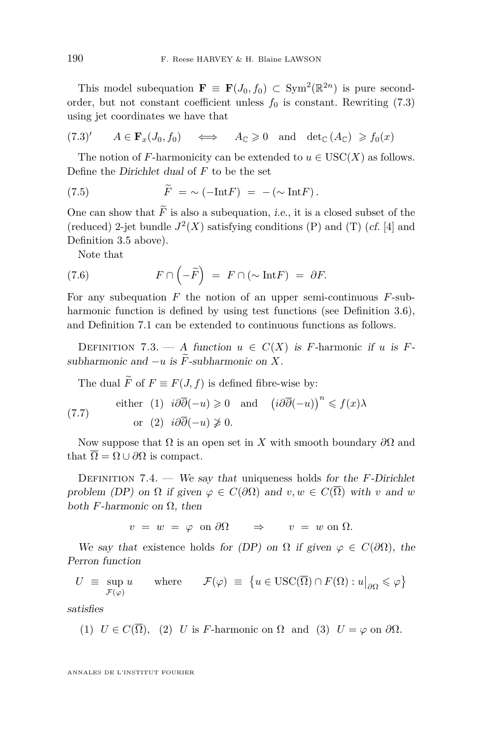This model subequation $\mathbf{F} \equiv \mathbf{F}(J_0, f_0) \subset \mathrm{Sym}^2(\mathbb{R}^{2n})$ is pure second-order, but not constant coefficient unless $f_0$ is constant. Rewriting (7.3) using jet coordinates we have that

$$(7.3)' \qquad A \in \mathbf{F}_x(J_0, f_0) \quad \Longleftrightarrow \quad A_{\mathbb{C}} \geqslant 0 \quad \text{and} \quad \det_{\mathbb{C}}(A_{\mathbb{C}}) \geqslant f_0(x)$$

The notion of $F$-harmonicity can be extended to $u \in \mathrm{USC}(X)$ as follows. Define the *Dirichlet dual* of $F$ to be the set

$$\widetilde{F} = \sim(-\mathrm{Int}F) = -(\sim \mathrm{Int}F). \tag{7.5}$$

One can show that $\widetilde{F}$ is also a subequation, *i.e.*, it is a closed subset of the (reduced) 2-jet bundle $J^2(X)$ satisfying conditions (P) and (T) (*cf.* [4] and Definition 3.5 above).

Note that

$$F \cap \left(-\widetilde{F}\right) = F \cap (\sim \mathrm{Int}F) = \partial F. \tag{7.6}$$

For any subequation $F$ the notion of an upper semi-continuous $F$-subharmonic function is defined by using test functions (see Definition 3.6), and Definition 7.1 can be extended to continuous functions as follows.

Definition 7.3. — *A function $u \in C(X)$ is $F$-harmonic if $u$ is $F$-subharmonic and $-u$ is $\widetilde{F}$-subharmonic on $X$.*

The dual $\widetilde{F}$ of $F \equiv F(J, f)$ is defined fibre-wise by:

$$\begin{aligned} &\text{either} \ \ (1) \ \ i\partial\overline{\partial}(-u) \geqslant 0 \quad \text{and} \quad \left(i\partial\overline{\partial}(-u)\right)^n \leqslant f(x)\lambda \\ &\qquad\ \text{or} \ \ (2) \ \ i\partial\overline{\partial}(-u) \ngeqslant 0. \end{aligned} \tag{7.7}$$

Now suppose that $\Omega$ is an open set in $X$ with smooth boundary $\partial\Omega$ and that $\overline{\Omega} = \Omega \cup \partial\Omega$ is compact.

Definition 7.4. — *We say that* uniqueness holds *for the $F$-Dirichlet problem (DP) on $\Omega$ if given $\varphi \in C(\partial\Omega)$ and $v, w \in C(\overline{\Omega})$ with $v$ and $w$ both $F$-harmonic on $\Omega$, then*

$$v = w = \varphi \ \text{ on } \partial\Omega \qquad \Rightarrow \qquad v = w \text{ on } \Omega.$$

*We say that* existence holds *for (DP) on $\Omega$ if given $\varphi \in C(\partial\Omega)$, the Perron function*

$$U \equiv \sup_{\mathcal{F}(\varphi)} u \qquad \text{where} \qquad \mathcal{F}(\varphi) \equiv \left\{u \in \mathrm{USC}(\overline{\Omega}) \cap F(\Omega) : u\big|_{\partial\Omega} \leqslant \varphi\right\}$$

*satisfies*

(1) $U \in C(\overline{\Omega})$, (2) $U$ is $F$-harmonic on $\Omega$ and (3) $U = \varphi$ on $\partial\Omega$.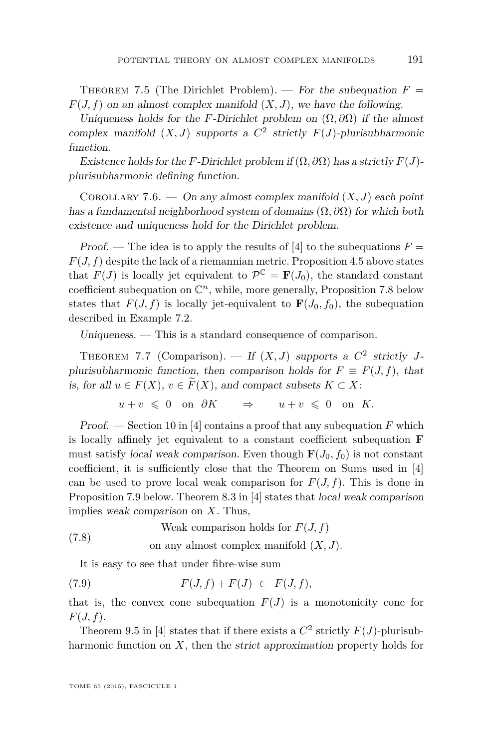Theorem 7.5 (The Dirichlet Problem). — *For the subequation $F = F(J,f)$ on an almost complex manifold $(X,J)$, we have the following.*

*Uniqueness holds for the $F$-Dirichlet problem on $(\Omega, \partial\Omega)$ if the almost complex manifold $(X,J)$ supports a $C^2$ strictly $F(J)$-plurisubharmonic function.*

*Existence holds for the $F$-Dirichlet problem if $(\Omega, \partial\Omega)$ has a strictly $F(J)$-plurisubharmonic defining function.*

Corollary 7.6. — *On any almost complex manifold $(X,J)$ each point has a fundamental neighborhood system of domains $(\Omega, \partial\Omega)$ for which both existence and uniqueness hold for the Dirichlet problem.*

*Proof.* — The idea is to apply the results of [4] to the subequations $F = F(J,f)$ despite the lack of a riemannian metric. Proposition 4.5 above states that $F(J)$ is locally jet equivalent to $\mathcal{P}^{\mathbb{C}} = \mathbf{F}(J_0)$, the standard constant coefficient subequation on $\mathbb{C}^n$, while, more generally, Proposition 7.8 below states that $F(J,f)$ is locally jet-equivalent to $\mathbf{F}(J_0, f_0)$, the subequation described in Example 7.2.

*Uniqueness.* — This is a standard consequence of comparison.

Theorem 7.7 (Comparison). — *If $(X,J)$ supports a $C^2$ strictly $J$-plurisubharmonic function, then comparison holds for $F \equiv F(J,f)$, that is, for all $u \in F(X)$, $v \in \widetilde{F}(X)$, and compact subsets $K \subset X$:*

$$u + v \leqslant 0 \quad \text{on} \quad \partial K \qquad \Rightarrow \qquad u + v \leqslant 0 \quad \text{on} \quad K.$$

*Proof.* — Section 10 in [4] contains a proof that any subequation $F$ which is locally affinely jet equivalent to a constant coefficient subequation $\mathbf{F}$ must satisfy *local weak comparison*. Even though $\mathbf{F}(J_0, f_0)$ is not constant coefficient, it is sufficiently close that the Theorem on Sums used in [4] can be used to prove local weak comparison for $F(J,f)$. This is done in Proposition 7.9 below. Theorem 8.3 in [4] states that *local weak comparison* implies *weak comparison* on $X$. Thus,

$$\begin{gathered}\text{Weak comparison holds for } F(J,f) \\ \text{on any almost complex manifold } (X,J).\end{gathered} \tag{7.8}$$

It is easy to see that under fibre-wise sum

$$F(J,f) + F(J) \subset F(J,f), \tag{7.9}$$

that is, the convex cone subequation $F(J)$ is a monotonicity cone for $F(J,f)$.

Theorem 9.5 in [4] states that if there exists a $C^2$ strictly $F(J)$-plurisubharmonic function on $X$, then the *strict approximation* property holds for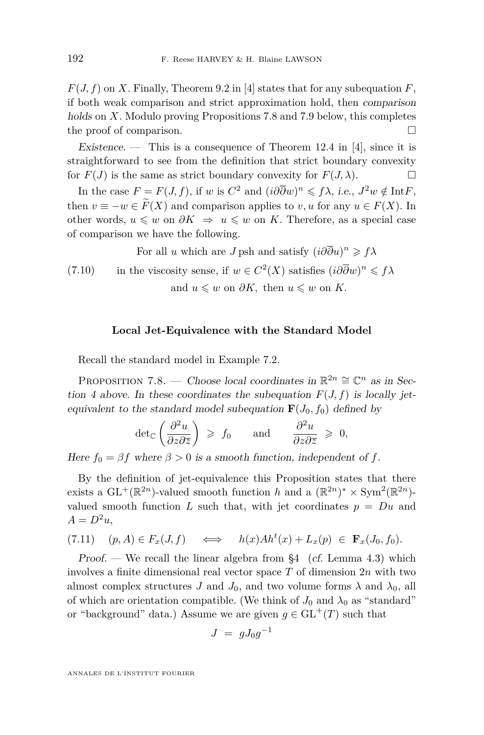$F(J,f)$ on $X$. Finally, Theorem 9.2 in [4] states that for any subequation $F$, if both weak comparison and strict approximation hold, then *comparison holds* on $X$. Modulo proving Propositions 7.8 and 7.9 below, this completes the proof of comparison. □

*Existence.* — This is a consequence of Theorem 12.4 in [4], since it is straightforward to see from the definition that strict boundary convexity for $F(J)$ is the same as strict boundary convexity for $F(J,\lambda)$. □

In the case $F = F(J,f)$, if $w$ is $C^2$ and $(i\partial\overline{\partial}w)^n \leqslant f\lambda$, *i.e.*, $J^2w \notin \operatorname{Int}F$, then $v \equiv -w \in \widetilde{F}(X)$ and comparison applies to $v, u$ for any $u \in F(X)$. In other words, $u \leqslant w$ on $\partial K \;\Rightarrow\; u \leqslant w$ on $K$. Therefore, as a special case of comparison we have the following.

$$
\begin{gathered}
\text{For all } u \text{ which are } J \text{ psh and satisfy } (i\partial\overline{\partial}u)^n \geqslant f\lambda \\
\text{in the viscosity sense, if } w \in C^2(X) \text{ satisfies } (i\partial\overline{\partial}w)^n \leqslant f\lambda \\
\text{and } u \leqslant w \text{ on } \partial K, \text{ then } u \leqslant w \text{ on } K.
\end{gathered}
\tag{7.10}
$$

### Local Jet-Equivalence with the Standard Model

Recall the standard model in Example 7.2.

Proposition 7.8. — *Choose local coordinates in $\mathbb{R}^{2n} \cong \mathbb{C}^n$ as in Section 4 above. In these coordinates the subequation $F(J,f)$ is locally jet-equivalent to the standard model subequation $\mathbf{F}(J_0, f_0)$ defined by*

$$
\det{}_{\mathbb{C}}\left(\frac{\partial^2 u}{\partial z \partial \overline{z}}\right) \geqslant f_0 \qquad \text{and} \qquad \frac{\partial^2 u}{\partial z \partial \overline{z}} \geqslant 0,
$$

*Here $f_0 = \beta f$ where $\beta > 0$ is a smooth function, independent of $f$.*

By the definition of jet-equivalence this Proposition states that there exists a $\mathrm{GL}^+(\mathbb{R}^{2n})$-valued smooth function $h$ and a $(\mathbb{R}^{2n})^* \times \mathrm{Sym}^2(\mathbb{R}^{2n})$-valued smooth function $L$ such that, with jet coordinates $p = Du$ and $A = D^2u$,

$$
(p, A) \in F_x(J,f) \quad \iff \quad h(x)Ah^t(x) + L_x(p) \;\in\; \mathbf{F}_x(J_0, f_0).
\tag{7.11}
$$

*Proof.* — We recall the linear algebra from §4 (*cf.* Lemma 4.3) which involves a finite dimensional real vector space $T$ of dimension $2n$ with two almost complex structures $J$ and $J_0$, and two volume forms $\lambda$ and $\lambda_0$, all of which are orientation compatible. (We think of $J_0$ and $\lambda_0$ as "standard" or "background" data.) Assume we are given $g \in \mathrm{GL}^+(T)$ such that

$$
J \;=\; gJ_0g^{-1}
$$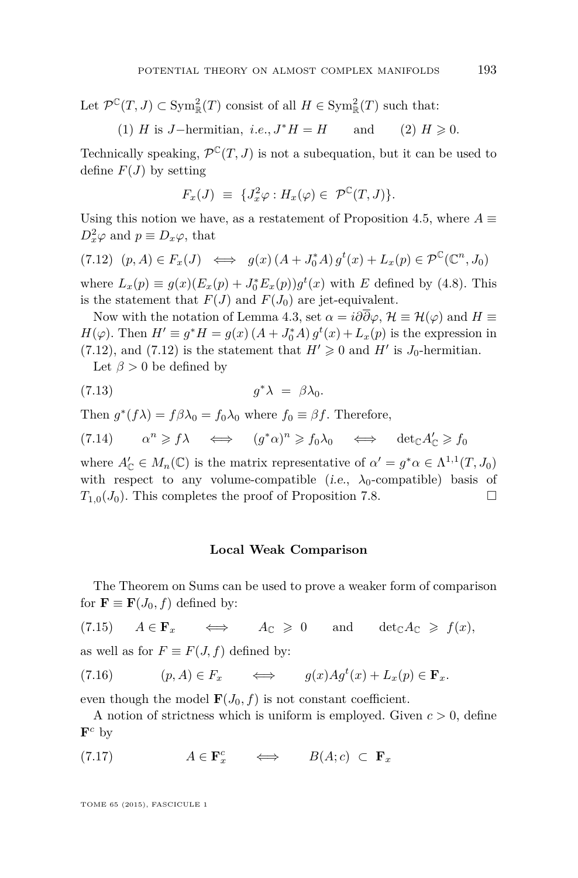Let $\mathcal{P}^{\mathbb{C}}(T, J) \subset \mathrm{Sym}^2_{\mathbb{R}}(T)$ consist of all $H \in \mathrm{Sym}^2_{\mathbb{R}}(T)$ such that:

$$(1)\ H \text{ is } J\text{-hermitian, } i.e., J^*H = H \qquad \text{and} \qquad (2)\ H \geqslant 0.$$

Technically speaking, $\mathcal{P}^{\mathbb{C}}(T, J)$ is not a subequation, but it can be used to define $F(J)$ by setting

$$F_x(J) \equiv \{J^2_x\varphi : H_x(\varphi) \in \mathcal{P}^{\mathbb{C}}(T, J)\}.$$

Using this notion we have, as a restatement of Proposition 4.5, where $A \equiv D^2_x\varphi$ and $p \equiv D_x\varphi$, that

$$(7.12)\quad (p, A) \in F_x(J) \iff g(x)\,(A + J_0^*A)\,g^t(x) + L_x(p) \in \mathcal{P}^{\mathbb{C}}(\mathbb{C}^n, J_0)$$

where $L_x(p) \equiv g(x)(E_x(p) + J_0^*E_x(p))g^t(x)$ with $E$ defined by (4.8). This is the statement that $F(J)$ and $F(J_0)$ are jet-equivalent.

Now with the notation of Lemma 4.3, set $\alpha = i\partial\overline{\partial}\varphi$, $\mathcal{H} \equiv \mathcal{H}(\varphi)$ and $H \equiv H(\varphi)$. Then $H' \equiv g^*H = g(x)\,(A + J_0^*A)\,g^t(x) + L_x(p)$ is the expression in (7.12), and (7.12) is the statement that $H' \geqslant 0$ and $H'$ is $J_0$-hermitian.

Let $\beta > 0$ be defined by

$$(7.13)\qquad g^*\lambda = \beta\lambda_0.$$

Then $g^*(f\lambda) = f\beta\lambda_0 = f_0\lambda_0$ where $f_0 \equiv \beta f$. Therefore,

$$(7.14)\qquad \alpha^n \geqslant f\lambda \iff (g^*\alpha)^n \geqslant f_0\lambda_0 \iff \det{}_{\mathbb{C}}A'_{\mathbb{C}} \geqslant f_0$$

where $A'_{\mathbb{C}} \in M_n(\mathbb{C})$ is the matrix representative of $\alpha' = g^*\alpha \in \Lambda^{1,1}(T, J_0)$ with respect to any volume-compatible (*i.e.*, $\lambda_0$-compatible) basis of $T_{1,0}(J_0)$. This completes the proof of Proposition 7.8. $\square$

### Local Weak Comparison

The Theorem on Sums can be used to prove a weaker form of comparison for $\mathbf{F} \equiv \mathbf{F}(J_0, f)$ defined by:

$$(7.15)\qquad A \in \mathbf{F}_x \iff A_{\mathbb{C}} \geqslant 0 \quad \text{and} \quad \det{}_{\mathbb{C}}A_{\mathbb{C}} \geqslant f(x),$$

as well as for $F \equiv F(J, f)$ defined by:

$$(7.16)\qquad (p, A) \in F_x \iff g(x)Ag^t(x) + L_x(p) \in \mathbf{F}_x.$$

even though the model $\mathbf{F}(J_0, f)$ is not constant coefficient.

A notion of strictness which is uniform is employed. Given $c > 0$, define $\mathbf{F}^c$ by

$$(7.17)\qquad A \in \mathbf{F}^c_x \iff B(A; c) \subset \mathbf{F}_x$$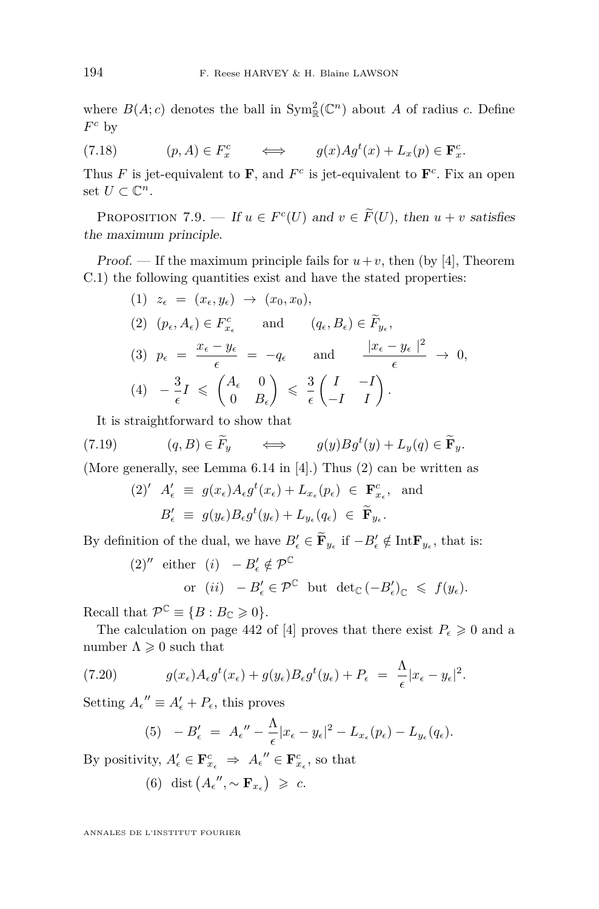where $B(A;c)$ denotes the ball in $\mathrm{Sym}^2_{\mathbb{R}}(\mathbb{C}^n)$ about $A$ of radius $c$. Define $F^c$ by

$$(7.18) \qquad (p,A) \in F^c_x \qquad \Longleftrightarrow \qquad g(x)Ag^t(x) + L_x(p) \in \mathbf{F}^c_x.$$

Thus $F$ is jet-equivalent to $\mathbf{F}$, and $F^c$ is jet-equivalent to $\mathbf{F}^c$. Fix an open set $U \subset \mathbb{C}^n$.

Proposition 7.9. — *If $u \in F^c(U)$ and $v \in \widetilde{F}(U)$, then $u+v$ satisfies the maximum principle.*

*Proof.* — If the maximum principle fails for $u+v$, then (by [4], Theorem C.1) the following quantities exist and have the stated properties:

$$(1) \quad z_\epsilon \; = \; (x_\epsilon, y_\epsilon) \; \to \; (x_0, x_0),$$

$$(2) \quad (p_\epsilon, A_\epsilon) \in F^c_{x_\epsilon} \qquad \text{and} \qquad (q_\epsilon, B_\epsilon) \in \widetilde{F}_{y_\epsilon},$$

$$(3) \quad p_\epsilon \; = \; \frac{x_\epsilon - y_\epsilon}{\epsilon} \; = \; -q_\epsilon \qquad \text{and} \qquad \frac{|x_\epsilon - y_\epsilon\,|^2}{\epsilon} \; \to \; 0,$$

$$(4) \quad -\frac{3}{\epsilon}I \; \leqslant \; \begin{pmatrix} A_\epsilon & 0 \\ 0 & B_\epsilon \end{pmatrix} \; \leqslant \; \frac{3}{\epsilon}\begin{pmatrix} I & -I \\ -I & I \end{pmatrix}.$$

It is straightforward to show that

$$(7.19) \qquad (q,B) \in \widetilde{F}_y \qquad \Longleftrightarrow \qquad g(y)Bg^t(y) + L_y(q) \in \widetilde{\mathbf{F}}_y.$$

(More generally, see Lemma 6.14 in [4].) Thus (2) can be written as

$$(2)' \quad A'_\epsilon \; \equiv \; g(x_\epsilon)A_\epsilon g^t(x_\epsilon) + L_{x_\epsilon}(p_\epsilon) \; \in \; \mathbf{F}^c_{x_\epsilon}, \quad \text{and}$$

$$B'_\epsilon \; \equiv \; g(y_\epsilon)B_\epsilon g^t(y_\epsilon) + L_{y_\epsilon}(q_\epsilon) \; \in \; \widetilde{\mathbf{F}}_{y_\epsilon}.$$

By definition of the dual, we have $B'_\epsilon \in \widetilde{\mathbf{F}}_{y_\epsilon}$ if $-B'_\epsilon \notin \mathrm{Int}\mathbf{F}_{y_\epsilon}$, that is:

$$(2)'' \quad \text{either} \quad (i) \quad -B'_\epsilon \notin \mathcal{P}^{\mathbb{C}}$$

$$\text{or} \quad (ii) \quad -B'_\epsilon \in \mathcal{P}^{\mathbb{C}} \quad \text{but} \quad \det{}_{\mathbb{C}}\,(-B'_\epsilon)_{\mathbb{C}} \; \leqslant \; f(y_\epsilon).$$

Recall that $\mathcal{P}^{\mathbb{C}} \equiv \{B : B_{\mathbb{C}} \geqslant 0\}$.

The calculation on page 442 of [4] proves that there exist $P_\epsilon \geqslant 0$ and a number $\Lambda \geqslant 0$ such that

$$(7.20) \qquad g(x_\epsilon)A_\epsilon g^t(x_\epsilon) + g(y_\epsilon)B_\epsilon g^t(y_\epsilon) + P_\epsilon \; = \; \frac{\Lambda}{\epsilon}|x_\epsilon - y_\epsilon|^2.$$

Setting $A_\epsilon{}'' \equiv A'_\epsilon + P_\epsilon$, this proves

$$(5) \quad -B'_\epsilon \; = \; A_\epsilon{}'' - \frac{\Lambda}{\epsilon}|x_\epsilon - y_\epsilon|^2 - L_{x_\epsilon}(p_\epsilon) - L_{y_\epsilon}(q_\epsilon).$$

By positivity, $A'_\epsilon \in \mathbf{F}^c_{x_\epsilon} \;\Rightarrow\; A_\epsilon{}'' \in \mathbf{F}^c_{x_\epsilon}$, so that

$$(6) \quad \mathrm{dist}\left(A_\epsilon{}'', \sim \mathbf{F}_{x_\epsilon}\right) \; \geqslant \; c.$$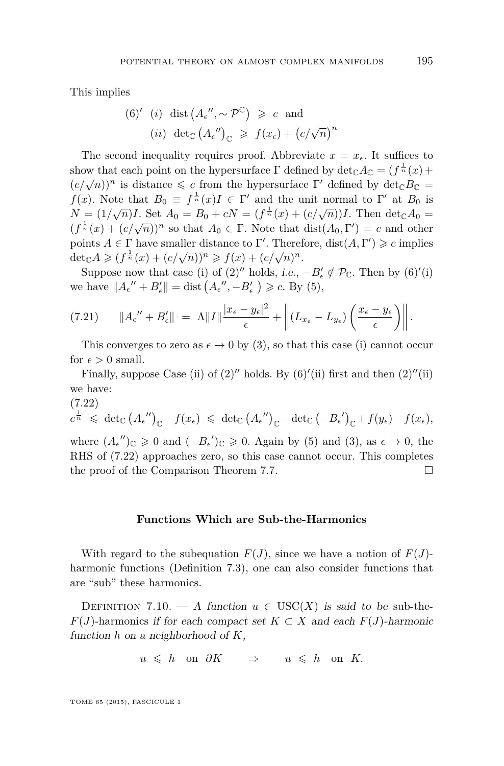This implies

$$(6)' \quad (i) \ \ \mathrm{dist}\left(A_\epsilon{}'', \sim \mathcal{P}^{\mathbb{C}}\right) \ \geqslant \ c \ \ \text{and}$$
$$(ii) \ \ \det_{\mathbb{C}}\left(A_\epsilon{}''\right)_{\mathbb{C}} \ \geqslant \ f(x_\epsilon) + \left(c/\sqrt{n}\right)^n$$

The second inequality requires proof. Abbreviate $x = x_\epsilon$. It suffices to show that each point on the hypersurface $\Gamma$ defined by $\det_{\mathbb{C}} A_{\mathbb{C}} = (f^{\frac{1}{n}}(x) + (c/\sqrt{n}))^n$ is distance $\leqslant c$ from the hypersurface $\Gamma'$ defined by $\det_{\mathbb{C}} B_{\mathbb{C}} = f(x)$. Note that $B_0 \equiv f^{\frac{1}{n}}(x) I \in \Gamma'$ and the unit normal to $\Gamma'$ at $B_0$ is $N = (1/\sqrt{n})I$. Set $A_0 = B_0 + cN = (f^{\frac{1}{n}}(x) + (c/\sqrt{n}))I$. Then $\det_{\mathbb{C}} A_0 = (f^{\frac{1}{n}}(x) + (c/\sqrt{n}))^n$ so that $A_0 \in \Gamma$. Note that $\mathrm{dist}(A_0, \Gamma') = c$ and other points $A \in \Gamma$ have smaller distance to $\Gamma'$. Therefore, $\mathrm{dist}(A, \Gamma') \geqslant c$ implies $\det_{\mathbb{C}} A \geqslant (f^{\frac{1}{n}}(x) + (c/\sqrt{n}))^n \geqslant f(x) + (c/\sqrt{n})^n$.

Suppose now that case (i) of $(2)''$ holds, *i.e.*, $-B_\epsilon' \notin \mathcal{P}_{\mathbb{C}}$. Then by $(6)'$(i) we have $\|A_\epsilon{}'' + B_\epsilon'\| = \mathrm{dist}\left(A_\epsilon{}'', -B_\epsilon'\right) \geqslant c$. By (5),

$$(7.21) \qquad \|A_\epsilon{}'' + B_\epsilon'\| \ = \ \Lambda \|I\| \frac{|x_\epsilon - y_\epsilon|^2}{\epsilon} + \left\| (L_{x_\epsilon} - L_{y_\epsilon}) \left( \frac{x_\epsilon - y_\epsilon}{\epsilon} \right) \right\|.$$

This converges to zero as $\epsilon \to 0$ by (3), so that this case (i) cannot occur for $\epsilon > 0$ small.

Finally, suppose Case (ii) of $(2)''$ holds. By $(6)'$(ii) first and then $(2)''$(ii) we have:

$$(7.22)$$
$$c^{\frac{1}{n}} \ \leqslant \ \det_{\mathbb{C}}\left(A_\epsilon{}''\right)_{\mathbb{C}} - f(x_\epsilon) \ \leqslant \ \det_{\mathbb{C}}\left(A_\epsilon{}''\right)_{\mathbb{C}} - \det_{\mathbb{C}}\left(-B_\epsilon{}'\right)_{\mathbb{C}} + f(y_\epsilon) - f(x_\epsilon),$$

where $(A_\epsilon{}'')_{\mathbb{C}} \geqslant 0$ and $(-B_\epsilon{}')_{\mathbb{C}} \geqslant 0$. Again by (5) and (3), as $\epsilon \to 0$, the RHS of (7.22) approaches zero, so this case cannot occur. This completes the proof of the Comparison Theorem 7.7. □

### Functions Which are Sub-the-Harmonics

With regard to the subequation $F(J)$, since we have a notion of $F(J)$-harmonic functions (Definition 7.3), one can also consider functions that are "sub" these harmonics.

Definition 7.10. — *A function $u \in \mathrm{USC}(X)$ is said to be* sub-the-$F(J)$-harmonics *if for each compact set $K \subset X$ and each $F(J)$-harmonic function $h$ on a neighborhood of $K$,*

$$u \ \leqslant \ h \quad \text{on} \ \ \partial K \qquad \Rightarrow \qquad u \ \leqslant \ h \quad \text{on} \ \ K.$$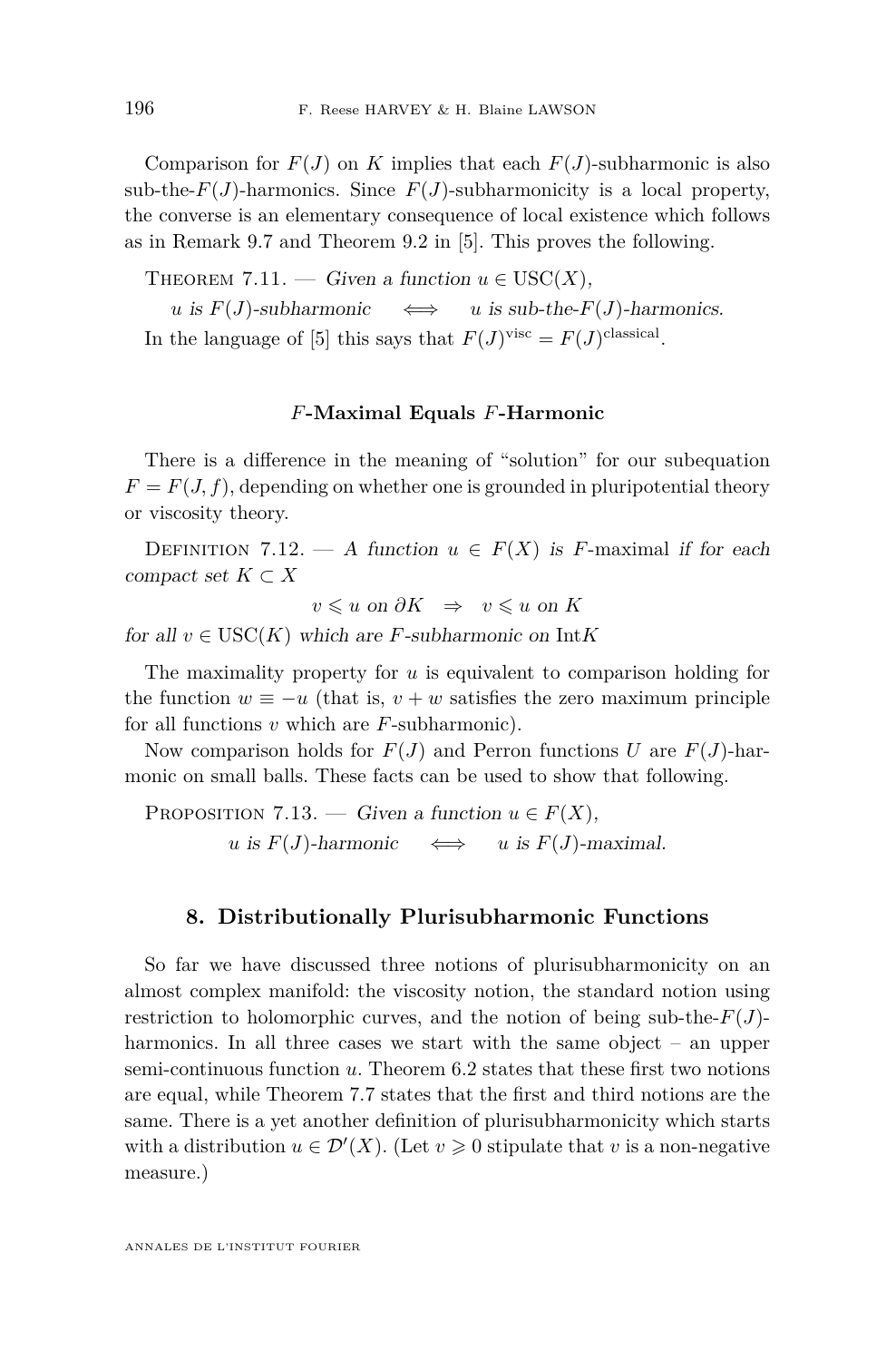Comparison for $F(J)$ on $K$ implies that each $F(J)$-subharmonic is also sub-the-$F(J)$-harmonics. Since $F(J)$-subharmonicity is a local property, the converse is an elementary consequence of local existence which follows as in Remark 9.7 and Theorem 9.2 in [5]. This proves the following.

Theorem 7.11. — *Given a function $u \in \mathrm{USC}(X)$,*

$$u \text{ is } F(J)\text{-subharmonic} \quad \iff \quad u \text{ is sub-the-}F(J)\text{-harmonics.}$$

In the language of [5] this says that $F(J)^{\mathrm{visc}} = F(J)^{\mathrm{classical}}$.

### $F$-Maximal Equals $F$-Harmonic

There is a difference in the meaning of "solution" for our subequation $F = F(J, f)$, depending on whether one is grounded in pluripotential theory or viscosity theory.

Definition 7.12. — *A function $u \in F(X)$ is $F$-maximal if for each compact set $K \subset X$*

$$v \leqslant u \text{ on } \partial K \quad \Rightarrow \quad v \leqslant u \text{ on } K$$

*for all $v \in \mathrm{USC}(K)$ which are $F$-subharmonic on $\mathrm{Int}K$*

The maximality property for $u$ is equivalent to comparison holding for the function $w \equiv -u$ (that is, $v + w$ satisfies the zero maximum principle for all functions $v$ which are $F$-subharmonic).

Now comparison holds for $F(J)$ and Perron functions $U$ are $F(J)$-harmonic on small balls. These facts can be used to show that following.

Proposition 7.13. — *Given a function $u \in F(X)$,*

$$u \text{ is } F(J)\text{-harmonic} \quad \iff \quad u \text{ is } F(J)\text{-maximal.}$$

## 8. Distributionally Plurisubharmonic Functions

So far we have discussed three notions of plurisubharmonicity on an almost complex manifold: the viscosity notion, the standard notion using restriction to holomorphic curves, and the notion of being sub-the-$F(J)$-harmonics. In all three cases we start with the same object – an upper semi-continuous function $u$. Theorem 6.2 states that these first two notions are equal, while Theorem 7.7 states that the first and third notions are the same. There is a yet another definition of plurisubharmonicity which starts with a distribution $u \in \mathcal{D}'(X)$. (Let $v \geqslant 0$ stipulate that $v$ is a non-negative measure.)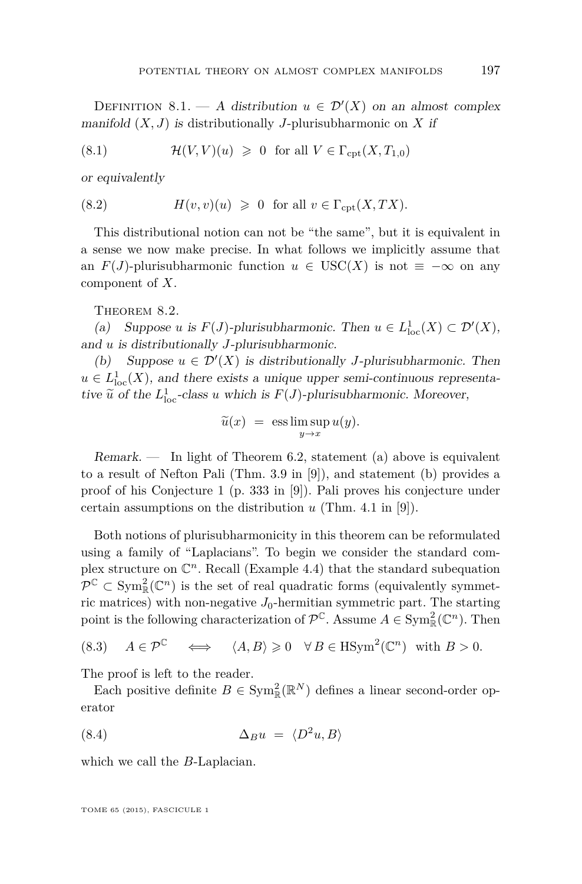Definition 8.1. — *A distribution $u \in \mathcal{D}'(X)$ on an almost complex manifold $(X, J)$ is* distributionally $J$-plurisubharmonic *on $X$ if*

$$\mathcal{H}(V,V)(u) \;\geqslant\; 0 \quad \text{for all } V \in \Gamma_{\mathrm{cpt}}(X, T_{1,0}) \tag{8.1}$$

*or equivalently*

$$H(v,v)(u) \;\geqslant\; 0 \quad \text{for all } v \in \Gamma_{\mathrm{cpt}}(X, TX). \tag{8.2}$$

This distributional notion can not be "the same", but it is equivalent in a sense we now make precise. In what follows we implicitly assume that an $F(J)$-plurisubharmonic function $u \in \mathrm{USC}(X)$ is not $\equiv -\infty$ on any component of $X$.

Theorem 8.2.

(a) *Suppose $u$ is $F(J)$-plurisubharmonic. Then $u \in L^1_{\mathrm{loc}}(X) \subset \mathcal{D}'(X)$, and $u$ is distributionally $J$-plurisubharmonic.*

(b) *Suppose $u \in \mathcal{D}'(X)$ is distributionally $J$-plurisubharmonic. Then $u \in L^1_{\mathrm{loc}}(X)$, and there exists a unique upper semi-continuous representative $\widetilde{u}$ of the $L^1_{\mathrm{loc}}$-class $u$ which is $F(J)$-plurisubharmonic. Moreover,*

$$\widetilde{u}(x) \;=\; \operatorname{ess}\limsup_{y \to x} u(y).$$

*Remark.* — In light of Theorem 6.2, statement (a) above is equivalent to a result of Nefton Pali (Thm. 3.9 in [9]), and statement (b) provides a proof of his Conjecture 1 (p. 333 in [9]). Pali proves his conjecture under certain assumptions on the distribution $u$ (Thm. 4.1 in [9]).

Both notions of plurisubharmonicity in this theorem can be reformulated using a family of "Laplacians". To begin we consider the standard complex structure on $\mathbb{C}^n$. Recall (Example 4.4) that the standard subequation $\mathcal{P}^{\mathbb{C}} \subset \mathrm{Sym}^2_{\mathbb{R}}(\mathbb{C}^n)$ is the set of real quadratic forms (equivalently symmetric matrices) with non-negative $J_0$-hermitian symmetric part. The starting point is the following characterization of $\mathcal{P}^{\mathbb{C}}$. Assume $A \in \mathrm{Sym}^2_{\mathbb{R}}(\mathbb{C}^n)$. Then

$$A \in \mathcal{P}^{\mathbb{C}} \quad \iff \quad \langle A, B \rangle \geqslant 0 \quad \forall\, B \in \mathrm{HSym}^2(\mathbb{C}^n) \;\; \text{with } B > 0. \tag{8.3}$$

The proof is left to the reader.

Each positive definite $B \in \mathrm{Sym}^2_{\mathbb{R}}(\mathbb{R}^N)$ defines a linear second-order operator

$$\Delta_B u \;=\; \langle D^2 u, B \rangle \tag{8.4}$$

which we call the $B$-Laplacian.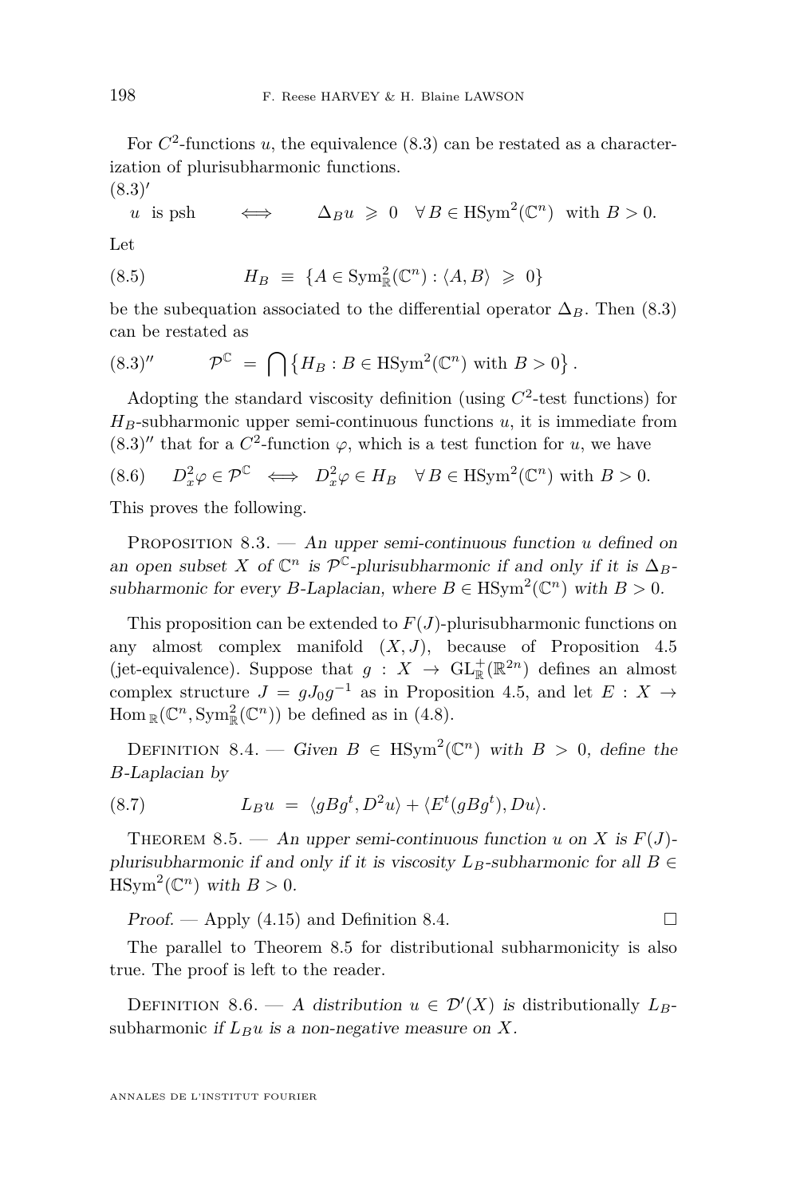For $C^2$-functions $u$, the equivalence (8.3) can be restated as a characterization of plurisubharmonic functions.

(8.3)′

$$u \text{ is psh} \qquad \iff \qquad \Delta_B u \ \geqslant\ 0 \quad \forall\, B \in \mathrm{HSym}^2(\mathbb{C}^n) \ \text{ with } B > 0.$$

Let

$$H_B \ \equiv\ \{A \in \mathrm{Sym}^2_{\mathbb{R}}(\mathbb{C}^n) : \langle A, B\rangle \ \geqslant\ 0\} \tag{8.5}$$

be the subequation associated to the differential operator $\Delta_B$. Then (8.3) can be restated as

$$\mathcal{P}^{\mathbb{C}} \ =\ \bigcap \big\{ H_B : B \in \mathrm{HSym}^2(\mathbb{C}^n) \text{ with } B > 0 \big\}. \tag{8.3$''$}$$

Adopting the standard viscosity definition (using $C^2$-test functions) for $H_B$-subharmonic upper semi-continuous functions $u$, it is immediate from (8.3)″ that for a $C^2$-function $\varphi$, which is a test function for $u$, we have

$$D^2_x\varphi \in \mathcal{P}^{\mathbb{C}} \iff D^2_x\varphi \in H_B \quad \forall\, B \in \mathrm{HSym}^2(\mathbb{C}^n) \text{ with } B > 0. \tag{8.6}$$

This proves the following.

Proposition 8.3. — *An upper semi-continuous function $u$ defined on an open subset $X$ of $\mathbb{C}^n$ is $\mathcal{P}^{\mathbb{C}}$-plurisubharmonic if and only if it is $\Delta_B$-subharmonic for every B-Laplacian, where $B \in \mathrm{HSym}^2(\mathbb{C}^n)$ with $B > 0$.*

This proposition can be extended to $F(J)$-plurisubharmonic functions on any almost complex manifold $(X, J)$, because of Proposition 4.5 (jet-equivalence). Suppose that $g : X \to \mathrm{GL}^+_{\mathbb{R}}(\mathbb{R}^{2n})$ defines an almost complex structure $J = gJ_0g^{-1}$ as in Proposition 4.5, and let $E : X \to \mathrm{Hom}_{\mathbb{R}}(\mathbb{C}^n, \mathrm{Sym}^2_{\mathbb{R}}(\mathbb{C}^n))$ be defined as in (4.8).

Definition 8.4. — *Given $B \in \mathrm{HSym}^2(\mathbb{C}^n)$ with $B > 0$, define the B-Laplacian by*

$$L_B u \ =\ \langle gBg^t, D^2 u\rangle + \langle E^t(gBg^t), Du\rangle. \tag{8.7}$$

Theorem 8.5. — *An upper semi-continuous function $u$ on $X$ is $F(J)$-plurisubharmonic if and only if it is viscosity $L_B$-subharmonic for all $B \in \mathrm{HSym}^2(\mathbb{C}^n)$ with $B > 0$.*

*Proof.* — Apply (4.15) and Definition 8.4. ☐

The parallel to Theorem 8.5 for distributional subharmonicity is also true. The proof is left to the reader.

Definition 8.6. — *A distribution $u \in \mathcal{D}'(X)$ is* distributionally $L_B$-subharmonic *if $L_B u$ is a non-negative measure on $X$.*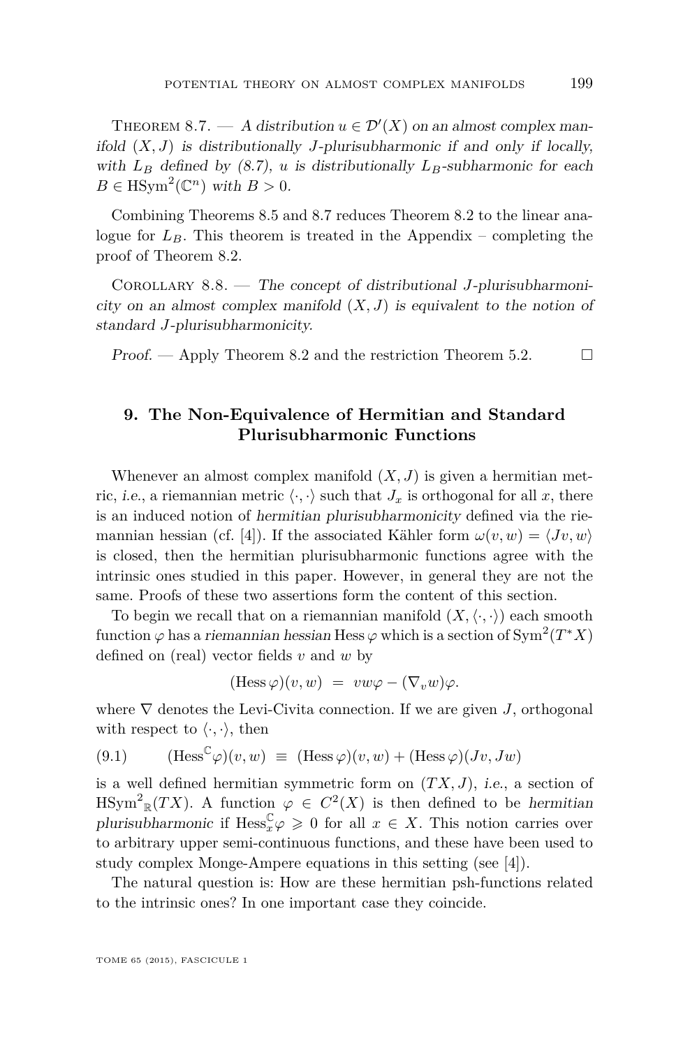Theorem 8.7. — *A distribution $u \in \mathcal{D}'(X)$ on an almost complex manifold $(X, J)$ is distributionally $J$-plurisubharmonic if and only if locally, with $L_B$ defined by (8.7), $u$ is distributionally $L_B$-subharmonic for each $B \in \mathrm{HSym}^2(\mathbb{C}^n)$ with $B > 0$.*

Combining Theorems 8.5 and 8.7 reduces Theorem 8.2 to the linear analogue for $L_B$. This theorem is treated in the Appendix – completing the proof of Theorem 8.2.

Corollary 8.8. — *The concept of distributional $J$-plurisubharmonicity on an almost complex manifold $(X, J)$ is equivalent to the notion of standard $J$-plurisubharmonicity.*

*Proof.* — Apply Theorem 8.2 and the restriction Theorem 5.2. □

## 9. The Non-Equivalence of Hermitian and Standard Plurisubharmonic Functions

Whenever an almost complex manifold $(X, J)$ is given a hermitian metric, *i.e.*, a riemannian metric $\langle \cdot, \cdot \rangle$ such that $J_x$ is orthogonal for all $x$, there is an induced notion of *hermitian plurisubharmonicity* defined via the riemannian hessian (cf. [4]). If the associated Kähler form $\omega(v, w) = \langle Jv, w \rangle$ is closed, then the hermitian plurisubharmonic functions agree with the intrinsic ones studied in this paper. However, in general they are not the same. Proofs of these two assertions form the content of this section.

To begin we recall that on a riemannian manifold $(X, \langle \cdot, \cdot \rangle)$ each smooth function $\varphi$ has a *riemannian hessian* $\mathrm{Hess}\,\varphi$ which is a section of $\mathrm{Sym}^2(T^*X)$ defined on (real) vector fields $v$ and $w$ by

$$(\mathrm{Hess}\,\varphi)(v, w) \;=\; vw\varphi - (\nabla_v w)\varphi.$$

where $\nabla$ denotes the Levi-Civita connection. If we are given $J$, orthogonal with respect to $\langle \cdot, \cdot \rangle$, then

$$(\mathrm{Hess}^{\mathbb{C}}\varphi)(v, w) \;\equiv\; (\mathrm{Hess}\,\varphi)(v, w) + (\mathrm{Hess}\,\varphi)(Jv, Jw) \tag{9.1}$$

is a well defined hermitian symmetric form on $(TX, J)$, *i.e.*, a section of $\mathrm{HSym}^2{}_{\mathbb{R}}(TX)$. A function $\varphi \in C^2(X)$ is then defined to be *hermitian plurisubharmonic* if $\mathrm{Hess}^{\mathbb{C}}_x\varphi \geqslant 0$ for all $x \in X$. This notion carries over to arbitrary upper semi-continuous functions, and these have been used to study complex Monge-Ampere equations in this setting (see [4]).

The natural question is: How are these hermitian psh-functions related to the intrinsic ones? In one important case they coincide.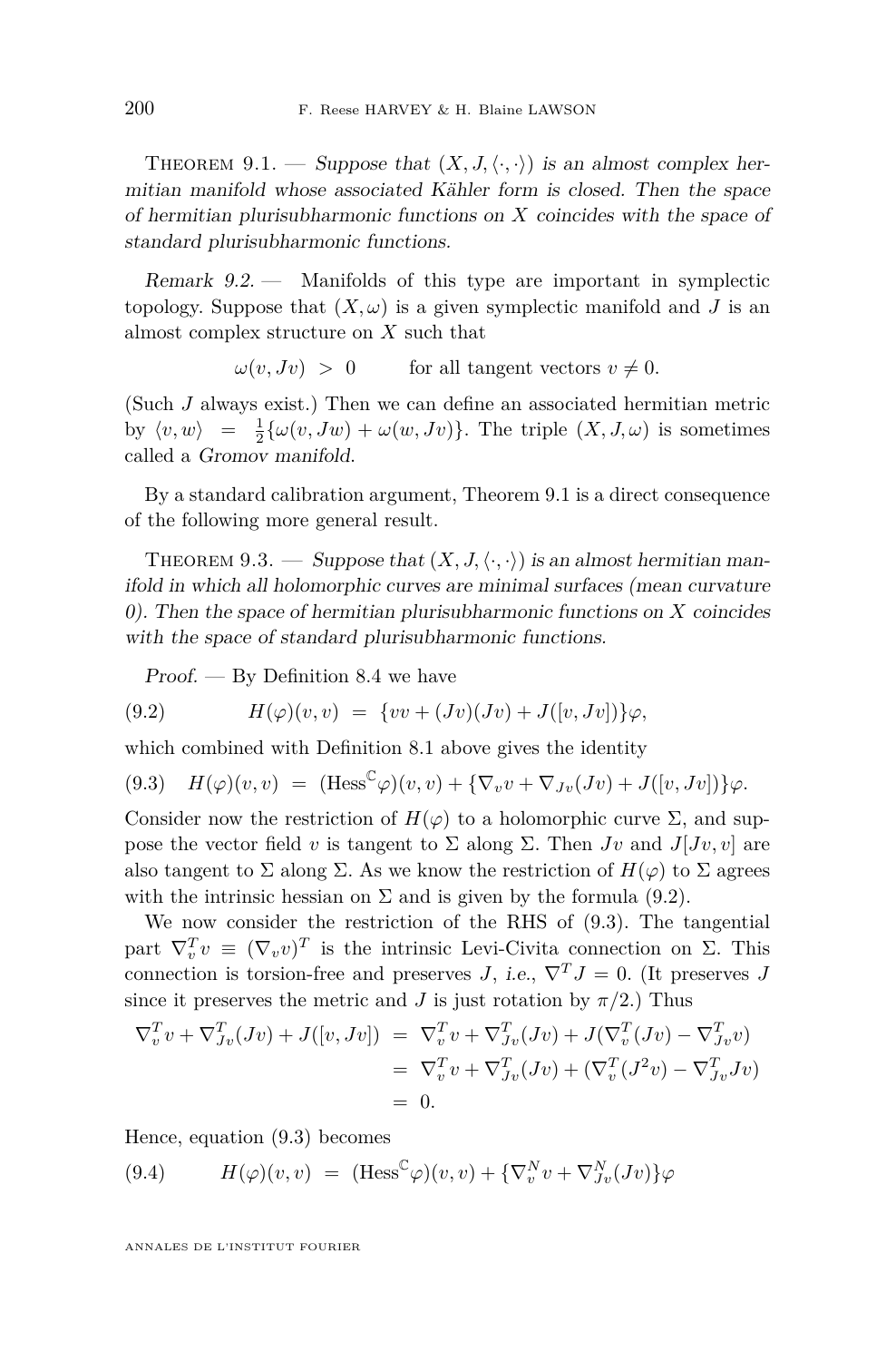Theorem 9.1. — *Suppose that $(X, J, \langle\cdot,\cdot\rangle)$ is an almost complex hermitian manifold whose associated Kähler form is closed. Then the space of hermitian plurisubharmonic functions on $X$ coincides with the space of standard plurisubharmonic functions.*

*Remark 9.2.* — Manifolds of this type are important in symplectic topology. Suppose that $(X, \omega)$ is a given symplectic manifold and $J$ is an almost complex structure on $X$ such that

$$\omega(v, Jv) \ > \ 0 \qquad \text{for all tangent vectors } v \neq 0.$$

(Such $J$ always exist.) Then we can define an associated hermitian metric by $\langle v, w\rangle \ = \ \frac{1}{2}\{\omega(v, Jw) + \omega(w, Jv)\}$. The triple $(X, J, \omega)$ is sometimes called a *Gromov manifold*.

By a standard calibration argument, Theorem 9.1 is a direct consequence of the following more general result.

Theorem 9.3. — *Suppose that $(X, J, \langle\cdot,\cdot\rangle)$ is an almost hermitian manifold in which all holomorphic curves are minimal surfaces (mean curvature 0). Then the space of hermitian plurisubharmonic functions on $X$ coincides with the space of standard plurisubharmonic functions.*

*Proof.* — By Definition 8.4 we have

$$H(\varphi)(v, v) \ = \ \{vv + (Jv)(Jv) + J([v, Jv])\}\varphi, \tag{9.2}$$

which combined with Definition 8.1 above gives the identity

$$H(\varphi)(v, v) \ = \ (\mathrm{Hess}^{\mathbb{C}}\varphi)(v, v) + \{\nabla_v v + \nabla_{Jv}(Jv) + J([v, Jv])\}\varphi. \tag{9.3}$$

Consider now the restriction of $H(\varphi)$ to a holomorphic curve $\Sigma$, and suppose the vector field $v$ is tangent to $\Sigma$ along $\Sigma$. Then $Jv$ and $J[Jv, v]$ are also tangent to $\Sigma$ along $\Sigma$. As we know the restriction of $H(\varphi)$ to $\Sigma$ agrees with the intrinsic hessian on $\Sigma$ and is given by the formula (9.2).

We now consider the restriction of the RHS of (9.3). The tangential part $\nabla^T_v v \equiv (\nabla_v v)^T$ is the intrinsic Levi-Civita connection on $\Sigma$. This connection is torsion-free and preserves $J$, *i.e.*, $\nabla^T J = 0$. (It preserves $J$ since it preserves the metric and $J$ is just rotation by $\pi/2$.) Thus

$$\begin{aligned}
\nabla^T_v v + \nabla^T_{Jv}(Jv) + J([v, Jv]) \ &= \ \nabla^T_v v + \nabla^T_{Jv}(Jv) + J(\nabla^T_v(Jv) - \nabla^T_{Jv} v) \\
&= \ \nabla^T_v v + \nabla^T_{Jv}(Jv) + (\nabla^T_v(J^2 v) - \nabla^T_{Jv} Jv) \\
&= \ 0.
\end{aligned}$$

Hence, equation (9.3) becomes

$$H(\varphi)(v, v) \ = \ (\mathrm{Hess}^{\mathbb{C}}\varphi)(v, v) + \{\nabla^N_v v + \nabla^N_{Jv}(Jv)\}\varphi \tag{9.4}$$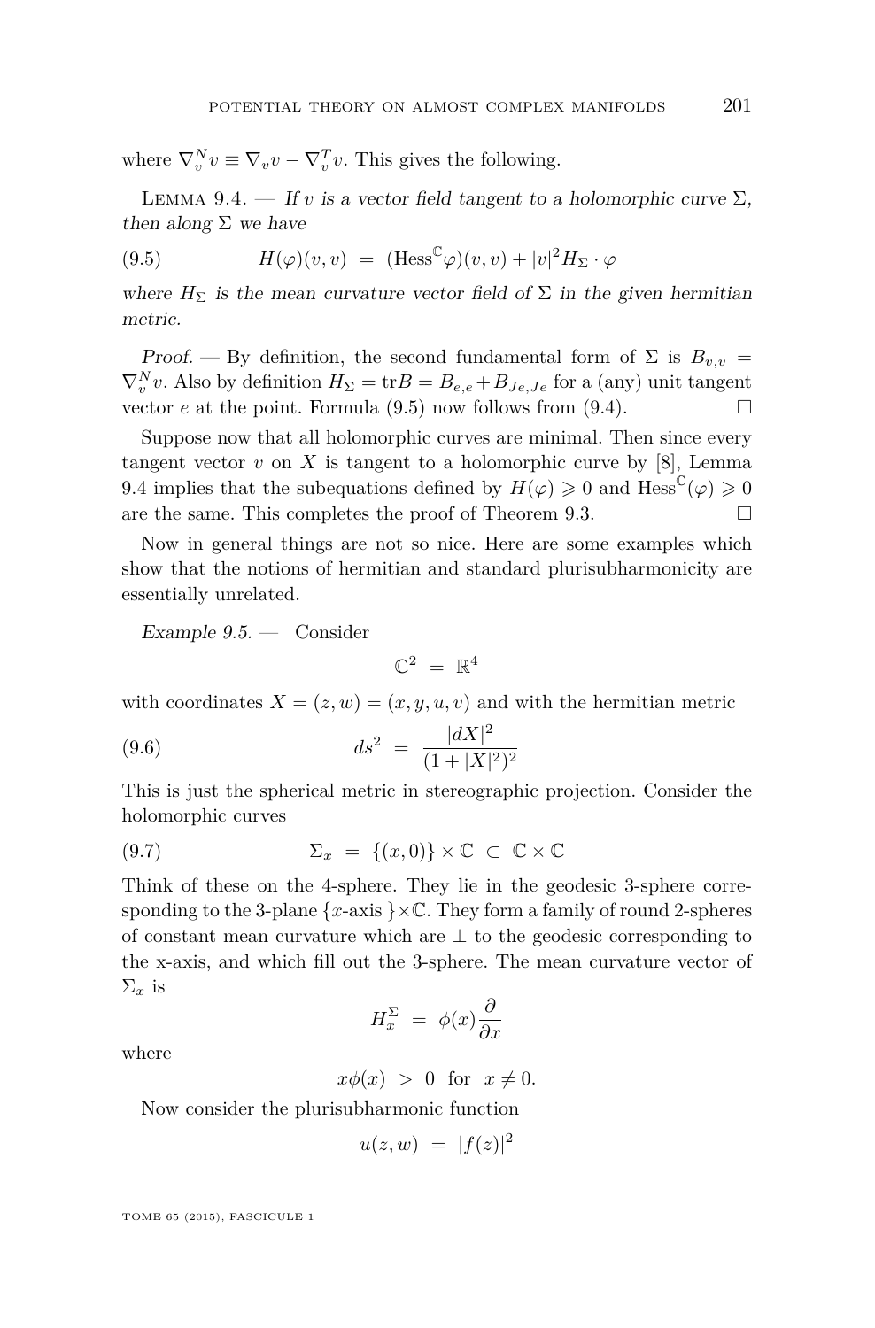where $\nabla_v^N v \equiv \nabla_v v - \nabla_v^T v$. This gives the following.

*Lemma 9.4. — If $v$ is a vector field tangent to a holomorphic curve $\Sigma$, then along $\Sigma$ we have*

$$H(\varphi)(v,v) \;=\; (\mathrm{Hess}^{\mathbb{C}}\varphi)(v,v) + |v|^2 H_\Sigma \cdot \varphi \tag{9.5}$$

*where $H_\Sigma$ is the mean curvature vector field of $\Sigma$ in the given hermitian metric.*

*Proof.* — By definition, the second fundamental form of $\Sigma$ is $B_{v,v} = \nabla_v^N v$. Also by definition $H_\Sigma = \mathrm{tr} B = B_{e,e} + B_{Je,Je}$ for a (any) unit tangent vector $e$ at the point. Formula (9.5) now follows from (9.4). □

Suppose now that all holomorphic curves are minimal. Then since every tangent vector $v$ on $X$ is tangent to a holomorphic curve by [8], Lemma 9.4 implies that the subequations defined by $H(\varphi) \geqslant 0$ and $\mathrm{Hess}^{\mathbb{C}}(\varphi) \geqslant 0$ are the same. This completes the proof of Theorem 9.3. □

Now in general things are not so nice. Here are some examples which show that the notions of hermitian and standard plurisubharmonicity are essentially unrelated.

*Example 9.5.* — Consider

$$\mathbb{C}^2 \;=\; \mathbb{R}^4$$

with coordinates $X = (z,w) = (x,y,u,v)$ and with the hermitian metric

$$ds^2 \;=\; \frac{|dX|^2}{(1+|X|^2)^2} \tag{9.6}$$

This is just the spherical metric in stereographic projection. Consider the holomorphic curves

$$\Sigma_x \;=\; \{(x,0)\} \times \mathbb{C} \;\subset\; \mathbb{C} \times \mathbb{C} \tag{9.7}$$

Think of these on the 4-sphere. They lie in the geodesic 3-sphere corresponding to the 3-plane $\{x\text{-axis}\} \times \mathbb{C}$. They form a family of round 2-spheres of constant mean curvature which are $\perp$ to the geodesic corresponding to the x-axis, and which fill out the 3-sphere. The mean curvature vector of $\Sigma_x$ is

$$H_x^\Sigma \;=\; \phi(x)\frac{\partial}{\partial x}$$

where

$$x\phi(x) \;>\; 0 \quad \text{for} \quad x \neq 0.$$

Now consider the plurisubharmonic function

$$u(z,w) \;=\; |f(z)|^2$$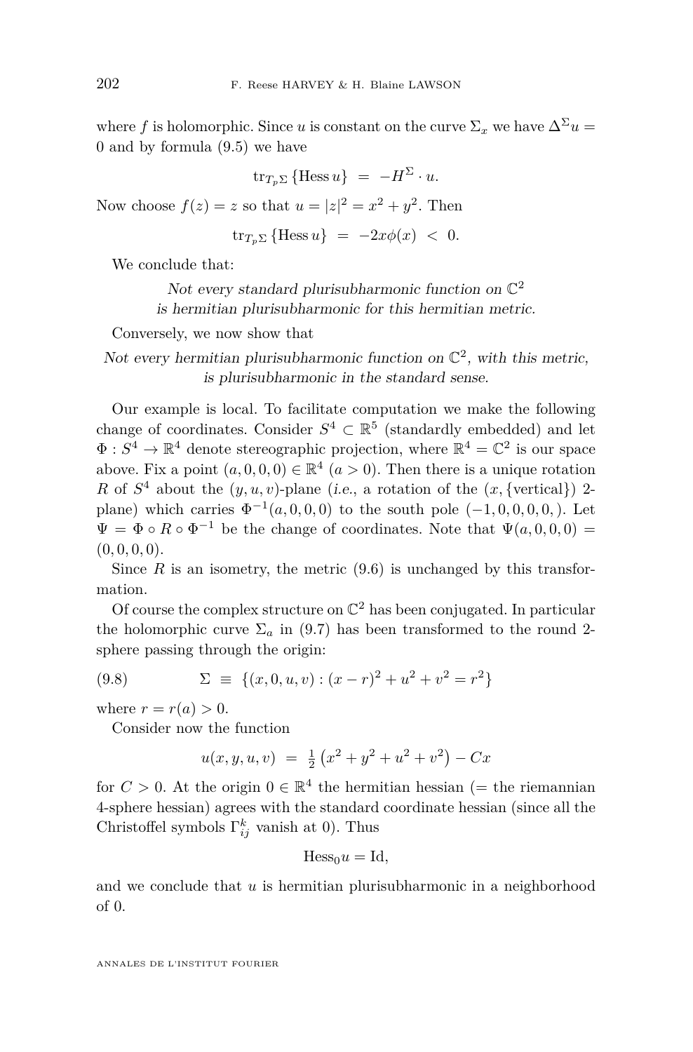where $f$ is holomorphic. Since $u$ is constant on the curve $\Sigma_x$ we have $\Delta^\Sigma u = 0$ and by formula (9.5) we have

$$\mathrm{tr}_{T_p\Sigma}\left\{\mathrm{Hess}\, u\right\} \;=\; -H^\Sigma \cdot u.$$

Now choose $f(z) = z$ so that $u = |z|^2 = x^2 + y^2$. Then

$$\mathrm{tr}_{T_p\Sigma}\left\{\mathrm{Hess}\, u\right\} \;=\; -2x\phi(x) \;<\; 0.$$

We conclude that:

*Not every standard plurisubharmonic function on $\mathbb{C}^2$ is hermitian plurisubharmonic for this hermitian metric.*

Conversely, we now show that

*Not every hermitian plurisubharmonic function on $\mathbb{C}^2$, with this metric, is plurisubharmonic in the standard sense.*

Our example is local. To facilitate computation we make the following change of coordinates. Consider $S^4 \subset \mathbb{R}^5$ (standardly embedded) and let $\Phi : S^4 \to \mathbb{R}^4$ denote stereographic projection, where $\mathbb{R}^4 = \mathbb{C}^2$ is our space above. Fix a point $(a, 0, 0, 0) \in \mathbb{R}^4$ $(a > 0)$. Then there is a unique rotation $R$ of $S^4$ about the $(y, u, v)$-plane (*i.e.*, a rotation of the $(x, \{\text{vertical}\})$ 2-plane) which carries $\Phi^{-1}(a, 0, 0, 0)$ to the south pole $(-1, 0, 0, 0, 0, )$. Let $\Psi = \Phi \circ R \circ \Phi^{-1}$ be the change of coordinates. Note that $\Psi(a, 0, 0, 0) = (0, 0, 0, 0)$.

Since $R$ is an isometry, the metric (9.6) is unchanged by this transformation.

Of course the complex structure on $\mathbb{C}^2$ has been conjugated. In particular the holomorphic curve $\Sigma_a$ in (9.7) has been transformed to the round 2-sphere passing through the origin:

$$\Sigma \;\equiv\; \{(x, 0, u, v) : (x - r)^2 + u^2 + v^2 = r^2\} \tag{9.8}$$

where $r = r(a) > 0$.

Consider now the function

$$u(x, y, u, v) \;=\; \tfrac{1}{2}\left(x^2 + y^2 + u^2 + v^2\right) - Cx$$

for $C > 0$. At the origin $0 \in \mathbb{R}^4$ the hermitian hessian (= the riemannian 4-sphere hessian) agrees with the standard coordinate hessian (since all the Christoffel symbols $\Gamma^k_{ij}$ vanish at 0). Thus

$$\mathrm{Hess}_0 u = \mathrm{Id},$$

and we conclude that $u$ is hermitian plurisubharmonic in a neighborhood of 0.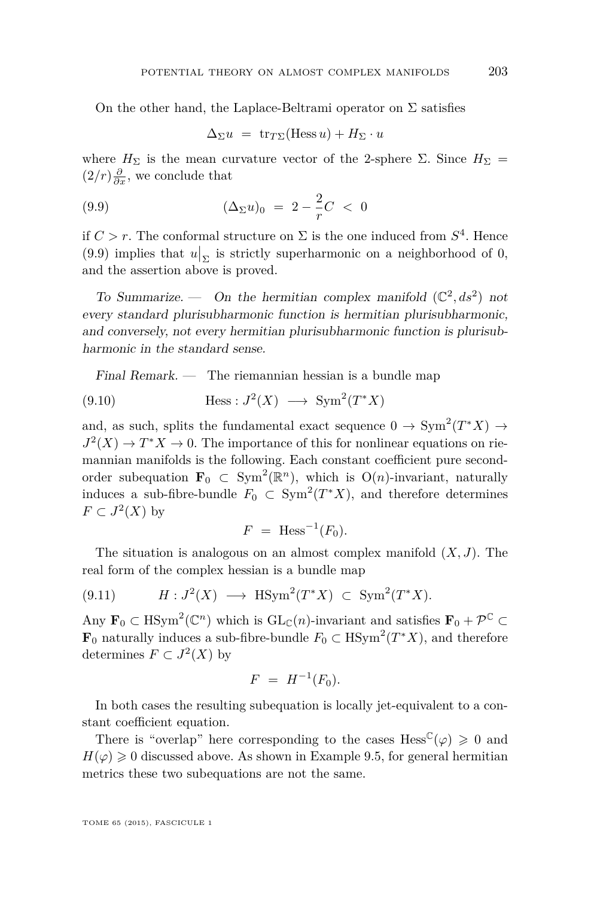On the other hand, the Laplace-Beltrami operator on $\Sigma$ satisfies

$$\Delta_\Sigma u \;=\; \mathrm{tr}_{T\Sigma}(\mathrm{Hess}\, u) + H_\Sigma \cdot u$$

where $H_\Sigma$ is the mean curvature vector of the 2-sphere $\Sigma$. Since $H_\Sigma = (2/r)\frac{\partial}{\partial x}$, we conclude that

$$(\Delta_\Sigma u)_0 \;=\; 2 - \frac{2}{r}C \;<\; 0 \tag{9.9}$$

if $C > r$. The conformal structure on $\Sigma$ is the one induced from $S^4$. Hence (9.9) implies that $u\big|_\Sigma$ is strictly superharmonic on a neighborhood of 0, and the assertion above is proved.

*To Summarize. — On the hermitian complex manifold* $(\mathbb{C}^2, ds^2)$ *not every standard plurisubharmonic function is hermitian plurisubharmonic, and conversely, not every hermitian plurisubharmonic function is plurisubharmonic in the standard sense.*

*Final Remark. —* The riemannian hessian is a bundle map

$$\mathrm{Hess} : J^2(X) \;\longrightarrow\; \mathrm{Sym}^2(T^*X) \tag{9.10}$$

and, as such, splits the fundamental exact sequence $0 \to \mathrm{Sym}^2(T^*X) \to J^2(X) \to T^*X \to 0$. The importance of this for nonlinear equations on riemannian manifolds is the following. Each constant coefficient pure second-order subequation $\mathbf{F}_0 \subset \mathrm{Sym}^2(\mathbb{R}^n)$, which is $\mathrm{O}(n)$-invariant, naturally induces a sub-fibre-bundle $F_0 \subset \mathrm{Sym}^2(T^*X)$, and therefore determines $F \subset J^2(X)$ by

$$F \;=\; \mathrm{Hess}^{-1}(F_0).$$

The situation is analogous on an almost complex manifold $(X, J)$. The real form of the complex hessian is a bundle map

$$H : J^2(X) \;\longrightarrow\; \mathrm{HSym}^2(T^*X) \;\subset\; \mathrm{Sym}^2(T^*X). \tag{9.11}$$

Any $\mathbf{F}_0 \subset \mathrm{HSym}^2(\mathbb{C}^n)$ which is $\mathrm{GL}_\mathbb{C}(n)$-invariant and satisfies $\mathbf{F}_0 + \mathcal{P}^\mathbb{C} \subset \mathbf{F}_0$ naturally induces a sub-fibre-bundle $F_0 \subset \mathrm{HSym}^2(T^*X)$, and therefore determines $F \subset J^2(X)$ by

$$F \;=\; H^{-1}(F_0).$$

In both cases the resulting subequation is locally jet-equivalent to a constant coefficient equation.

There is "overlap" here corresponding to the cases $\mathrm{Hess}^\mathbb{C}(\varphi) \geqslant 0$ and $H(\varphi) \geqslant 0$ discussed above. As shown in Example 9.5, for general hermitian metrics these two subequations are not the same.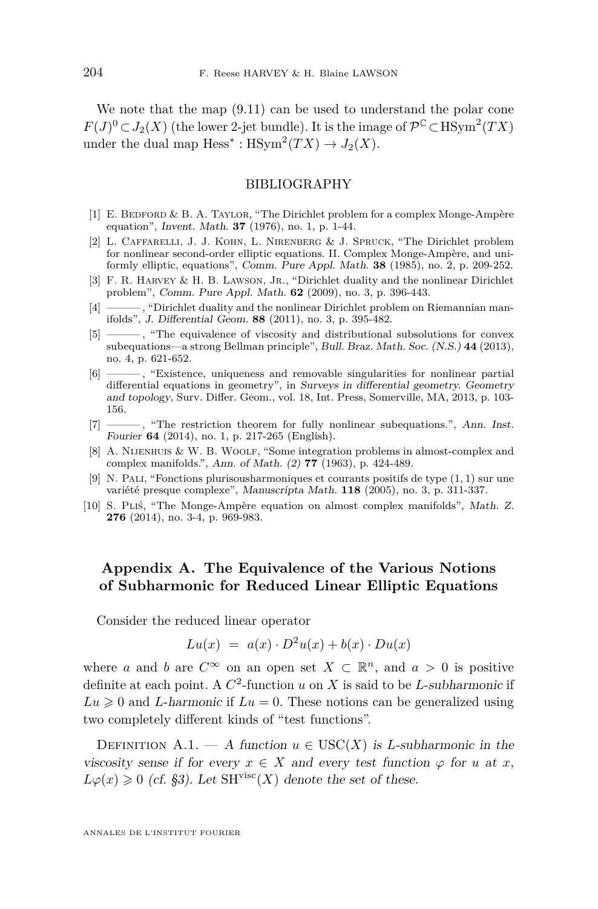We note that the map (9.11) can be used to understand the polar cone $F(J)^0 \subset J_2(X)$ (the lower 2-jet bundle). It is the image of $\mathcal{P}^{\mathbb{C}} \subset \mathrm{HSym}^2(TX)$ under the dual map $\mathrm{Hess}^* : \mathrm{HSym}^2(TX) \to J_2(X)$.

## BIBLIOGRAPHY

[1] E. Bedford & B. A. Taylor, "The Dirichlet problem for a complex Monge-Ampère equation", *Invent. Math.* **37** (1976), no. 1, p. 1-44.

[2] L. Caffarelli, J. J. Kohn, L. Nirenberg & J. Spruck, "The Dirichlet problem for nonlinear second-order elliptic equations. II. Complex Monge-Ampère, and uniformly elliptic, equations", *Comm. Pure Appl. Math.* **38** (1985), no. 2, p. 209-252.

[3] F. R. Harvey & H. B. Lawson, Jr., "Dirichlet duality and the nonlinear Dirichlet problem", *Comm. Pure Appl. Math.* **62** (2009), no. 3, p. 396-443.

[4] ———, "Dirichlet duality and the nonlinear Dirichlet problem on Riemannian manifolds", *J. Differential Geom.* **88** (2011), no. 3, p. 395-482.

[5] ———, "The equivalence of viscosity and distributional subsolutions for convex subequations—a strong Bellman principle", *Bull. Braz. Math. Soc. (N.S.)* **44** (2013), no. 4, p. 621-652.

[6] ———, "Existence, uniqueness and removable singularities for nonlinear partial differential equations in geometry", in *Surveys in differential geometry. Geometry and topology*, Surv. Differ. Geom., vol. 18, Int. Press, Somerville, MA, 2013, p. 103-156.

[7] ———, "The restriction theorem for fully nonlinear subequations.", *Ann. Inst. Fourier* **64** (2014), no. 1, p. 217-265 (English).

[8] A. Nijenhuis & W. B. Woolf, "Some integration problems in almost-complex and complex manifolds.", *Ann. of Math. (2)* **77** (1963), p. 424-489.

[9] N. Pali, "Fonctions plurisousharmoniques et courants positifs de type (1, 1) sur une variété presque complexe", *Manuscripta Math.* **118** (2005), no. 3, p. 311-337.

[10] S. Pliś, "The Monge-Ampère equation on almost complex manifolds", *Math. Z.* **276** (2014), no. 3-4, p. 969-983.

## Appendix A. The Equivalence of the Various Notions of Subharmonic for Reduced Linear Elliptic Equations

Consider the reduced linear operator

$$Lu(x) \;=\; a(x)\cdot D^2u(x) + b(x)\cdot Du(x)$$

where $a$ and $b$ are $C^\infty$ on an open set $X \subset \mathbb{R}^n$, and $a > 0$ is positive definite at each point. A $C^2$-function $u$ on $X$ is said to be *L-subharmonic* if $Lu \geqslant 0$ and *L-harmonic* if $Lu = 0$. These notions can be generalized using two completely different kinds of "test functions".

Definition A.1. — *A function $u \in \mathrm{USC}(X)$ is L-subharmonic in the viscosity sense if for every $x \in X$ and every test function $\varphi$ for $u$ at $x$, $L\varphi(x) \geqslant 0$ (cf. §3). Let $\mathrm{SH}^{\mathrm{visc}}(X)$ denote the set of these.*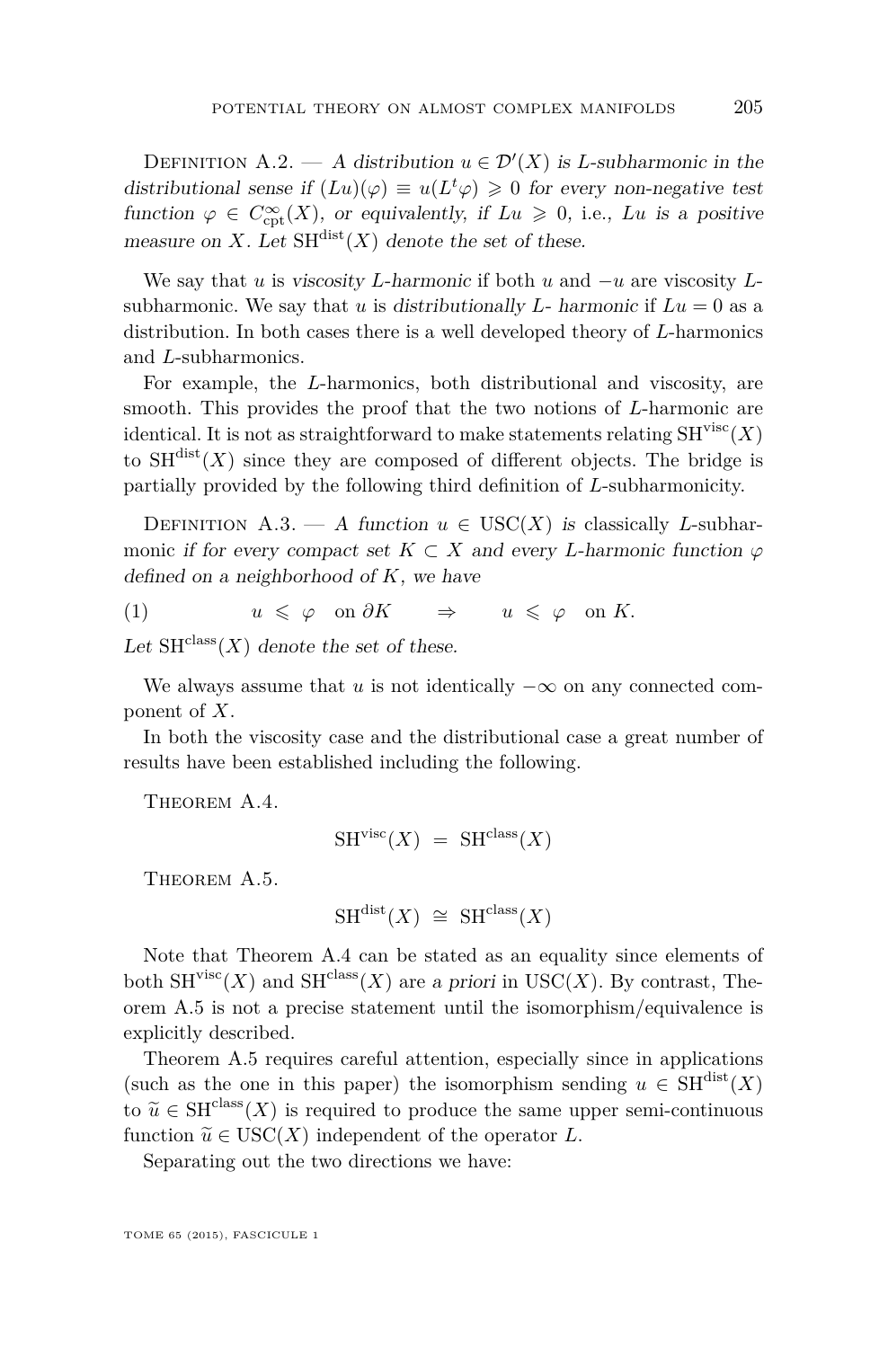Definition A.2. — *A distribution $u \in \mathcal{D}'(X)$ is $L$-subharmonic in the distributional sense if $(Lu)(\varphi) \equiv u(L^t\varphi) \geqslant 0$ for every non-negative test function $\varphi \in C^\infty_{\rm cpt}(X)$, or equivalently, if $Lu \geqslant 0$, i.e., $Lu$ is a positive measure on $X$. Let $\mathrm{SH}^{\rm dist}(X)$ denote the set of these.*

We say that $u$ is *viscosity $L$-harmonic* if both $u$ and $-u$ are viscosity $L$-subharmonic. We say that $u$ is *distributionally $L$- harmonic* if $Lu = 0$ as a distribution. In both cases there is a well developed theory of $L$-harmonics and $L$-subharmonics.

For example, the $L$-harmonics, both distributional and viscosity, are smooth. This provides the proof that the two notions of $L$-harmonic are identical. It is not as straightforward to make statements relating $\mathrm{SH}^{\rm visc}(X)$ to $\mathrm{SH}^{\rm dist}(X)$ since they are composed of different objects. The bridge is partially provided by the following third definition of $L$-subharmonicity.

Definition A.3. — *A function $u \in \mathrm{USC}(X)$ is* classically $L$-subharmonic *if for every compact set $K \subset X$ and every $L$-harmonic function $\varphi$ defined on a neighborhood of $K$, we have*

$$(1) \qquad u \leqslant \varphi \quad \text{on } \partial K \qquad \Rightarrow \qquad u \leqslant \varphi \quad \text{on } K.$$

*Let $\mathrm{SH}^{\rm class}(X)$ denote the set of these.*

We always assume that $u$ is not identically $-\infty$ on any connected component of $X$.

In both the viscosity case and the distributional case a great number of results have been established including the following.

Theorem A.4.

$$\mathrm{SH}^{\rm visc}(X) \;=\; \mathrm{SH}^{\rm class}(X)$$

Theorem A.5.

$$\mathrm{SH}^{\rm dist}(X) \;\cong\; \mathrm{SH}^{\rm class}(X)$$

Note that Theorem A.4 can be stated as an equality since elements of both $\mathrm{SH}^{\rm visc}(X)$ and $\mathrm{SH}^{\rm class}(X)$ are *a priori* in $\mathrm{USC}(X)$. By contrast, Theorem A.5 is not a precise statement until the isomorphism/equivalence is explicitly described.

Theorem A.5 requires careful attention, especially since in applications (such as the one in this paper) the isomorphism sending $u \in \mathrm{SH}^{\rm dist}(X)$ to $\widetilde{u} \in \mathrm{SH}^{\rm class}(X)$ is required to produce the same upper semi-continuous function $\widetilde{u} \in \mathrm{USC}(X)$ independent of the operator $L$.

Separating out the two directions we have: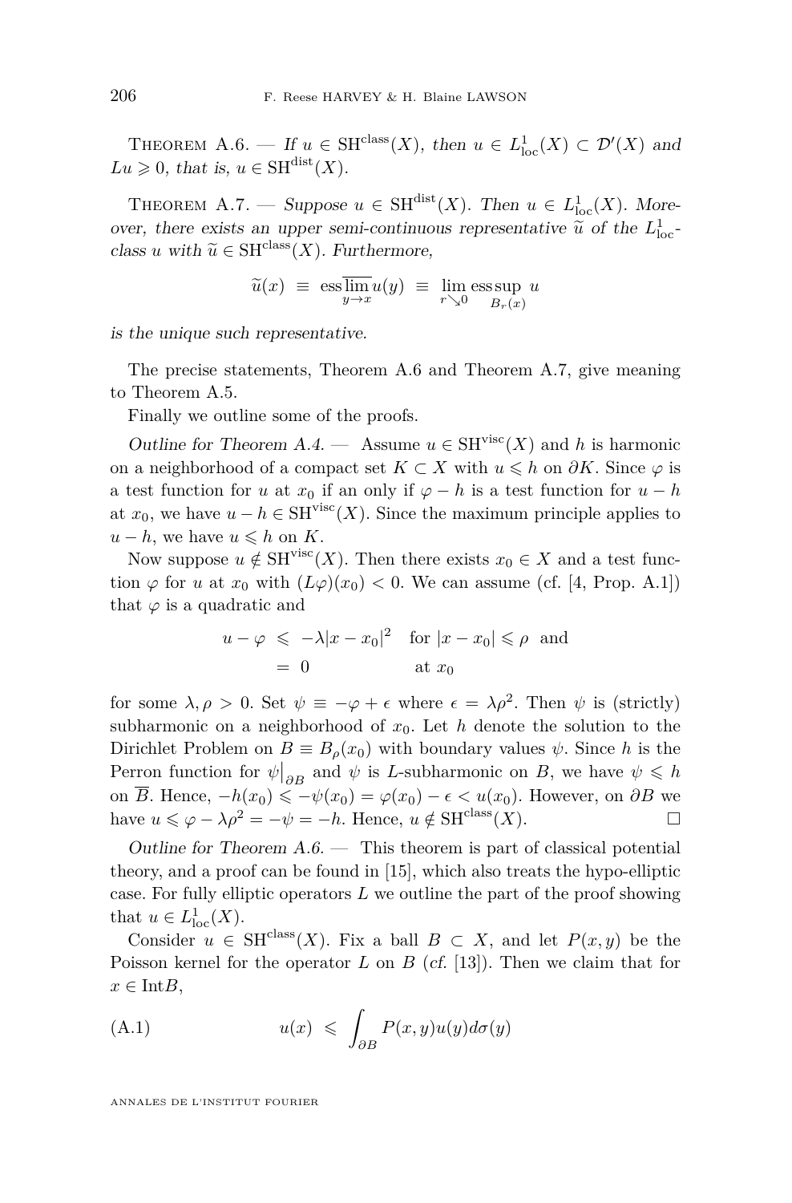Theorem A.6. — *If $u \in \mathrm{SH}^{\mathrm{class}}(X)$, then $u \in L^1_{\mathrm{loc}}(X) \subset \mathcal{D}'(X)$ and $Lu \geqslant 0$, that is, $u \in \mathrm{SH}^{\mathrm{dist}}(X)$.*

Theorem A.7. — *Suppose $u \in \mathrm{SH}^{\mathrm{dist}}(X)$. Then $u \in L^1_{\mathrm{loc}}(X)$. Moreover, there exists an upper semi-continuous representative $\widetilde{u}$ of the $L^1_{\mathrm{loc}}$-class $u$ with $\widetilde{u} \in \mathrm{SH}^{\mathrm{class}}(X)$. Furthermore,*

$$\widetilde{u}(x) \;\equiv\; \mathrm{ess}\overline{\lim_{y\to x}}\, u(y) \;\equiv\; \lim_{r\searrow 0} \operatorname*{ess\,sup}_{B_r(x)} u$$

*is the unique such representative.*

The precise statements, Theorem A.6 and Theorem A.7, give meaning to Theorem A.5.

Finally we outline some of the proofs.

*Outline for Theorem A.4.* — Assume $u \in \mathrm{SH}^{\mathrm{visc}}(X)$ and $h$ is harmonic on a neighborhood of a compact set $K \subset X$ with $u \leqslant h$ on $\partial K$. Since $\varphi$ is a test function for $u$ at $x_0$ if an only if $\varphi - h$ is a test function for $u - h$ at $x_0$, we have $u - h \in \mathrm{SH}^{\mathrm{visc}}(X)$. Since the maximum principle applies to $u - h$, we have $u \leqslant h$ on $K$.

Now suppose $u \notin \mathrm{SH}^{\mathrm{visc}}(X)$. Then there exists $x_0 \in X$ and a test function $\varphi$ for $u$ at $x_0$ with $(L\varphi)(x_0) < 0$. We can assume (cf. [4, Prop. A.1]) that $\varphi$ is a quadratic and

$$\begin{aligned} u - \varphi \;&\leqslant\; -\lambda|x - x_0|^2 \quad \text{for } |x - x_0| \leqslant \rho \;\text{ and} \\ &=\; 0 \qquad\qquad\qquad\; \text{at } x_0 \end{aligned}$$

for some $\lambda, \rho > 0$. Set $\psi \equiv -\varphi + \epsilon$ where $\epsilon = \lambda\rho^2$. Then $\psi$ is (strictly) subharmonic on a neighborhood of $x_0$. Let $h$ denote the solution to the Dirichlet Problem on $B \equiv B_\rho(x_0)$ with boundary values $\psi$. Since $h$ is the Perron function for $\psi\big|_{\partial B}$ and $\psi$ is $L$-subharmonic on $B$, we have $\psi \leqslant h$ on $\overline{B}$. Hence, $-h(x_0) \leqslant -\psi(x_0) = \varphi(x_0) - \epsilon < u(x_0)$. However, on $\partial B$ we have $u \leqslant \varphi - \lambda\rho^2 = -\psi = -h$. Hence, $u \notin \mathrm{SH}^{\mathrm{class}}(X)$. $\square$

*Outline for Theorem A.6.* — This theorem is part of classical potential theory, and a proof can be found in [15], which also treats the hypo-elliptic case. For fully elliptic operators $L$ we outline the part of the proof showing that $u \in L^1_{\mathrm{loc}}(X)$.

Consider $u \in \mathrm{SH}^{\mathrm{class}}(X)$. Fix a ball $B \subset X$, and let $P(x,y)$ be the Poisson kernel for the operator $L$ on $B$ (*cf.* [13]). Then we claim that for $x \in \mathrm{Int}B$,

$$u(x) \;\leqslant\; \int_{\partial B} P(x,y)u(y)d\sigma(y) \tag{A.1}$$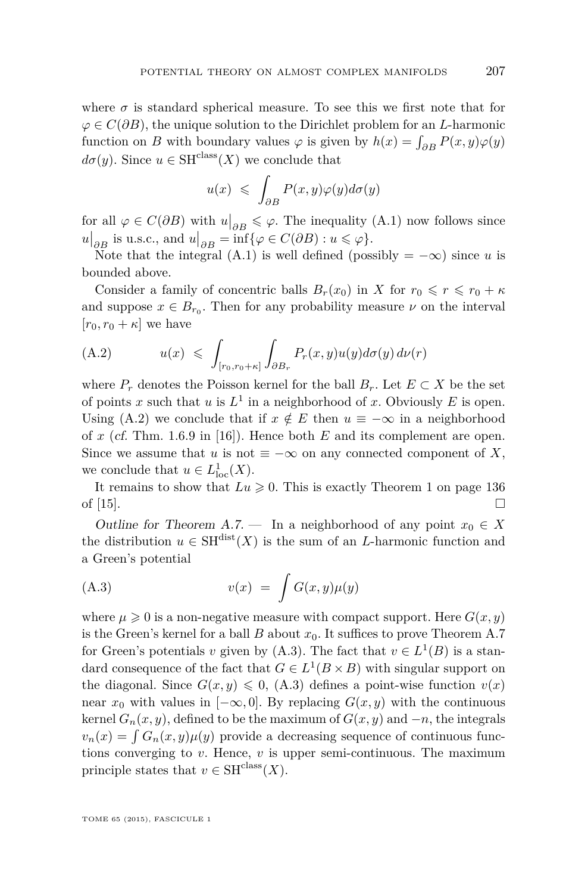where $\sigma$ is standard spherical measure. To see this we first note that for $\varphi \in C(\partial B)$, the unique solution to the Dirichlet problem for an $L$-harmonic function on $B$ with boundary values $\varphi$ is given by $h(x) = \int_{\partial B} P(x,y)\varphi(y) d\sigma(y)$. Since $u \in \mathrm{SH}^{\mathrm{class}}(X)$ we conclude that

$$u(x) \leqslant \int_{\partial B} P(x,y)\varphi(y) d\sigma(y)$$

for all $\varphi \in C(\partial B)$ with $u\big|_{\partial B} \leqslant \varphi$. The inequality (A.1) now follows since $u\big|_{\partial B}$ is u.s.c., and $u\big|_{\partial B} = \inf\{\varphi \in C(\partial B) : u \leqslant \varphi\}$.

Note that the integral (A.1) is well defined (possibly $= -\infty$) since $u$ is bounded above.

Consider a family of concentric balls $B_r(x_0)$ in $X$ for $r_0 \leqslant r \leqslant r_0 + \kappa$ and suppose $x \in B_{r_0}$. Then for any probability measure $\nu$ on the interval $[r_0, r_0+\kappa]$ we have

$$u(x) \leqslant \int_{[r_0, r_0+\kappa]} \int_{\partial B_r} P_r(x,y) u(y) d\sigma(y)\, d\nu(r) \tag{A.2}$$

where $P_r$ denotes the Poisson kernel for the ball $B_r$. Let $E \subset X$ be the set of points $x$ such that $u$ is $L^1$ in a neighborhood of $x$. Obviously $E$ is open. Using (A.2) we conclude that if $x \notin E$ then $u \equiv -\infty$ in a neighborhood of $x$ (*cf.* Thm. 1.6.9 in [16]). Hence both $E$ and its complement are open. Since we assume that $u$ is not $\equiv -\infty$ on any connected component of $X$, we conclude that $u \in L^1_{\mathrm{loc}}(X)$.

It remains to show that $Lu \geqslant 0$. This is exactly Theorem 1 on page 136 of [15]. □

*Outline for Theorem A.7.* — In a neighborhood of any point $x_0 \in X$ the distribution $u \in \mathrm{SH}^{\mathrm{dist}}(X)$ is the sum of an $L$-harmonic function and a Green's potential

$$v(x) = \int G(x,y)\mu(y) \tag{A.3}$$

where $\mu \geqslant 0$ is a non-negative measure with compact support. Here $G(x,y)$ is the Green's kernel for a ball $B$ about $x_0$. It suffices to prove Theorem A.7 for Green's potentials $v$ given by (A.3). The fact that $v \in L^1(B)$ is a standard consequence of the fact that $G \in L^1(B \times B)$ with singular support on the diagonal. Since $G(x,y) \leqslant 0$, (A.3) defines a point-wise function $v(x)$ near $x_0$ with values in $[-\infty, 0]$. By replacing $G(x,y)$ with the continuous kernel $G_n(x,y)$, defined to be the maximum of $G(x,y)$ and $-n$, the integrals $v_n(x) = \int G_n(x,y)\mu(y)$ provide a decreasing sequence of continuous functions converging to $v$. Hence, $v$ is upper semi-continuous. The maximum principle states that $v \in \mathrm{SH}^{\mathrm{class}}(X)$.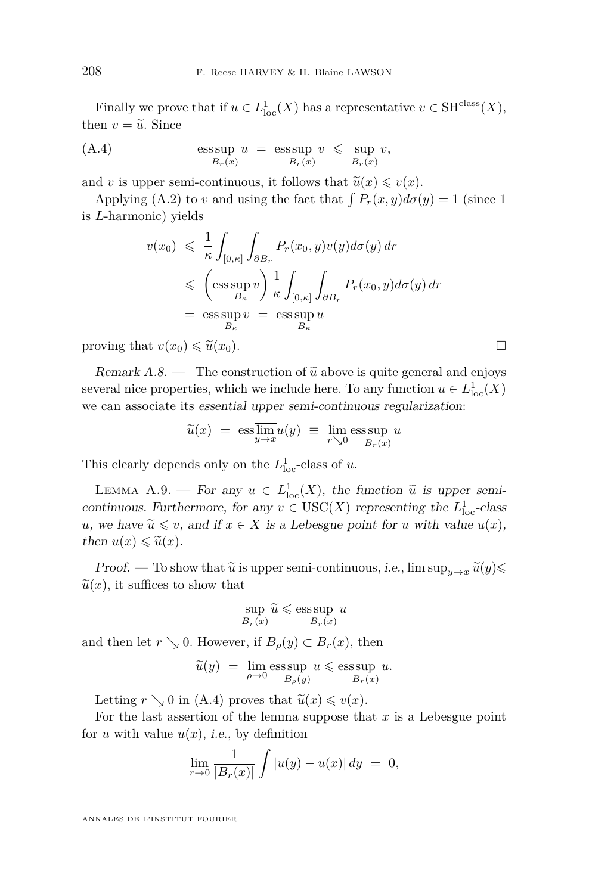Finally we prove that if $u \in L^1_{\text{loc}}(X)$ has a representative $v \in \text{SH}^{\text{class}}(X)$, then $v = \widetilde{u}$. Since

$$
\text{(A.4)} \qquad \operatorname*{ess\,sup}_{B_r(x)} u \;=\; \operatorname*{ess\,sup}_{B_r(x)} v \;\leqslant\; \sup_{B_r(x)} v,
$$

and $v$ is upper semi-continuous, it follows that $\widetilde{u}(x) \leqslant v(x)$.

Applying (A.2) to $v$ and using the fact that $\int P_r(x,y)d\sigma(y) = 1$ (since 1 is $L$-harmonic) yields

$$
\begin{aligned}
v(x_0) \;&\leqslant\; \frac{1}{\kappa}\int_{[0,\kappa]}\int_{\partial B_r} P_r(x_0,y)v(y)d\sigma(y)\,dr \\
&\leqslant\; \left(\operatorname*{ess\,sup}_{B_\kappa} v\right)\frac{1}{\kappa}\int_{[0,\kappa]}\int_{\partial B_r} P_r(x_0,y)d\sigma(y)\,dr \\
&=\; \operatorname*{ess\,sup}_{B_\kappa} v \;=\; \operatorname*{ess\,sup}_{B_\kappa} u
\end{aligned}
$$

proving that $v(x_0) \leqslant \widetilde{u}(x_0)$. $\square$

*Remark A.8.* — The construction of $\widetilde{u}$ above is quite general and enjoys several nice properties, which we include here. To any function $u \in L^1_{\text{loc}}(X)$ we can associate its *essential upper semi-continuous regularization*:

$$
\widetilde{u}(x) \;=\; \operatorname{ess}\overline{\lim_{y\to x}}\, u(y) \;\equiv\; \lim_{r\searrow 0}\operatorname*{ess\,sup}_{B_r(x)} u
$$

This clearly depends only on the $L^1_{\text{loc}}$-class of $u$.

Lemma A.9. — *For any $u \in L^1_{\text{loc}}(X)$, the function $\widetilde{u}$ is upper semi-continuous. Furthermore, for any $v \in \text{USC}(X)$ representing the $L^1_{\text{loc}}$-class $u$, we have $\widetilde{u} \leqslant v$, and if $x \in X$ is a Lebesgue point for $u$ with value $u(x)$, then $u(x) \leqslant \widetilde{u}(x)$.*

*Proof.* — To show that $\widetilde{u}$ is upper semi-continuous, *i.e.*, $\limsup_{y\to x}\widetilde{u}(y) \leqslant \widetilde{u}(x)$, it suffices to show that

$$
\sup_{B_r(x)} \widetilde{u} \leqslant \operatorname*{ess\,sup}_{B_r(x)} u
$$

and then let $r \searrow 0$. However, if $B_\rho(y) \subset B_r(x)$, then

$$
\widetilde{u}(y) \;=\; \lim_{\rho\to 0}\operatorname*{ess\,sup}_{B_\rho(y)} u \leqslant \operatorname*{ess\,sup}_{B_r(x)} u.
$$

Letting $r \searrow 0$ in (A.4) proves that $\widetilde{u}(x) \leqslant v(x)$.

For the last assertion of the lemma suppose that $x$ is a Lebesgue point for $u$ with value $u(x)$, *i.e.*, by definition

$$
\lim_{r\to 0}\frac{1}{|B_r(x)|}\int |u(y) - u(x)|\,dy \;=\; 0,
$$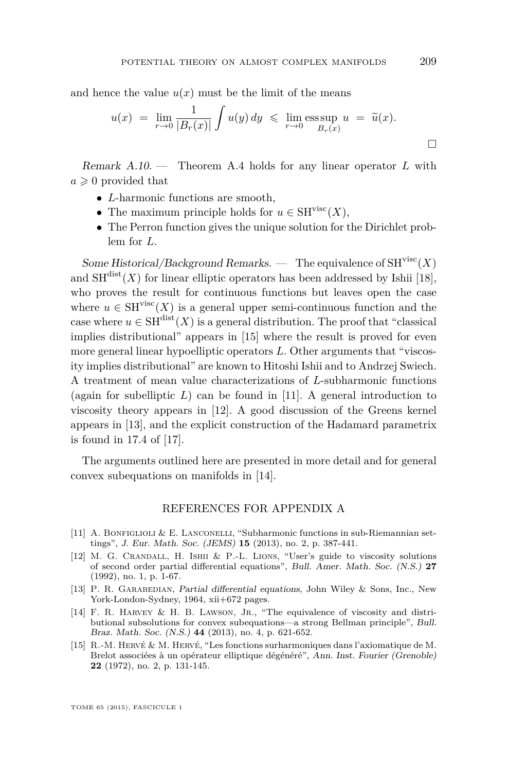and hence the value $u(x)$ must be the limit of the means

$$u(x) \;=\; \lim_{r\to 0} \frac{1}{|B_r(x)|} \int u(y)\,dy \;\leqslant\; \lim_{r\to 0} \operatorname*{ess\,sup}_{B_r(x)} u \;=\; \widetilde{u}(x).$$

□

*Remark A.10.* — Theorem A.4 holds for any linear operator $L$ with $a \geqslant 0$ provided that

- $L$-harmonic functions are smooth,
- The maximum principle holds for $u \in \mathrm{SH}^{\mathrm{visc}}(X)$,
- The Perron function gives the unique solution for the Dirichlet problem for $L$.

*Some Historical/Background Remarks.* — The equivalence of $\mathrm{SH}^{\mathrm{visc}}(X)$ and $\mathrm{SH}^{\mathrm{dist}}(X)$ for linear elliptic operators has been addressed by Ishii [18], who proves the result for continuous functions but leaves open the case where $u \in \mathrm{SH}^{\mathrm{visc}}(X)$ is a general upper semi-continuous function and the case where $u \in \mathrm{SH}^{\mathrm{dist}}(X)$ is a general distribution. The proof that "classical implies distributional" appears in [15] where the result is proved for even more general linear hypoelliptic operators $L$. Other arguments that "viscosity implies distributional" are known to Hitoshi Ishii and to Andrzej Swiech. A treatment of mean value characterizations of $L$-subharmonic functions (again for subelliptic $L$) can be found in [11]. A general introduction to viscosity theory appears in [12]. A good discussion of the Greens kernel appears in [13], and the explicit construction of the Hadamard parametrix is found in 17.4 of [17].

The arguments outlined here are presented in more detail and for general convex subequations on manifolds in [14].

## REFERENCES FOR APPENDIX A

[11] A. Bonfiglioli & E. Lanconelli, "Subharmonic functions in sub-Riemannian settings", *J. Eur. Math. Soc. (JEMS)* **15** (2013), no. 2, p. 387-441.

[12] M. G. Crandall, H. Ishii & P.-L. Lions, "User's guide to viscosity solutions of second order partial differential equations", *Bull. Amer. Math. Soc. (N.S.)* **27** (1992), no. 1, p. 1-67.

[13] P. R. Garabedian, *Partial differential equations*, John Wiley & Sons, Inc., New York-London-Sydney, 1964, xii+672 pages.

[14] F. R. Harvey & H. B. Lawson, Jr., "The equivalence of viscosity and distributional subsolutions for convex subequations—a strong Bellman principle", *Bull. Braz. Math. Soc. (N.S.)* **44** (2013), no. 4, p. 621-652.

[15] R.-M. Hervé & M. Hervé, "Les fonctions surharmoniques dans l'axiomatique de M. Brelot associées à un opérateur elliptique dégénéré", *Ann. Inst. Fourier (Grenoble)* **22** (1972), no. 2, p. 131-145.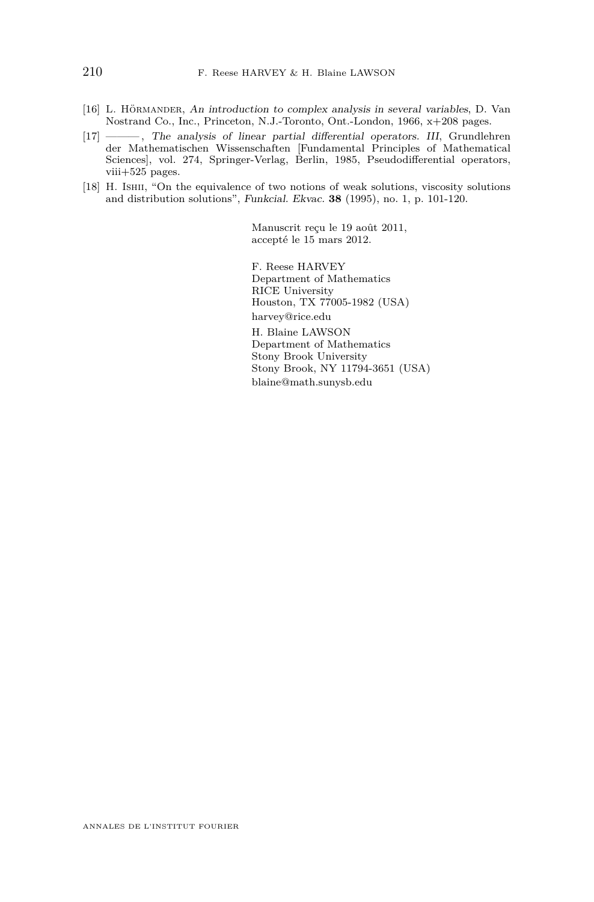[16] L. Hörmander, *An introduction to complex analysis in several variables*, D. Van Nostrand Co., Inc., Princeton, N.J.-Toronto, Ont.-London, 1966, x+208 pages.

[17] ———, *The analysis of linear partial differential operators. III*, Grundlehren der Mathematischen Wissenschaften [Fundamental Principles of Mathematical Sciences], vol. 274, Springer-Verlag, Berlin, 1985, Pseudodifferential operators, viii+525 pages.

[18] H. Ishii, "On the equivalence of two notions of weak solutions, viscosity solutions and distribution solutions", *Funkcial. Ekvac.* **38** (1995), no. 1, p. 101-120.

Manuscrit reçu le 19 août 2011,
accepté le 15 mars 2012.

F. Reese HARVEY
Department of Mathematics
RICE University
Houston, TX 77005-1982 (USA)
harvey@rice.edu

H. Blaine LAWSON
Department of Mathematics
Stony Brook University
Stony Brook, NY 11794-3651 (USA)
blaine@math.sunysb.edu